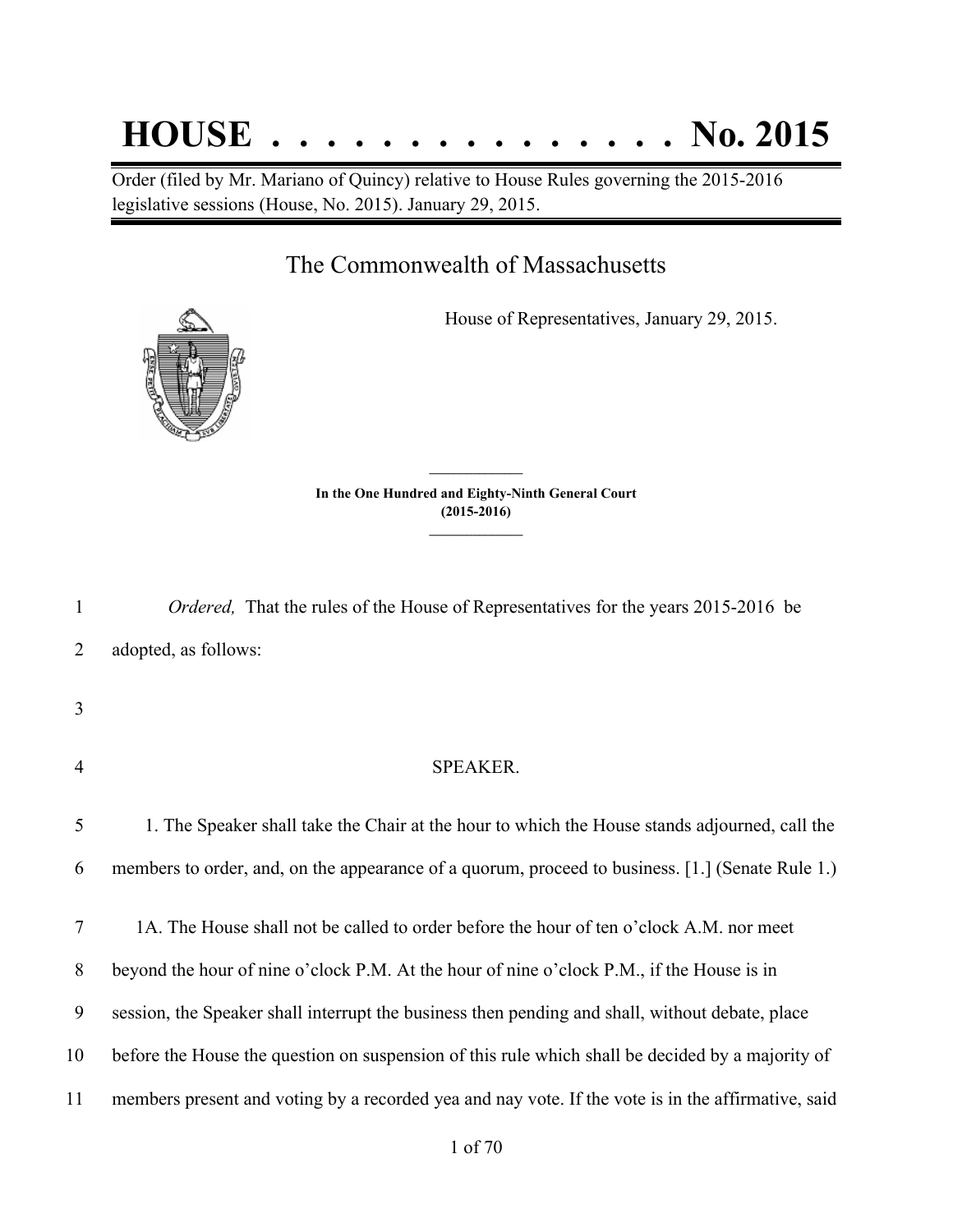# HOUSE . . . . . . . . . . . . . . . No. 2015

Order (filed by Mr. Mariano of Quincy) relative to House Rules governing the 2015-2016 legislative sessions (House, No. 2015). January 29, 2015.

## The Commonwealth of Massachusetts

House of Representatives, January 29, 2015.

**In the One Hundred and Eighty-Ninth General Court (2015-2016)**

*Ordered,* That the rules of the House of Representatives for the years 2015-2016 be adopted, as follows:

### SPEAKER.

1. The Speaker shall take the Chair at the hour to which the House stands adjourned, call the members to order, and, on the appearance of a quorum, proceed to business. [1.] (Senate Rule 1.)

1A. The House shall not be called to order before the hour of ten o'clock A.M. nor meet beyond the hour of nine o'clock P.M. At the hour of nine o'clock P.M., if the House is in session, the Speaker shall interrupt the business then pending and shall, without debate, place before the House the question on suspension of this rule which shall be decided by a majority of members present and voting by a recorded yea and nay vote. If the vote is in the affirmative, said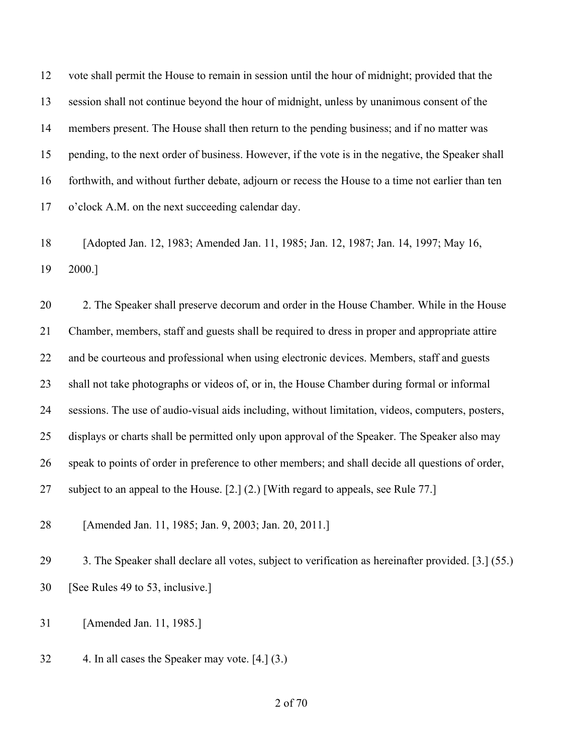vote shall permit the House to remain in session until the hour of midnight; provided that the session shall not continue beyond the hour of midnight, unless by unanimous consent of the members present. The House shall then return to the pending business; and if no matter was pending, to the next order of business. However, if the vote is in the negative, the Speaker shall forthwith, and without further debate, adjourn or recess the House to a time not earlier than ten o'clock A.M. on the next succeeding calendar day.

[Adopted Jan. 12, 1983; Amended Jan. 11, 1985; Jan. 12, 1987; Jan. 14, 1997; May 16, 2000.]

2. The Speaker shall preserve decorum and order in the House Chamber. While in the House Chamber, members, staff and guests shall be required to dress in proper and appropriate attire and be courteous and professional when using electronic devices. Members, staff and guests shall not take photographs or videos of, or in, the House Chamber during formal or informal sessions. The use of audio-visual aids including, without limitation, videos, computers, posters, displays or charts shall be permitted only upon approval of the Speaker. The Speaker also may speak to points of order in preference to other members; and shall decide all questions of order, subject to an appeal to the House. [2.] (2.) [With regard to appeals, see Rule 77.]

[Amended Jan. 11, 1985; Jan. 9, 2003; Jan. 20, 2011.]

3. The Speaker shall declare all votes, subject to verification as hereinafter provided. [3.] (55.) [See Rules 49 to 53, inclusive.]

[Amended Jan. 11, 1985.]

4. In all cases the Speaker may vote. [4.] (3.)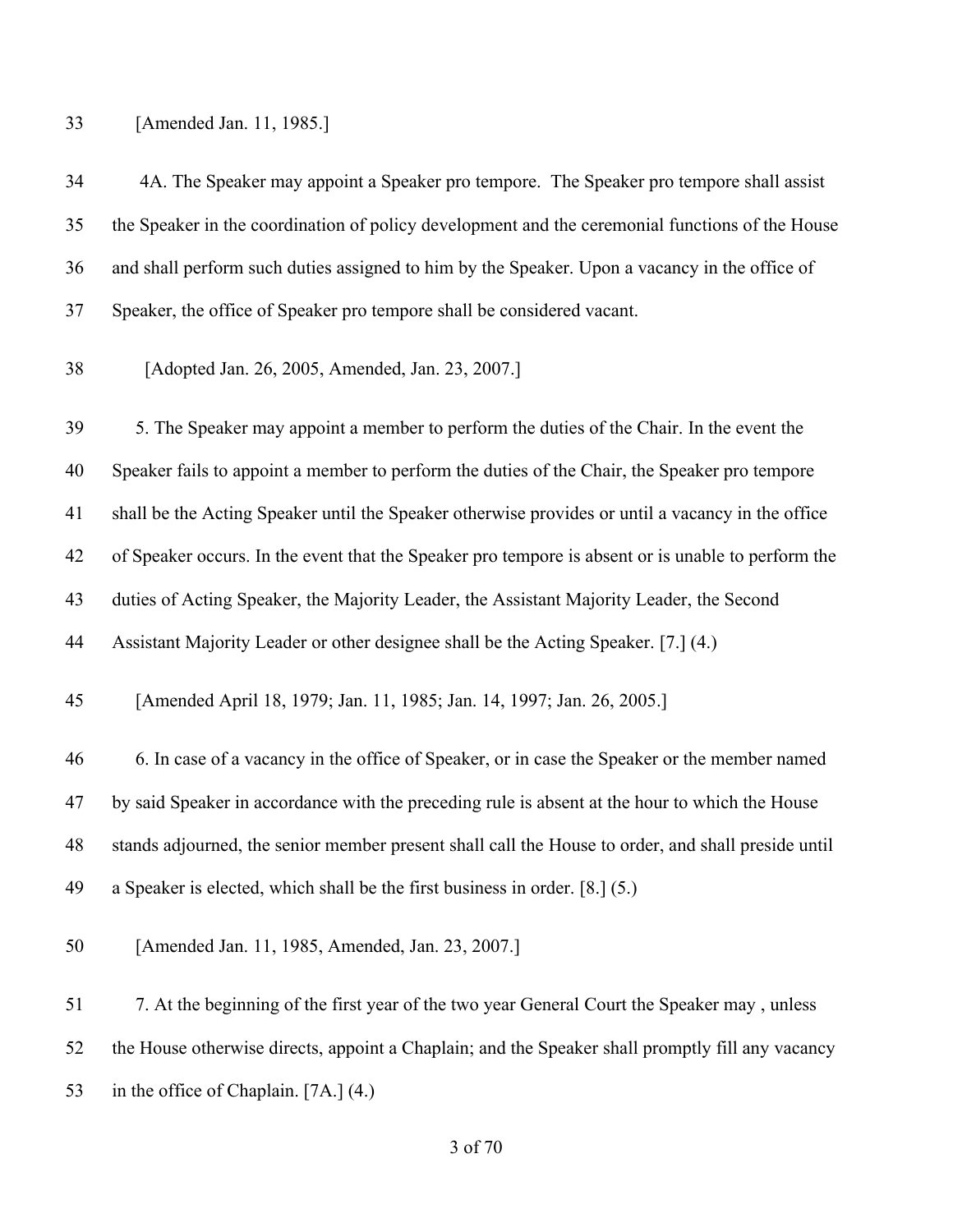[Amended Jan. 11, 1985.]

4A. The Speaker may appoint a Speaker pro tempore. The Speaker pro tempore shall assist the Speaker in the coordination of policy development and the ceremonial functions of the House and shall perform such duties assigned to him by the Speaker. Upon a vacancy in the office of Speaker, the office of Speaker pro tempore shall be considered vacant.

[Adopted Jan. 26, 2005, Amended, Jan. 23, 2007.]

5. The Speaker may appoint a member to perform the duties of the Chair. In the event the Speaker fails to appoint a member to perform the duties of the Chair, the Speaker pro tempore shall be the Acting Speaker until the Speaker otherwise provides or until a vacancy in the office of Speaker occurs. In the event that the Speaker pro tempore is absent or is unable to perform the duties of Acting Speaker, the Majority Leader, the Assistant Majority Leader, the Second Assistant Majority Leader or other designee shall be the Acting Speaker. [7.] (4.)

[Amended April 18, 1979; Jan. 11, 1985; Jan. 14, 1997; Jan. 26, 2005.]

6. In case of a vacancy in the office of Speaker, or in case the Speaker or the member named by said Speaker in accordance with the preceding rule is absent at the hour to which the House stands adjourned, the senior member present shall call the House to order, and shall preside until a Speaker is elected, which shall be the first business in order. [8.] (5.)

[Amended Jan. 11, 1985, Amended, Jan. 23, 2007.]

7. At the beginning of the first year of the two year General Court the Speaker may , unless the House otherwise directs, appoint a Chaplain; and the Speaker shall promptly fill any vacancy in the office of Chaplain. [7A.] (4.)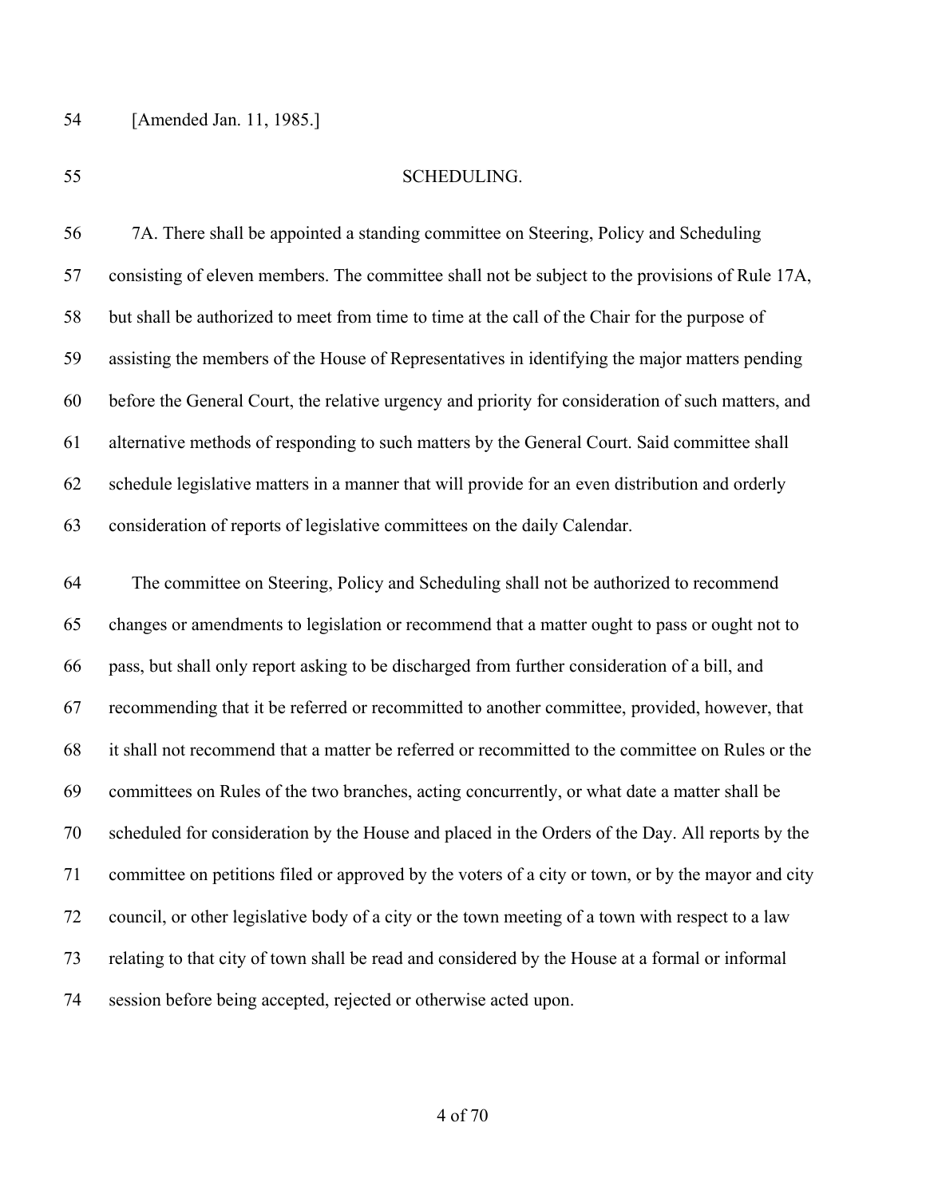[Amended Jan. 11, 1985.]

## SCHEDULING.

7A. There shall be appointed a standing committee on Steering, Policy and Scheduling consisting of eleven members. The committee shall not be subject to the provisions of Rule 17A, but shall be authorized to meet from time to time at the call of the Chair for the purpose of assisting the members of the House of Representatives in identifying the major matters pending before the General Court, the relative urgency and priority for consideration of such matters, and alternative methods of responding to such matters by the General Court. Said committee shall schedule legislative matters in a manner that will provide for an even distribution and orderly consideration of reports of legislative committees on the daily Calendar.

The committee on Steering, Policy and Scheduling shall not be authorized to recommend changes or amendments to legislation or recommend that a matter ought to pass or ought not to pass, but shall only report asking to be discharged from further consideration of a bill, and recommending that it be referred or recommitted to another committee, provided, however, that it shall not recommend that a matter be referred or recommitted to the committee on Rules or the committees on Rules of the two branches, acting concurrently, or what date a matter shall be scheduled for consideration by the House and placed in the Orders of the Day. All reports by the committee on petitions filed or approved by the voters of a city or town, or by the mayor and city council, or other legislative body of a city or the town meeting of a town with respect to a law relating to that city of town shall be read and considered by the House at a formal or informal session before being accepted, rejected or otherwise acted upon.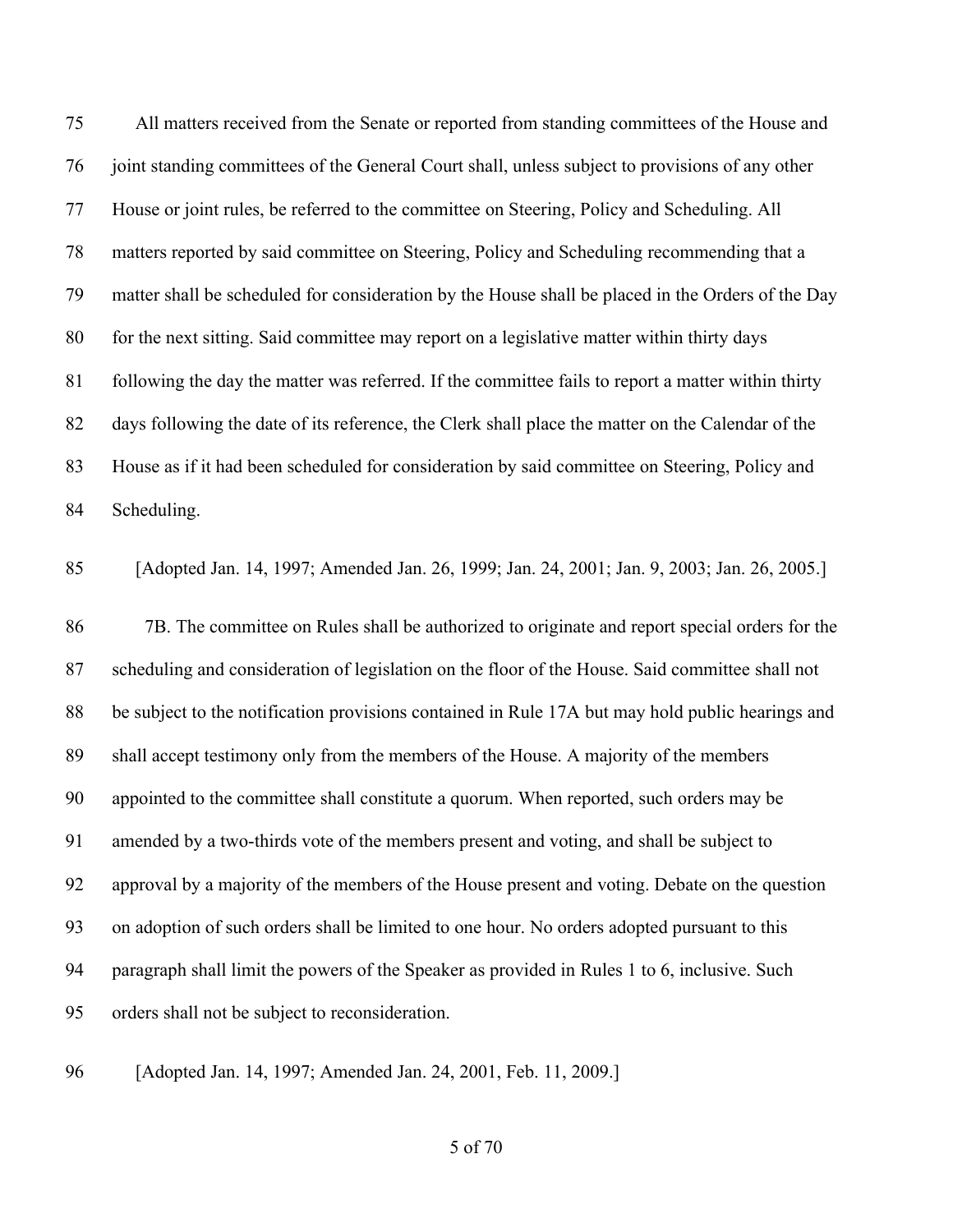All matters received from the Senate or reported from standing committees of the House and joint standing committees of the General Court shall, unless subject to provisions of any other House or joint rules, be referred to the committee on Steering, Policy and Scheduling. All matters reported by said committee on Steering, Policy and Scheduling recommending that a matter shall be scheduled for consideration by the House shall be placed in the Orders of the Day for the next sitting. Said committee may report on a legislative matter within thirty days following the day the matter was referred. If the committee fails to report a matter within thirty days following the date of its reference, the Clerk shall place the matter on the Calendar of the House as if it had been scheduled for consideration by said committee on Steering, Policy and Scheduling.

[Adopted Jan. 14, 1997; Amended Jan. 26, 1999; Jan. 24, 2001; Jan. 9, 2003; Jan. 26, 2005.]

7B. The committee on Rules shall be authorized to originate and report special orders for the scheduling and consideration of legislation on the floor of the House. Said committee shall not be subject to the notification provisions contained in Rule 17A but may hold public hearings and shall accept testimony only from the members of the House. A majority of the members appointed to the committee shall constitute a quorum. When reported, such orders may be amended by a two-thirds vote of the members present and voting, and shall be subject to approval by a majority of the members of the House present and voting. Debate on the question on adoption of such orders shall be limited to one hour. No orders adopted pursuant to this paragraph shall limit the powers of the Speaker as provided in Rules 1 to 6, inclusive. Such orders shall not be subject to reconsideration.

[Adopted Jan. 14, 1997; Amended Jan. 24, 2001, Feb. 11, 2009.]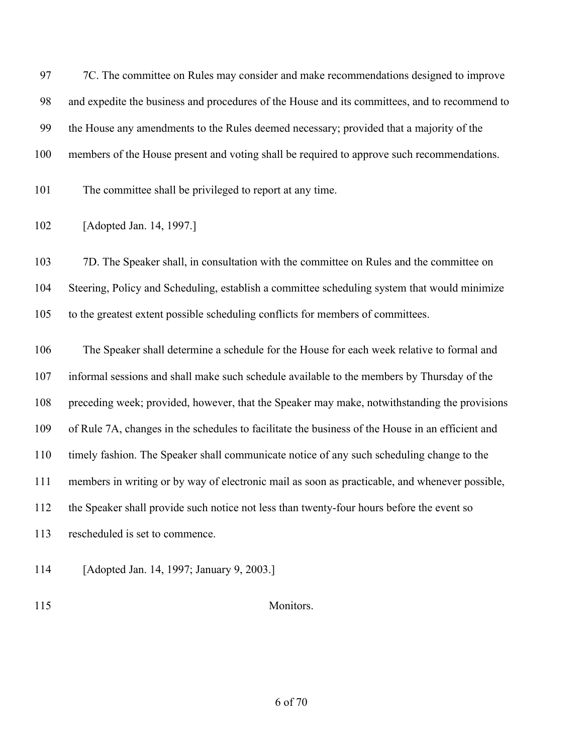7C. The committee on Rules may consider and make recommendations designed to improve and expedite the business and procedures of the House and its committees, and to recommend to the House any amendments to the Rules deemed necessary; provided that a majority of the members of the House present and voting shall be required to approve such recommendations.

The committee shall be privileged to report at any time.

[Adopted Jan. 14, 1997.]

7D. The Speaker shall, in consultation with the committee on Rules and the committee on Steering, Policy and Scheduling, establish a committee scheduling system that would minimize to the greatest extent possible scheduling conflicts for members of committees.

The Speaker shall determine a schedule for the House for each week relative to formal and informal sessions and shall make such schedule available to the members by Thursday of the preceding week; provided, however, that the Speaker may make, notwithstanding the provisions of Rule 7A, changes in the schedules to facilitate the business of the House in an efficient and timely fashion. The Speaker shall communicate notice of any such scheduling change to the members in writing or by way of electronic mail as soon as practicable, and whenever possible, the Speaker shall provide such notice not less than twenty-four hours before the event so rescheduled is set to commence.

[Adopted Jan. 14, 1997; January 9, 2003.]

### Monitors.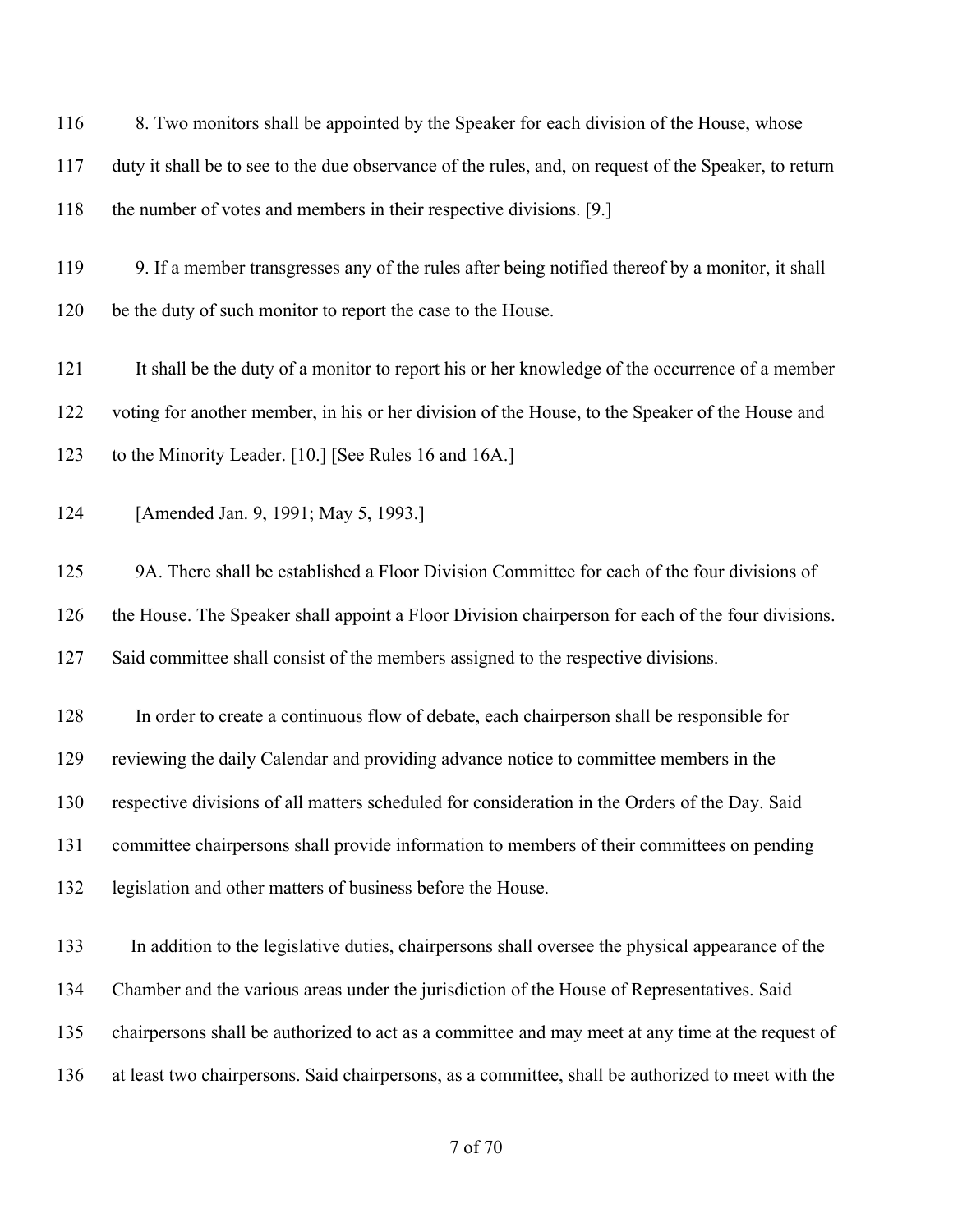8. Two monitors shall be appointed by the Speaker for each division of the House, whose duty it shall be to see to the due observance of the rules, and, on request of the Speaker, to return the number of votes and members in their respective divisions. [9.]

9. If a member transgresses any of the rules after being notified thereof by a monitor, it shall be the duty of such monitor to report the case to the House.

It shall be the duty of a monitor to report his or her knowledge of the occurrence of a member voting for another member, in his or her division of the House, to the Speaker of the House and to the Minority Leader. [10.] [See Rules 16 and 16A.]

[Amended Jan. 9, 1991; May 5, 1993.]

9A. There shall be established a Floor Division Committee for each of the four divisions of the House. The Speaker shall appoint a Floor Division chairperson for each of the four divisions. Said committee shall consist of the members assigned to the respective divisions.

In order to create a continuous flow of debate, each chairperson shall be responsible for reviewing the daily Calendar and providing advance notice to committee members in the respective divisions of all matters scheduled for consideration in the Orders of the Day. Said committee chairpersons shall provide information to members of their committees on pending legislation and other matters of business before the House.

In addition to the legislative duties, chairpersons shall oversee the physical appearance of the Chamber and the various areas under the jurisdiction of the House of Representatives. Said chairpersons shall be authorized to act as a committee and may meet at any time at the request of at least two chairpersons. Said chairpersons, as a committee, shall be authorized to meet with the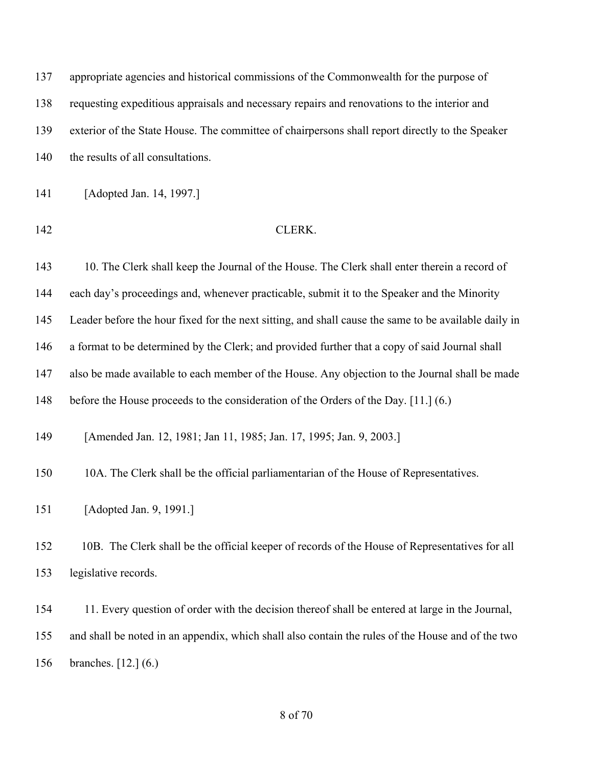appropriate agencies and historical commissions of the Commonwealth for the purpose of requesting expeditious appraisals and necessary repairs and renovations to the interior and exterior of the State House. The committee of chairpersons shall report directly to the Speaker the results of all consultations.

[Adopted Jan. 14, 1997.]

## CLERK.

10. The Clerk shall keep the Journal of the House. The Clerk shall enter therein a record of each day's proceedings and, whenever practicable, submit it to the Speaker and the Minority Leader before the hour fixed for the next sitting, and shall cause the same to be available daily in a format to be determined by the Clerk; and provided further that a copy of said Journal shall also be made available to each member of the House. Any objection to the Journal shall be made before the House proceeds to the consideration of the Orders of the Day. [11.] (6.)

[Amended Jan. 12, 1981; Jan 11, 1985; Jan. 17, 1995; Jan. 9, 2003.]

10A. The Clerk shall be the official parliamentarian of the House of Representatives.

[Adopted Jan. 9, 1991.]

10B. The Clerk shall be the official keeper of records of the House of Representatives for all legislative records.

11. Every question of order with the decision thereof shall be entered at large in the Journal, and shall be noted in an appendix, which shall also contain the rules of the House and of the two branches. [12.] (6.)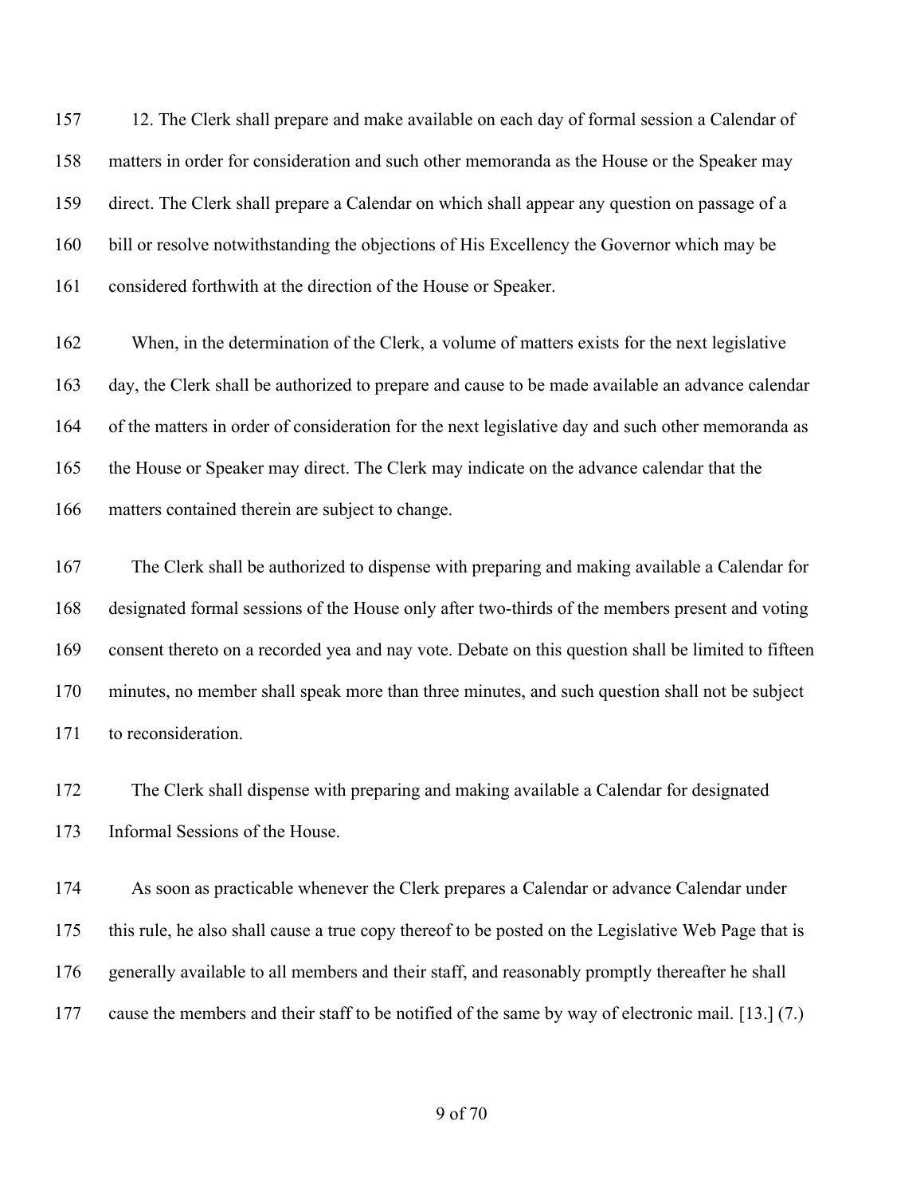12. The Clerk shall prepare and make available on each day of formal session a Calendar of matters in order for consideration and such other memoranda as the House or the Speaker may direct. The Clerk shall prepare a Calendar on which shall appear any question on passage of a bill or resolve notwithstanding the objections of His Excellency the Governor which may be considered forthwith at the direction of the House or Speaker.

When, in the determination of the Clerk, a volume of matters exists for the next legislative day, the Clerk shall be authorized to prepare and cause to be made available an advance calendar of the matters in order of consideration for the next legislative day and such other memoranda as the House or Speaker may direct. The Clerk may indicate on the advance calendar that the matters contained therein are subject to change.

The Clerk shall be authorized to dispense with preparing and making available a Calendar for designated formal sessions of the House only after two-thirds of the members present and voting consent thereto on a recorded yea and nay vote. Debate on this question shall be limited to fifteen minutes, no member shall speak more than three minutes, and such question shall not be subject to reconsideration.

The Clerk shall dispense with preparing and making available a Calendar for designated Informal Sessions of the House.

As soon as practicable whenever the Clerk prepares a Calendar or advance Calendar under this rule, he also shall cause a true copy thereof to be posted on the Legislative Web Page that is generally available to all members and their staff, and reasonably promptly thereafter he shall cause the members and their staff to be notified of the same by way of electronic mail. [13.] (7.)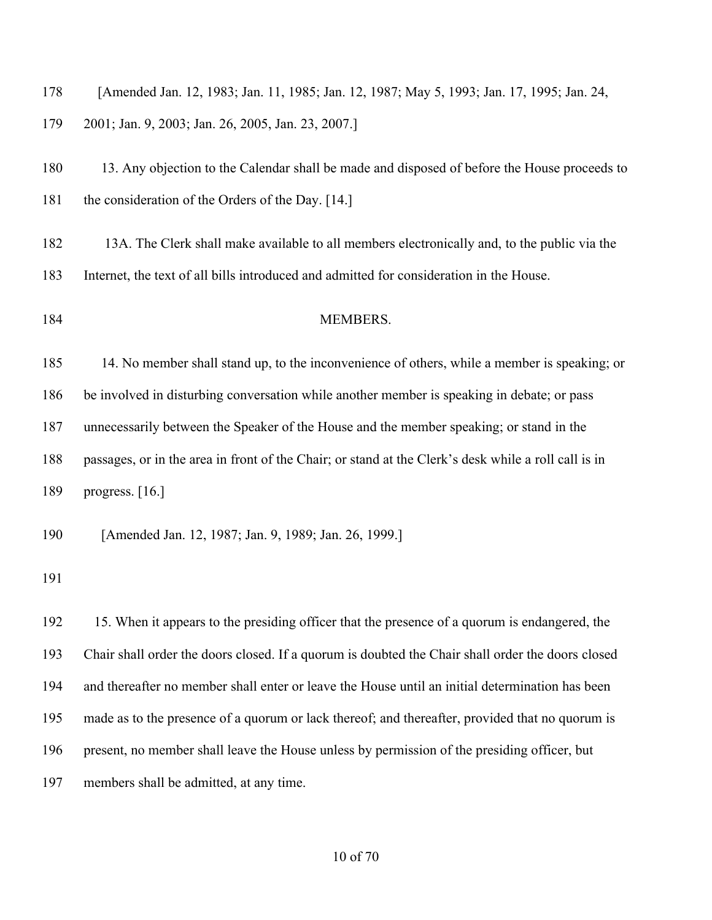[Amended Jan. 12, 1983; Jan. 11, 1985; Jan. 12, 1987; May 5, 1993; Jan. 17, 1995; Jan. 24, 2001; Jan. 9, 2003; Jan. 26, 2005, Jan. 23, 2007.]

13. Any objection to the Calendar shall be made and disposed of before the House proceeds to the consideration of the Orders of the Day. [14.]

13A. The Clerk shall make available to all members electronically and, to the public via the Internet, the text of all bills introduced and admitted for consideration in the House.

## MEMBERS.

14. No member shall stand up, to the inconvenience of others, while a member is speaking; or be involved in disturbing conversation while another member is speaking in debate; or pass unnecessarily between the Speaker of the House and the member speaking; or stand in the passages, or in the area in front of the Chair; or stand at the Clerk's desk while a roll call is in progress. [16.]

[Amended Jan. 12, 1987; Jan. 9, 1989; Jan. 26, 1999.]

15. When it appears to the presiding officer that the presence of a quorum is endangered, the Chair shall order the doors closed. If a quorum is doubted the Chair shall order the doors closed and thereafter no member shall enter or leave the House until an initial determination has been made as to the presence of a quorum or lack thereof; and thereafter, provided that no quorum is present, no member shall leave the House unless by permission of the presiding officer, but members shall be admitted, at any time.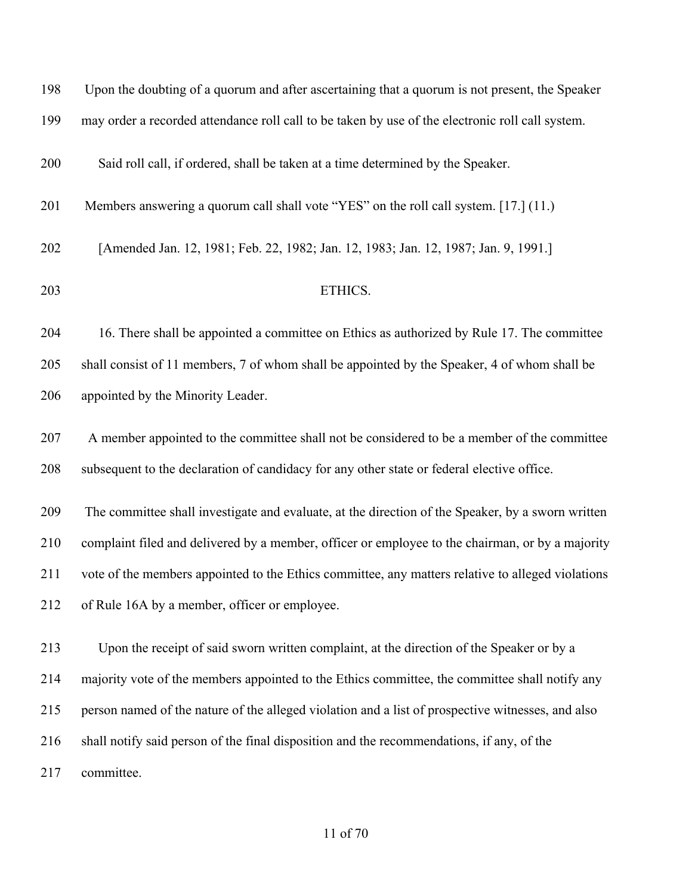Upon the doubting of a quorum and after ascertaining that a quorum is not present, the Speaker may order a recorded attendance roll call to be taken by use of the electronic roll call system.

Said roll call, if ordered, shall be taken at a time determined by the Speaker.

Members answering a quorum call shall vote "YES" on the roll call system. [17.] (11.)

[Amended Jan. 12, 1981; Feb. 22, 1982; Jan. 12, 1983; Jan. 12, 1987; Jan. 9, 1991.]

## ETHICS.

16. There shall be appointed a committee on Ethics as authorized by Rule 17. The committee shall consist of 11 members, 7 of whom shall be appointed by the Speaker, 4 of whom shall be appointed by the Minority Leader.

A member appointed to the committee shall not be considered to be a member of the committee subsequent to the declaration of candidacy for any other state or federal elective office.

The committee shall investigate and evaluate, at the direction of the Speaker, by a sworn written complaint filed and delivered by a member, officer or employee to the chairman, or by a majority vote of the members appointed to the Ethics committee, any matters relative to alleged violations of Rule 16A by a member, officer or employee.

Upon the receipt of said sworn written complaint, at the direction of the Speaker or by a majority vote of the members appointed to the Ethics committee, the committee shall notify any person named of the nature of the alleged violation and a list of prospective witnesses, and also shall notify said person of the final disposition and the recommendations, if any, of the committee.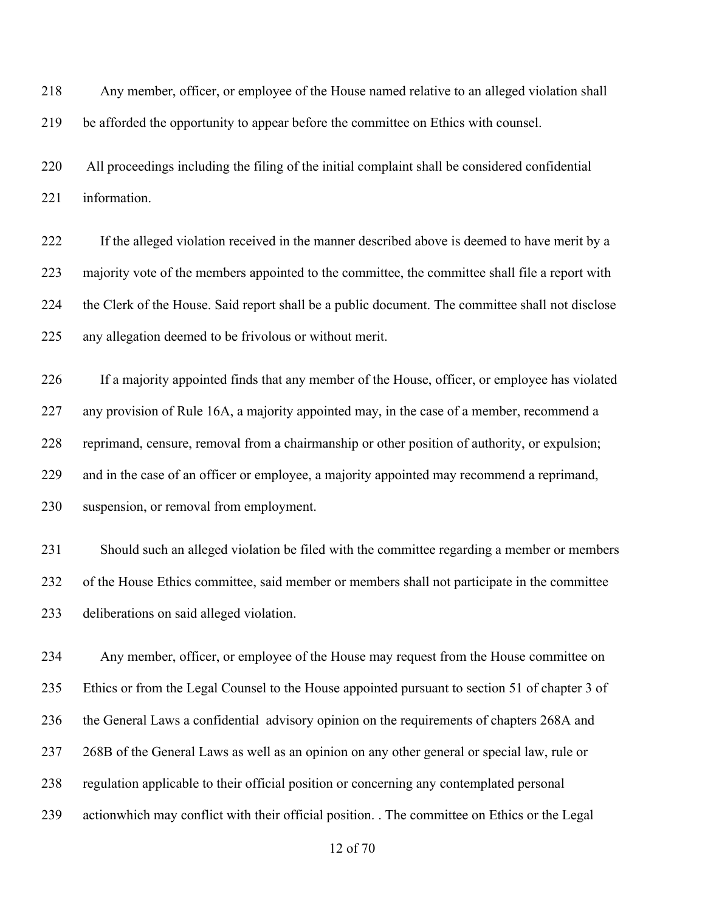Any member, officer, or employee of the House named relative to an alleged violation shall be afforded the opportunity to appear before the committee on Ethics with counsel.

All proceedings including the filing of the initial complaint shall be considered confidential information.

If the alleged violation received in the manner described above is deemed to have merit by a majority vote of the members appointed to the committee, the committee shall file a report with the Clerk of the House. Said report shall be a public document. The committee shall not disclose any allegation deemed to be frivolous or without merit.

If a majority appointed finds that any member of the House, officer, or employee has violated any provision of Rule 16A, a majority appointed may, in the case of a member, recommend a reprimand, censure, removal from a chairmanship or other position of authority, or expulsion; and in the case of an officer or employee, a majority appointed may recommend a reprimand, suspension, or removal from employment.

Should such an alleged violation be filed with the committee regarding a member or members of the House Ethics committee, said member or members shall not participate in the committee deliberations on said alleged violation.

Any member, officer, or employee of the House may request from the House committee on Ethics or from the Legal Counsel to the House appointed pursuant to section 51 of chapter 3 of the General Laws a confidential advisory opinion on the requirements of chapters 268A and 268B of the General Laws as well as an opinion on any other general or special law, rule or regulation applicable to their official position or concerning any contemplated personal actionwhich may conflict with their official position. . The committee on Ethics or the Legal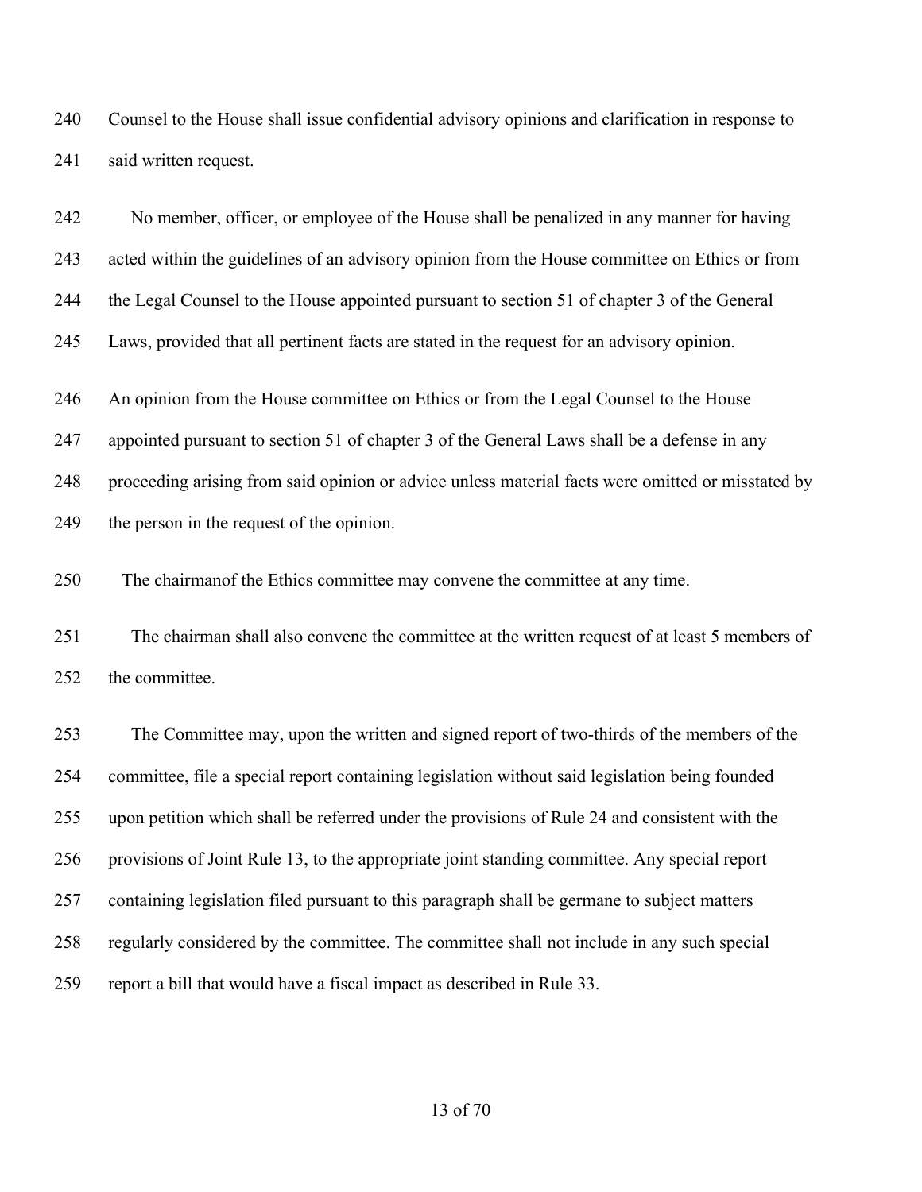Counsel to the House shall issue confidential advisory opinions and clarification in response to said written request.

No member, officer, or employee of the House shall be penalized in any manner for having acted within the guidelines of an advisory opinion from the House committee on Ethics or from the Legal Counsel to the House appointed pursuant to section 51 of chapter 3 of the General Laws, provided that all pertinent facts are stated in the request for an advisory opinion.

An opinion from the House committee on Ethics or from the Legal Counsel to the House appointed pursuant to section 51 of chapter 3 of the General Laws shall be a defense in any proceeding arising from said opinion or advice unless material facts were omitted or misstated by the person in the request of the opinion.

The chairmanof the Ethics committee may convene the committee at any time.

The chairman shall also convene the committee at the written request of at least 5 members of the committee.

The Committee may, upon the written and signed report of two-thirds of the members of the committee, file a special report containing legislation without said legislation being founded upon petition which shall be referred under the provisions of Rule 24 and consistent with the provisions of Joint Rule 13, to the appropriate joint standing committee. Any special report containing legislation filed pursuant to this paragraph shall be germane to subject matters regularly considered by the committee. The committee shall not include in any such special report a bill that would have a fiscal impact as described in Rule 33.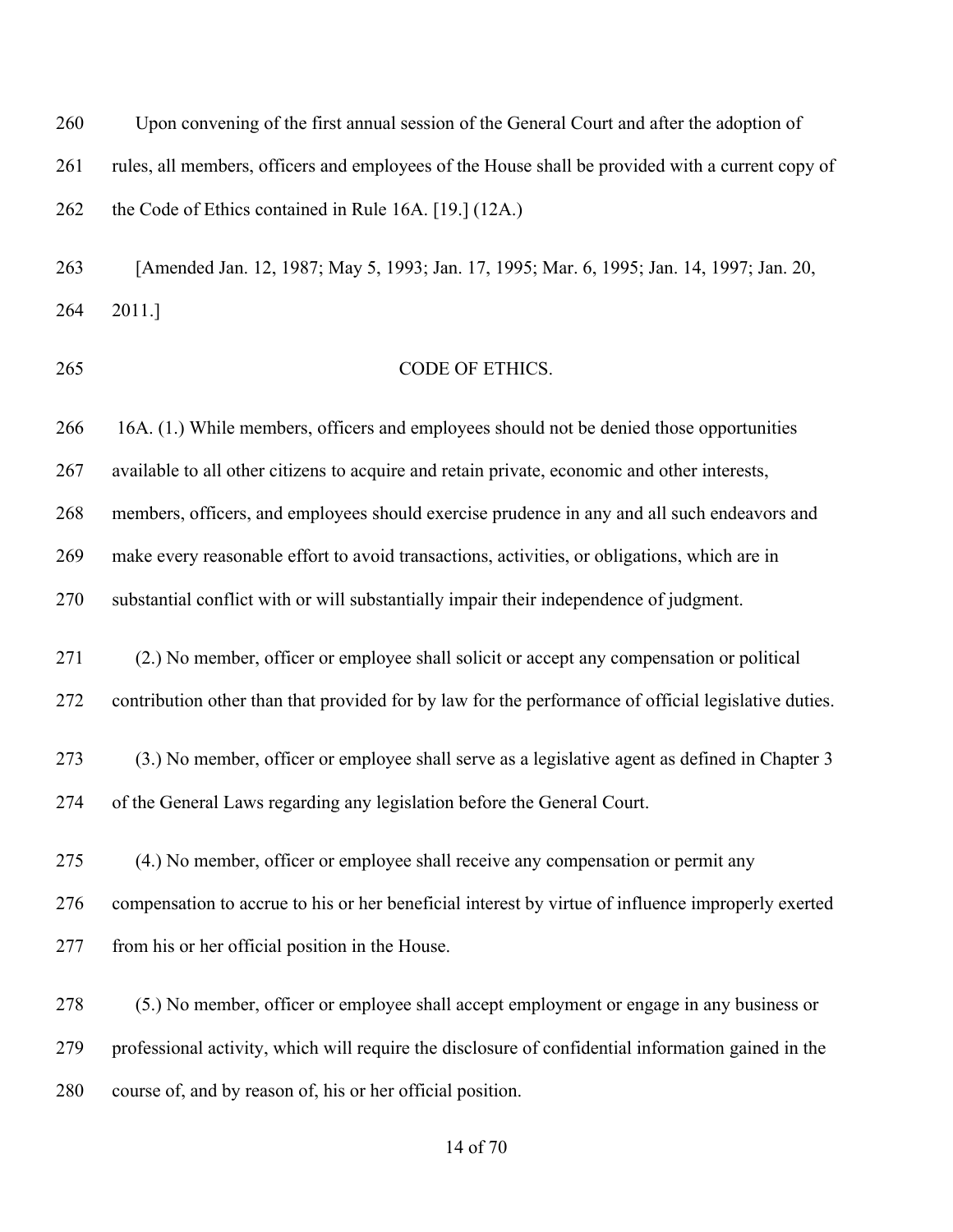Upon convening of the first annual session of the General Court and after the adoption of rules, all members, officers and employees of the House shall be provided with a current copy of the Code of Ethics contained in Rule 16A. [19.] (12A.)

[Amended Jan. 12, 1987; May 5, 1993; Jan. 17, 1995; Mar. 6, 1995; Jan. 14, 1997; Jan. 20, 2011.]

## CODE OF ETHICS.

16A. (1.) While members, officers and employees should not be denied those opportunities available to all other citizens to acquire and retain private, economic and other interests, members, officers, and employees should exercise prudence in any and all such endeavors and make every reasonable effort to avoid transactions, activities, or obligations, which are in substantial conflict with or will substantially impair their independence of judgment.

(2.) No member, officer or employee shall solicit or accept any compensation or political contribution other than that provided for by law for the performance of official legislative duties.

(3.) No member, officer or employee shall serve as a legislative agent as defined in Chapter 3 of the General Laws regarding any legislation before the General Court.

(4.) No member, officer or employee shall receive any compensation or permit any compensation to accrue to his or her beneficial interest by virtue of influence improperly exerted from his or her official position in the House.

(5.) No member, officer or employee shall accept employment or engage in any business or professional activity, which will require the disclosure of confidential information gained in the course of, and by reason of, his or her official position.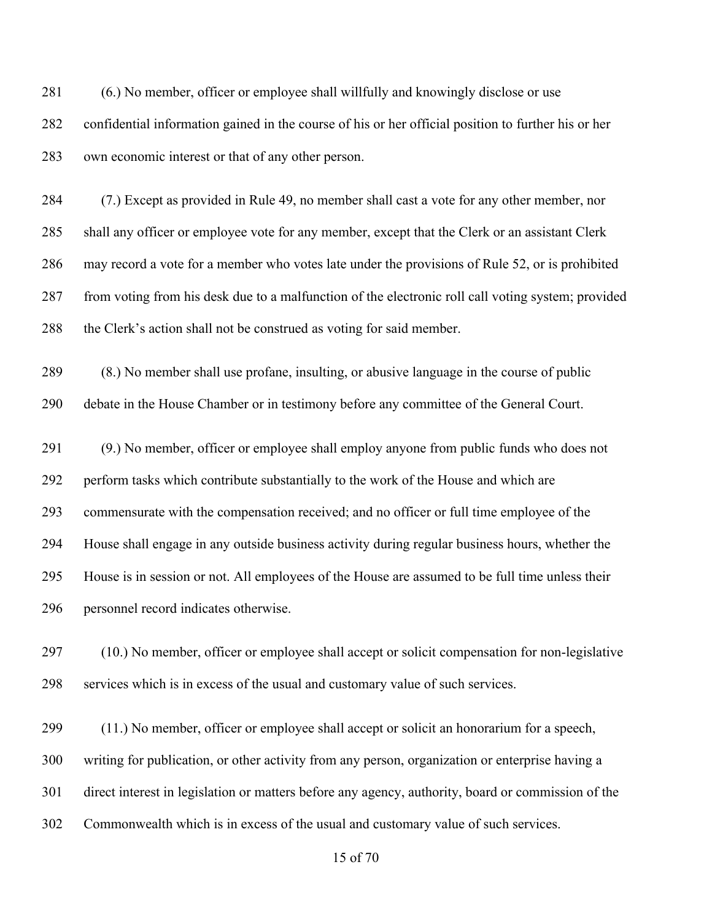(6.) No member, officer or employee shall willfully and knowingly disclose or use confidential information gained in the course of his or her official position to further his or her own economic interest or that of any other person.

(7.) Except as provided in Rule 49, no member shall cast a vote for any other member, nor shall any officer or employee vote for any member, except that the Clerk or an assistant Clerk may record a vote for a member who votes late under the provisions of Rule 52, or is prohibited from voting from his desk due to a malfunction of the electronic roll call voting system; provided the Clerk's action shall not be construed as voting for said member.

(8.) No member shall use profane, insulting, or abusive language in the course of public debate in the House Chamber or in testimony before any committee of the General Court.

(9.) No member, officer or employee shall employ anyone from public funds who does not perform tasks which contribute substantially to the work of the House and which are commensurate with the compensation received; and no officer or full time employee of the House shall engage in any outside business activity during regular business hours, whether the House is in session or not. All employees of the House are assumed to be full time unless their personnel record indicates otherwise.

(10.) No member, officer or employee shall accept or solicit compensation for non-legislative services which is in excess of the usual and customary value of such services.

(11.) No member, officer or employee shall accept or solicit an honorarium for a speech, writing for publication, or other activity from any person, organization or enterprise having a direct interest in legislation or matters before any agency, authority, board or commission of the Commonwealth which is in excess of the usual and customary value of such services.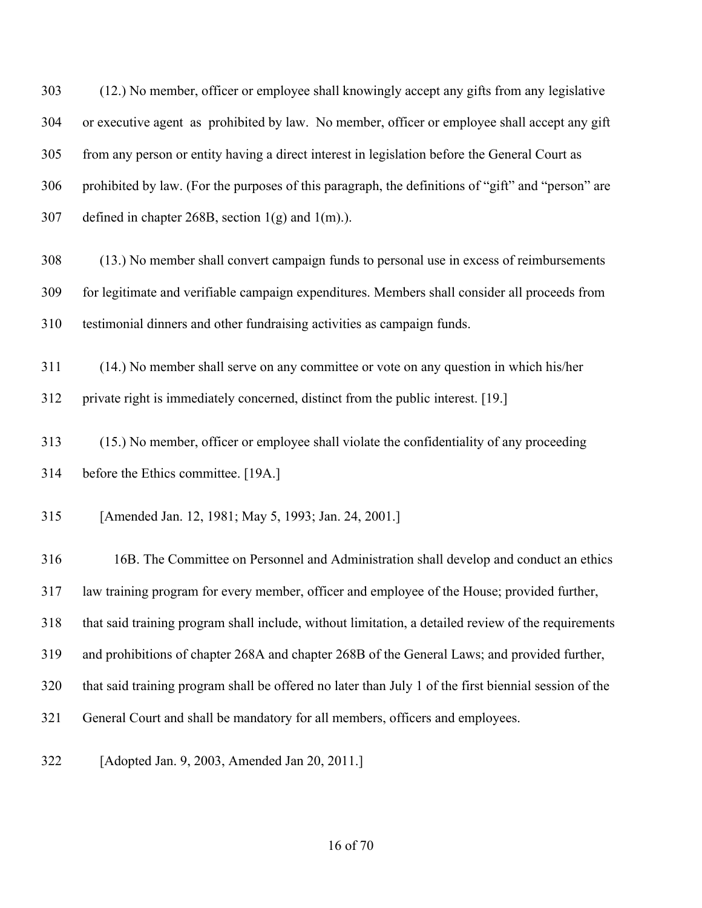(12.) No member, officer or employee shall knowingly accept any gifts from any legislative or executive agent as prohibited by law. No member, officer or employee shall accept any gift from any person or entity having a direct interest in legislation before the General Court as prohibited by law. (For the purposes of this paragraph, the definitions of "gift" and "person" are defined in chapter 268B, section 1(g) and 1(m).).

(13.) No member shall convert campaign funds to personal use in excess of reimbursements for legitimate and verifiable campaign expenditures. Members shall consider all proceeds from testimonial dinners and other fundraising activities as campaign funds.

(14.) No member shall serve on any committee or vote on any question in which his/her private right is immediately concerned, distinct from the public interest. [19.]

(15.) No member, officer or employee shall violate the confidentiality of any proceeding before the Ethics committee. [19A.]

[Amended Jan. 12, 1981; May 5, 1993; Jan. 24, 2001.]

16B. The Committee on Personnel and Administration shall develop and conduct an ethics law training program for every member, officer and employee of the House; provided further, that said training program shall include, without limitation, a detailed review of the requirements and prohibitions of chapter 268A and chapter 268B of the General Laws; and provided further, that said training program shall be offered no later than July 1 of the first biennial session of the General Court and shall be mandatory for all members, officers and employees.

[Adopted Jan. 9, 2003, Amended Jan 20, 2011.]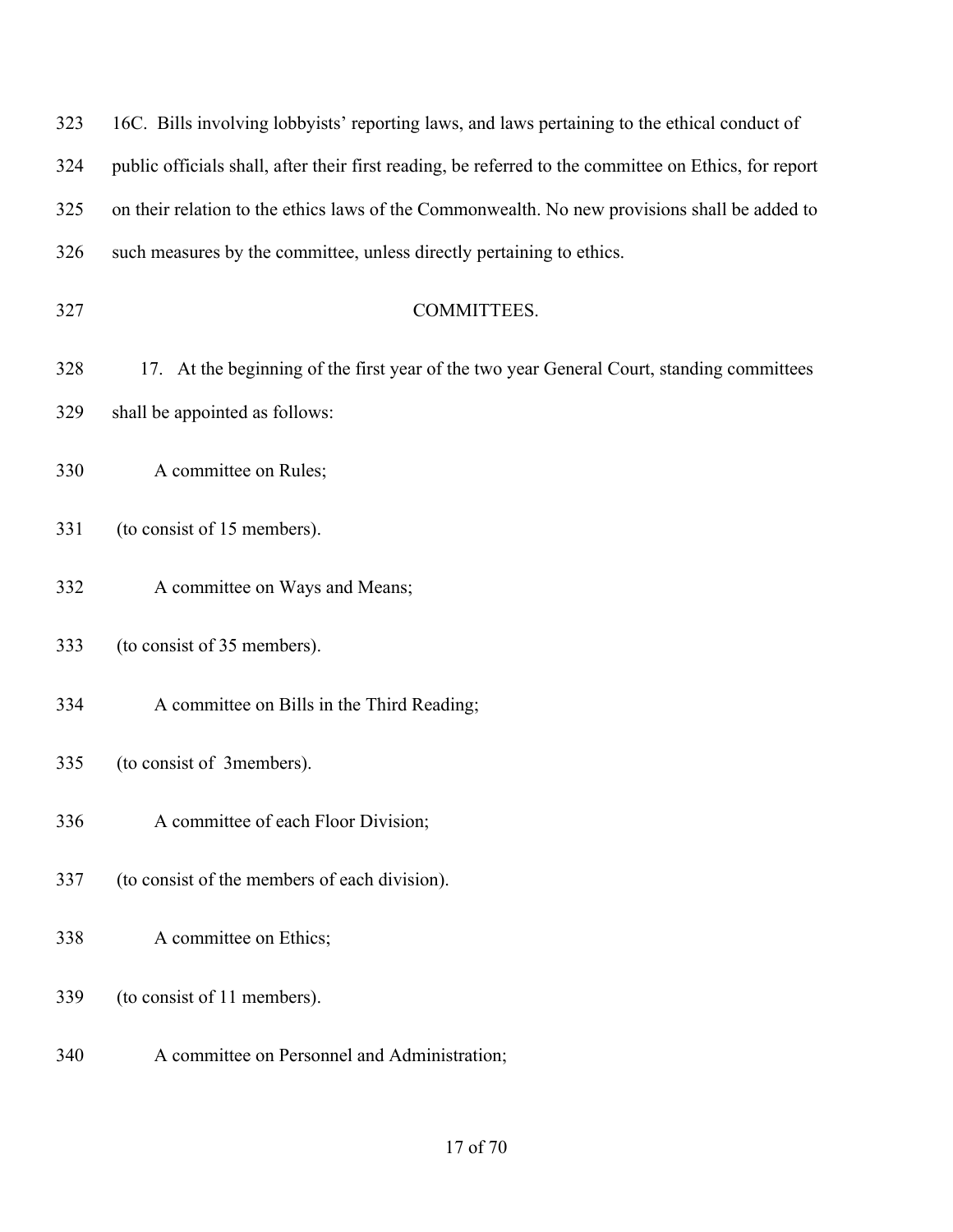16C. Bills involving lobbyists' reporting laws, and laws pertaining to the ethical conduct of public officials shall, after their first reading, be referred to the committee on Ethics, for report on their relation to the ethics laws of the Commonwealth. No new provisions shall be added to such measures by the committee, unless directly pertaining to ethics.

## COMMITTEES.

17. At the beginning of the first year of the two year General Court, standing committees shall be appointed as follows:

A committee on Rules;

(to consist of 15 members).

A committee on Ways and Means;

(to consist of 35 members).

A committee on Bills in the Third Reading;

(to consist of 3members).

A committee of each Floor Division;

(to consist of the members of each division).

A committee on Ethics;

(to consist of 11 members).

A committee on Personnel and Administration;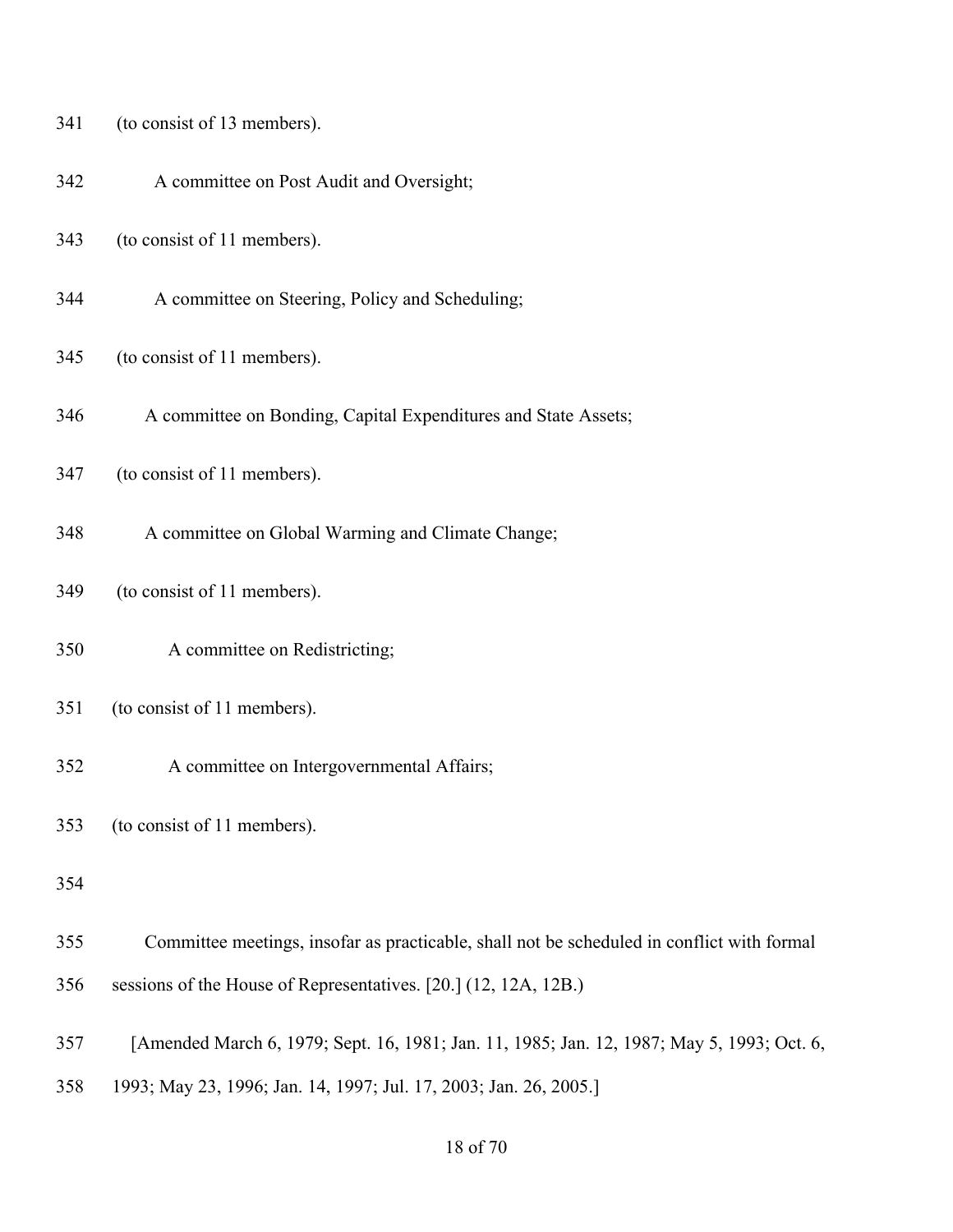(to consist of 13 members).

A committee on Post Audit and Oversight;

(to consist of 11 members).

A committee on Steering, Policy and Scheduling;

(to consist of 11 members).

A committee on Bonding, Capital Expenditures and State Assets;

(to consist of 11 members).

A committee on Global Warming and Climate Change;

(to consist of 11 members).

A committee on Redistricting;

(to consist of 11 members).

A committee on Intergovernmental Affairs;

(to consist of 11 members).

Committee meetings, insofar as practicable, shall not be scheduled in conflict with formal sessions of the House of Representatives. [20.] (12, 12A, 12B.)

[Amended March 6, 1979; Sept. 16, 1981; Jan. 11, 1985; Jan. 12, 1987; May 5, 1993; Oct. 6, 1993; May 23, 1996; Jan. 14, 1997; Jul. 17, 2003; Jan. 26, 2005.]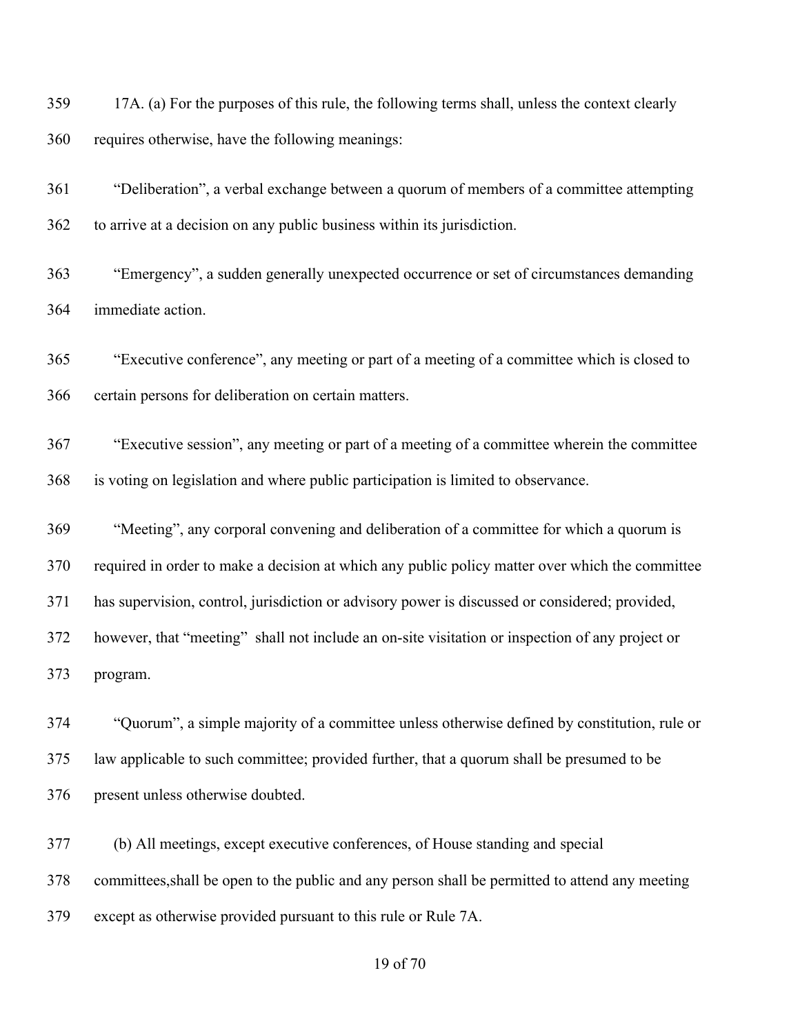17A. (a) For the purposes of this rule, the following terms shall, unless the context clearly requires otherwise, have the following meanings:

"Deliberation", a verbal exchange between a quorum of members of a committee attempting to arrive at a decision on any public business within its jurisdiction.

"Emergency", a sudden generally unexpected occurrence or set of circumstances demanding immediate action.

"Executive conference", any meeting or part of a meeting of a committee which is closed to certain persons for deliberation on certain matters.

"Executive session", any meeting or part of a meeting of a committee wherein the committee is voting on legislation and where public participation is limited to observance.

"Meeting", any corporal convening and deliberation of a committee for which a quorum is required in order to make a decision at which any public policy matter over which the committee has supervision, control, jurisdiction or advisory power is discussed or considered; provided, however, that "meeting" shall not include an on-site visitation or inspection of any project or program.

"Quorum", a simple majority of a committee unless otherwise defined by constitution, rule or law applicable to such committee; provided further, that a quorum shall be presumed to be present unless otherwise doubted.

(b) All meetings, except executive conferences, of House standing and special committees,shall be open to the public and any person shall be permitted to attend any meeting except as otherwise provided pursuant to this rule or Rule 7A.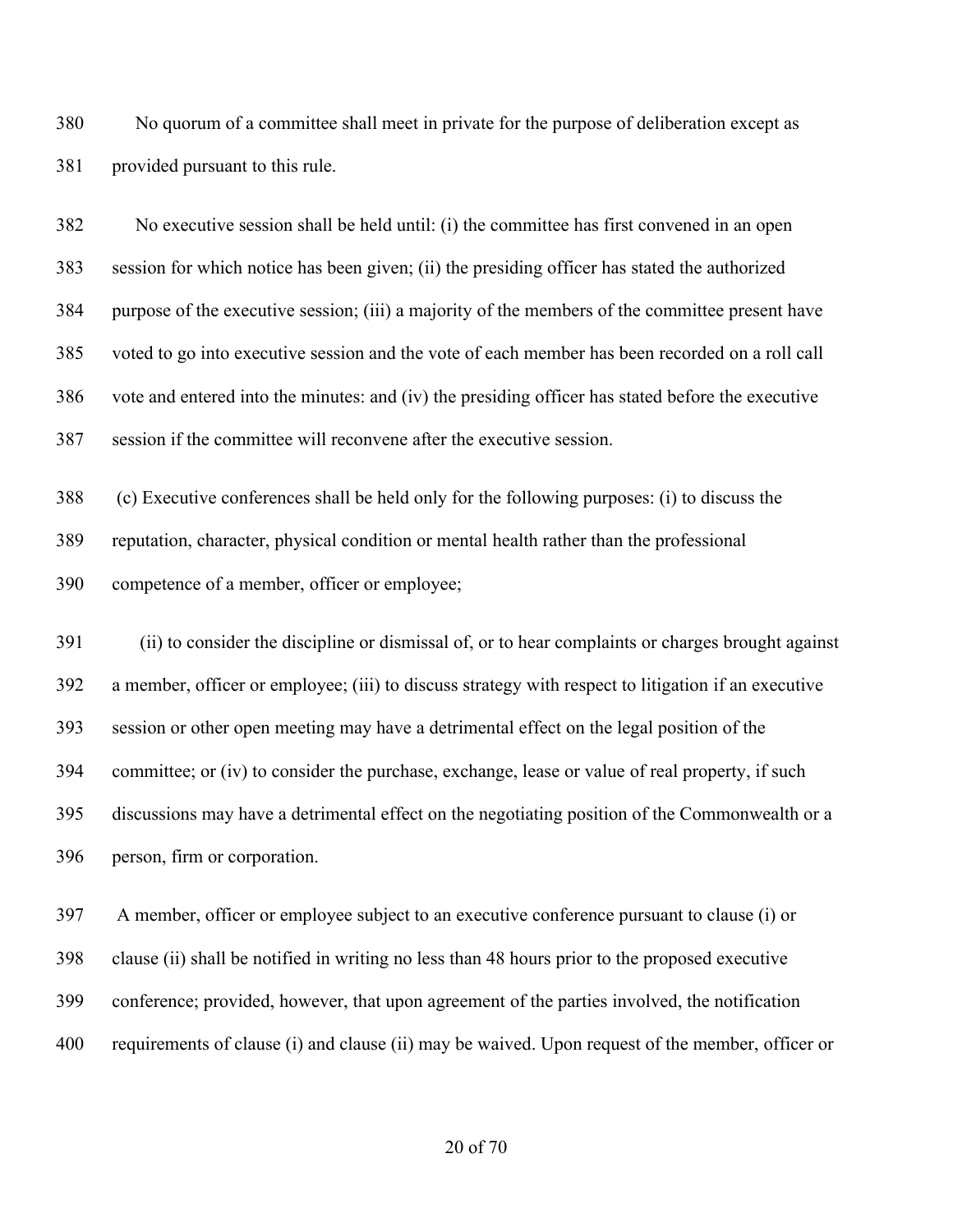No quorum of a committee shall meet in private for the purpose of deliberation except as provided pursuant to this rule.

No executive session shall be held until: (i) the committee has first convened in an open session for which notice has been given; (ii) the presiding officer has stated the authorized purpose of the executive session; (iii) a majority of the members of the committee present have voted to go into executive session and the vote of each member has been recorded on a roll call vote and entered into the minutes: and (iv) the presiding officer has stated before the executive session if the committee will reconvene after the executive session.

(c) Executive conferences shall be held only for the following purposes: (i) to discuss the reputation, character, physical condition or mental health rather than the professional competence of a member, officer or employee;

(ii) to consider the discipline or dismissal of, or to hear complaints or charges brought against a member, officer or employee; (iii) to discuss strategy with respect to litigation if an executive session or other open meeting may have a detrimental effect on the legal position of the committee; or (iv) to consider the purchase, exchange, lease or value of real property, if such discussions may have a detrimental effect on the negotiating position of the Commonwealth or a person, firm or corporation.

A member, officer or employee subject to an executive conference pursuant to clause (i) or clause (ii) shall be notified in writing no less than 48 hours prior to the proposed executive conference; provided, however, that upon agreement of the parties involved, the notification requirements of clause (i) and clause (ii) may be waived. Upon request of the member, officer or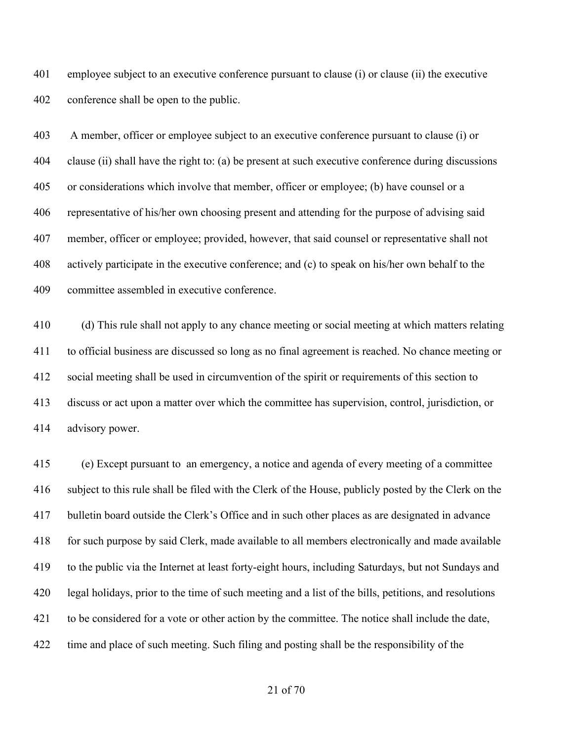employee subject to an executive conference pursuant to clause (i) or clause (ii) the executive conference shall be open to the public.

A member, officer or employee subject to an executive conference pursuant to clause (i) or clause (ii) shall have the right to: (a) be present at such executive conference during discussions or considerations which involve that member, officer or employee; (b) have counsel or a representative of his/her own choosing present and attending for the purpose of advising said member, officer or employee; provided, however, that said counsel or representative shall not actively participate in the executive conference; and (c) to speak on his/her own behalf to the committee assembled in executive conference.

(d) This rule shall not apply to any chance meeting or social meeting at which matters relating to official business are discussed so long as no final agreement is reached. No chance meeting or social meeting shall be used in circumvention of the spirit or requirements of this section to discuss or act upon a matter over which the committee has supervision, control, jurisdiction, or advisory power.

(e) Except pursuant to an emergency, a notice and agenda of every meeting of a committee subject to this rule shall be filed with the Clerk of the House, publicly posted by the Clerk on the bulletin board outside the Clerk's Office and in such other places as are designated in advance for such purpose by said Clerk, made available to all members electronically and made available to the public via the Internet at least forty-eight hours, including Saturdays, but not Sundays and legal holidays, prior to the time of such meeting and a list of the bills, petitions, and resolutions to be considered for a vote or other action by the committee. The notice shall include the date, time and place of such meeting. Such filing and posting shall be the responsibility of the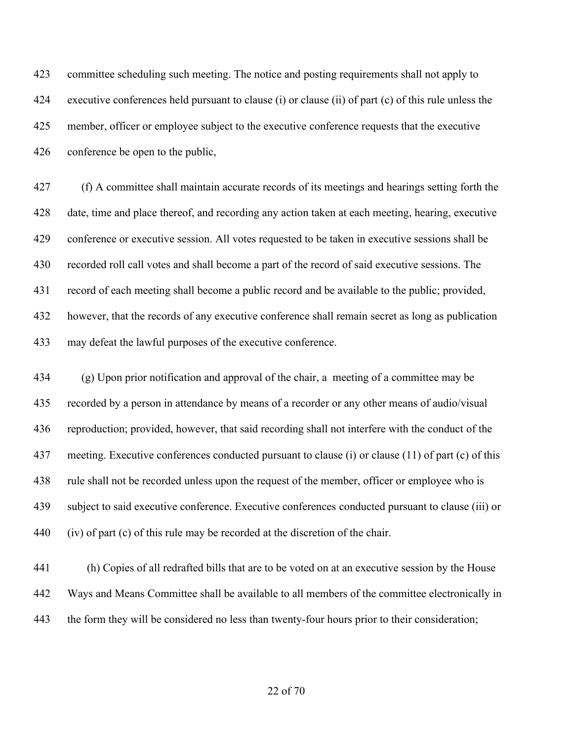committee scheduling such meeting. The notice and posting requirements shall not apply to executive conferences held pursuant to clause (i) or clause (ii) of part (c) of this rule unless the member, officer or employee subject to the executive conference requests that the executive conference be open to the public,

(f) A committee shall maintain accurate records of its meetings and hearings setting forth the date, time and place thereof, and recording any action taken at each meeting, hearing, executive conference or executive session. All votes requested to be taken in executive sessions shall be recorded roll call votes and shall become a part of the record of said executive sessions. The record of each meeting shall become a public record and be available to the public; provided, however, that the records of any executive conference shall remain secret as long as publication may defeat the lawful purposes of the executive conference.

(g) Upon prior notification and approval of the chair, a meeting of a committee may be recorded by a person in attendance by means of a recorder or any other means of audio/visual reproduction; provided, however, that said recording shall not interfere with the conduct of the meeting. Executive conferences conducted pursuant to clause (i) or clause (11) of part (c) of this rule shall not be recorded unless upon the request of the member, officer or employee who is subject to said executive conference. Executive conferences conducted pursuant to clause (iii) or (iv) of part (c) of this rule may be recorded at the discretion of the chair.

(h) Copies of all redrafted bills that are to be voted on at an executive session by the House Ways and Means Committee shall be available to all members of the committee electronically in the form they will be considered no less than twenty-four hours prior to their consideration;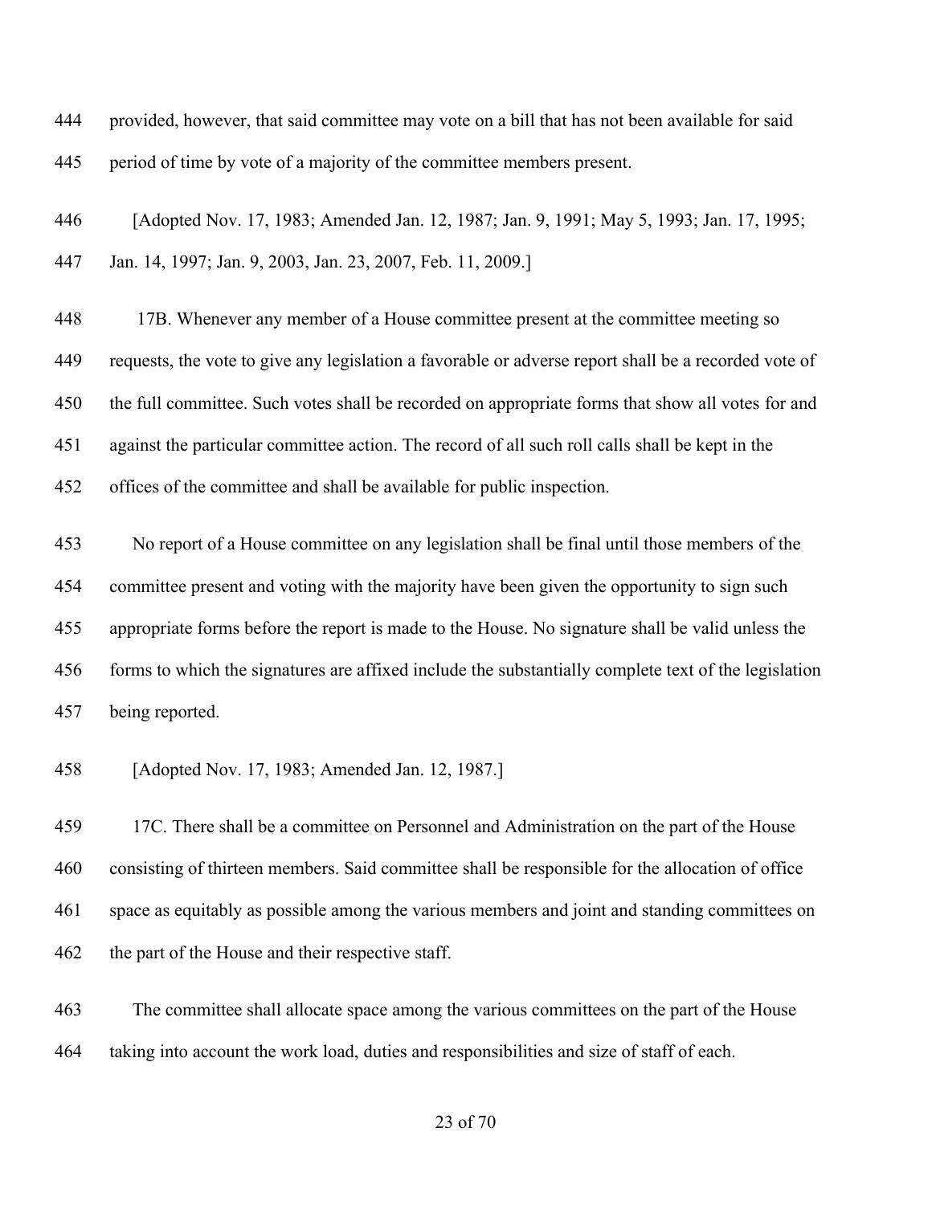provided, however, that said committee may vote on a bill that has not been available for said period of time by vote of a majority of the committee members present.

[Adopted Nov. 17, 1983; Amended Jan. 12, 1987; Jan. 9, 1991; May 5, 1993; Jan. 17, 1995; Jan. 14, 1997; Jan. 9, 2003, Jan. 23, 2007, Feb. 11, 2009.]

17B. Whenever any member of a House committee present at the committee meeting so requests, the vote to give any legislation a favorable or adverse report shall be a recorded vote of the full committee. Such votes shall be recorded on appropriate forms that show all votes for and against the particular committee action. The record of all such roll calls shall be kept in the offices of the committee and shall be available for public inspection.

No report of a House committee on any legislation shall be final until those members of the committee present and voting with the majority have been given the opportunity to sign such appropriate forms before the report is made to the House. No signature shall be valid unless the forms to which the signatures are affixed include the substantially complete text of the legislation being reported.

[Adopted Nov. 17, 1983; Amended Jan. 12, 1987.]

17C. There shall be a committee on Personnel and Administration on the part of the House consisting of thirteen members. Said committee shall be responsible for the allocation of office space as equitably as possible among the various members and joint and standing committees on the part of the House and their respective staff.

The committee shall allocate space among the various committees on the part of the House taking into account the work load, duties and responsibilities and size of staff of each.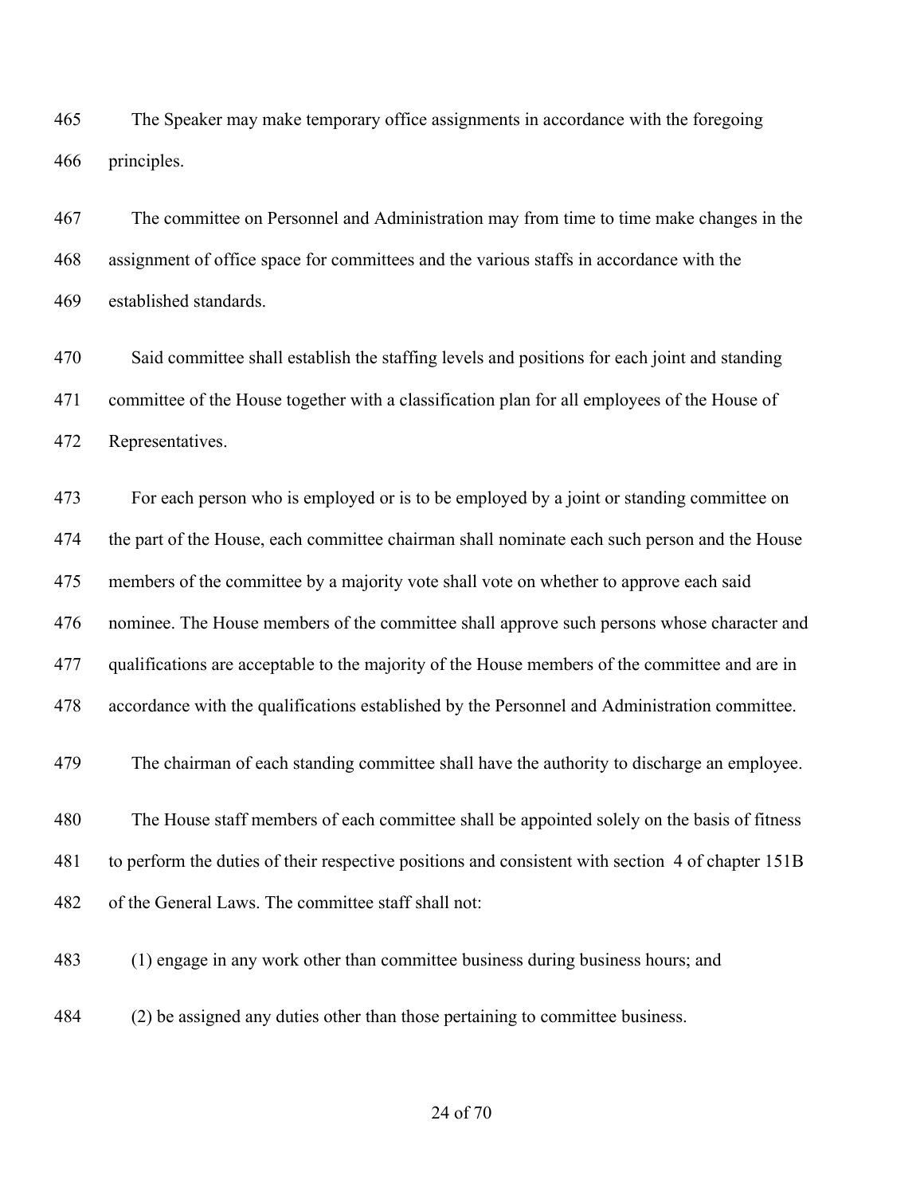The Speaker may make temporary office assignments in accordance with the foregoing principles.

The committee on Personnel and Administration may from time to time make changes in the assignment of office space for committees and the various staffs in accordance with the established standards.

Said committee shall establish the staffing levels and positions for each joint and standing committee of the House together with a classification plan for all employees of the House of Representatives.

For each person who is employed or is to be employed by a joint or standing committee on the part of the House, each committee chairman shall nominate each such person and the House members of the committee by a majority vote shall vote on whether to approve each said nominee. The House members of the committee shall approve such persons whose character and qualifications are acceptable to the majority of the House members of the committee and are in accordance with the qualifications established by the Personnel and Administration committee.

The chairman of each standing committee shall have the authority to discharge an employee.

The House staff members of each committee shall be appointed solely on the basis of fitness to perform the duties of their respective positions and consistent with section 4 of chapter 151B of the General Laws. The committee staff shall not:

(1) engage in any work other than committee business during business hours; and

(2) be assigned any duties other than those pertaining to committee business.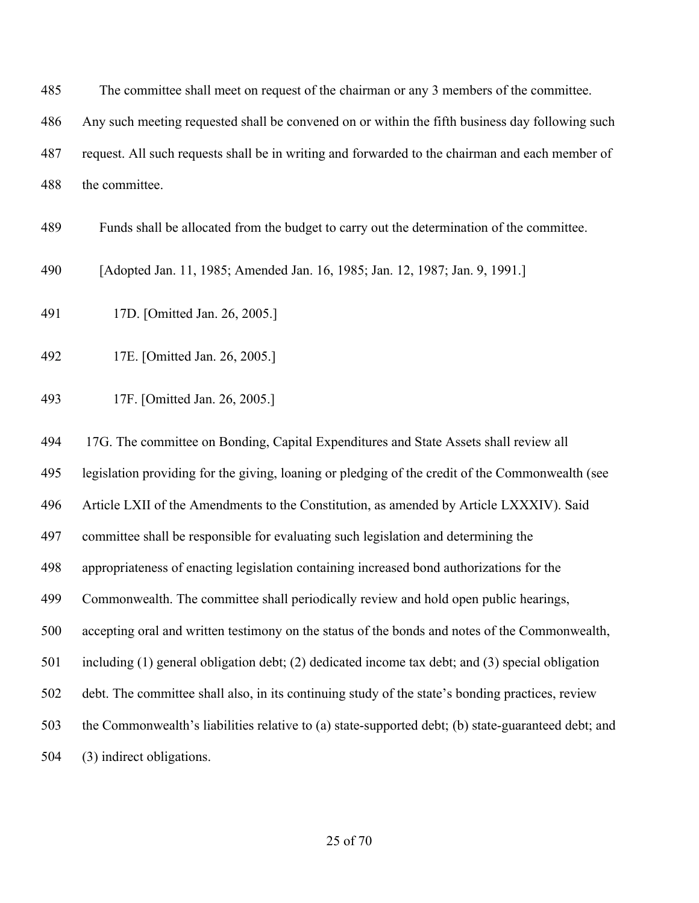The committee shall meet on request of the chairman or any 3 members of the committee. Any such meeting requested shall be convened on or within the fifth business day following such request. All such requests shall be in writing and forwarded to the chairman and each member of the committee.

Funds shall be allocated from the budget to carry out the determination of the committee.

[Adopted Jan. 11, 1985; Amended Jan. 16, 1985; Jan. 12, 1987; Jan. 9, 1991.]

17D. [Omitted Jan. 26, 2005.]

17E. [Omitted Jan. 26, 2005.]

17F. [Omitted Jan. 26, 2005.]

17G. The committee on Bonding, Capital Expenditures and State Assets shall review all legislation providing for the giving, loaning or pledging of the credit of the Commonwealth (see Article LXII of the Amendments to the Constitution, as amended by Article LXXXIV). Said committee shall be responsible for evaluating such legislation and determining the appropriateness of enacting legislation containing increased bond authorizations for the Commonwealth. The committee shall periodically review and hold open public hearings, accepting oral and written testimony on the status of the bonds and notes of the Commonwealth, including (1) general obligation debt; (2) dedicated income tax debt; and (3) special obligation debt. The committee shall also, in its continuing study of the state's bonding practices, review the Commonwealth's liabilities relative to (a) state-supported debt; (b) state-guaranteed debt; and (3) indirect obligations.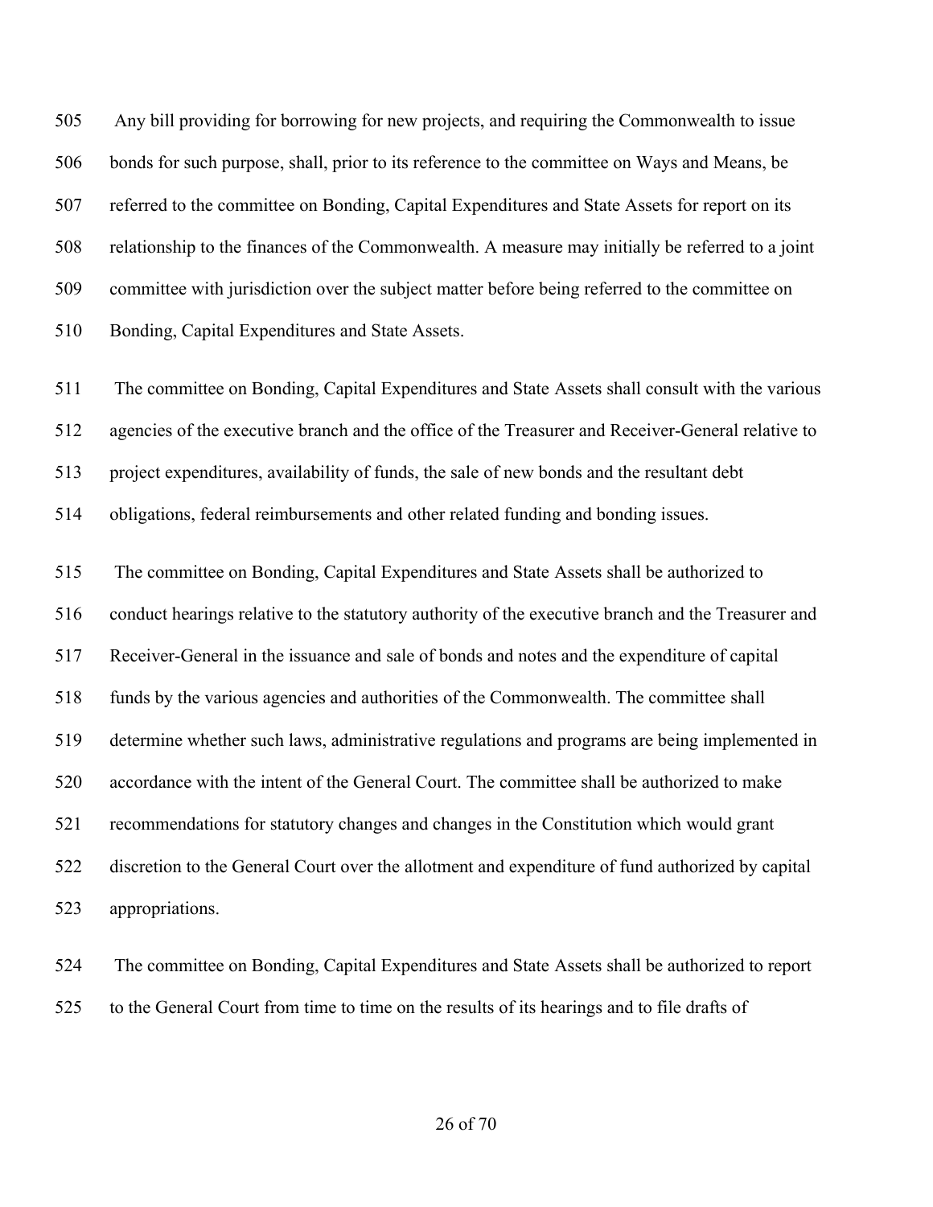505 Any bill providing for borrowing for new projects, and requiring the Commonwealth to issue
506 bonds for such purpose, shall, prior to its reference to the committee on Ways and Means, be
507 referred to the committee on Bonding, Capital Expenditures and State Assets for report on its
508 relationship to the finances of the Commonwealth. A measure may initially be referred to a joint
509 committee with jurisdiction over the subject matter before being referred to the committee on
510 Bonding, Capital Expenditures and State Assets.

511 The committee on Bonding, Capital Expenditures and State Assets shall consult with the various
512 agencies of the executive branch and the office of the Treasurer and Receiver-General relative to
513 project expenditures, availability of funds, the sale of new bonds and the resultant debt
514 obligations, federal reimbursements and other related funding and bonding issues.

515 The committee on Bonding, Capital Expenditures and State Assets shall be authorized to
516 conduct hearings relative to the statutory authority of the executive branch and the Treasurer and
517 Receiver-General in the issuance and sale of bonds and notes and the expenditure of capital
518 funds by the various agencies and authorities of the Commonwealth. The committee shall
519 determine whether such laws, administrative regulations and programs are being implemented in
520 accordance with the intent of the General Court. The committee shall be authorized to make
521 recommendations for statutory changes and changes in the Constitution which would grant
522 discretion to the General Court over the allotment and expenditure of fund authorized by capital
523 appropriations.

524 The committee on Bonding, Capital Expenditures and State Assets shall be authorized to report
525 to the General Court from time to time on the results of its hearings and to file drafts of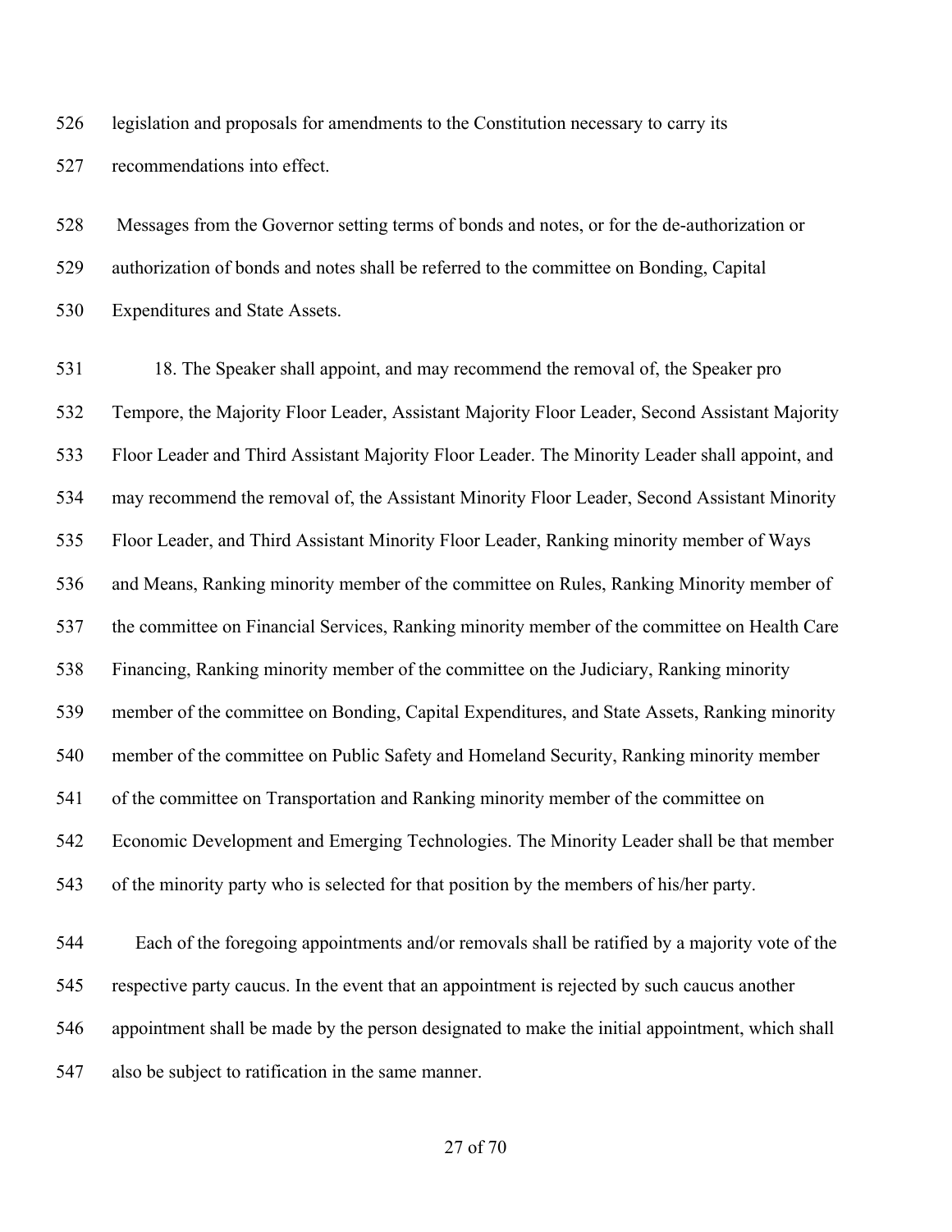legislation and proposals for amendments to the Constitution necessary to carry its recommendations into effect.

Messages from the Governor setting terms of bonds and notes, or for the de-authorization or authorization of bonds and notes shall be referred to the committee on Bonding, Capital Expenditures and State Assets.

18. The Speaker shall appoint, and may recommend the removal of, the Speaker pro Tempore, the Majority Floor Leader, Assistant Majority Floor Leader, Second Assistant Majority Floor Leader and Third Assistant Majority Floor Leader. The Minority Leader shall appoint, and may recommend the removal of, the Assistant Minority Floor Leader, Second Assistant Minority Floor Leader, and Third Assistant Minority Floor Leader, Ranking minority member of Ways and Means, Ranking minority member of the committee on Rules, Ranking Minority member of the committee on Financial Services, Ranking minority member of the committee on Health Care Financing, Ranking minority member of the committee on the Judiciary, Ranking minority member of the committee on Bonding, Capital Expenditures, and State Assets, Ranking minority member of the committee on Public Safety and Homeland Security, Ranking minority member of the committee on Transportation and Ranking minority member of the committee on Economic Development and Emerging Technologies. The Minority Leader shall be that member of the minority party who is selected for that position by the members of his/her party.

Each of the foregoing appointments and/or removals shall be ratified by a majority vote of the respective party caucus. In the event that an appointment is rejected by such caucus another appointment shall be made by the person designated to make the initial appointment, which shall also be subject to ratification in the same manner.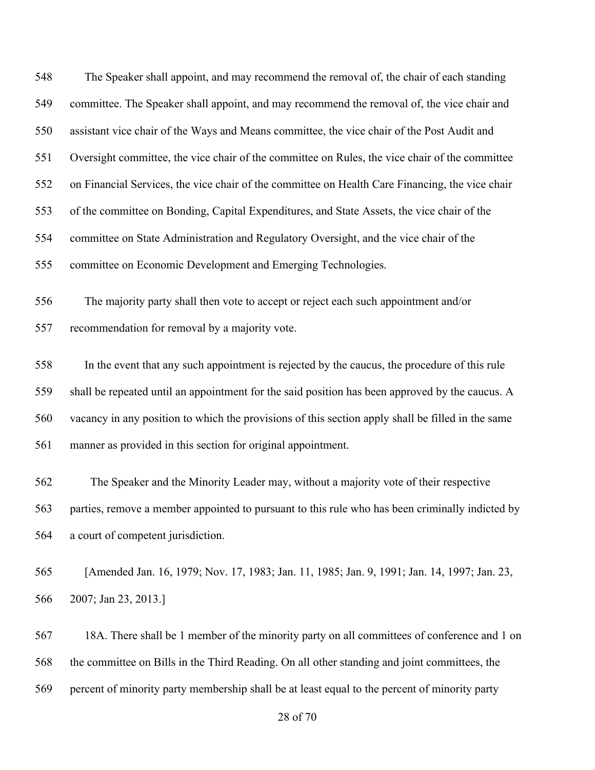The Speaker shall appoint, and may recommend the removal of, the chair of each standing committee. The Speaker shall appoint, and may recommend the removal of, the vice chair and assistant vice chair of the Ways and Means committee, the vice chair of the Post Audit and Oversight committee, the vice chair of the committee on Rules, the vice chair of the committee on Financial Services, the vice chair of the committee on Health Care Financing, the vice chair of the committee on Bonding, Capital Expenditures, and State Assets, the vice chair of the committee on State Administration and Regulatory Oversight, and the vice chair of the committee on Economic Development and Emerging Technologies.

The majority party shall then vote to accept or reject each such appointment and/or recommendation for removal by a majority vote.

In the event that any such appointment is rejected by the caucus, the procedure of this rule shall be repeated until an appointment for the said position has been approved by the caucus. A vacancy in any position to which the provisions of this section apply shall be filled in the same manner as provided in this section for original appointment.

The Speaker and the Minority Leader may, without a majority vote of their respective parties, remove a member appointed to pursuant to this rule who has been criminally indicted by a court of competent jurisdiction.

[Amended Jan. 16, 1979; Nov. 17, 1983; Jan. 11, 1985; Jan. 9, 1991; Jan. 14, 1997; Jan. 23, 2007; Jan 23, 2013.]

18A. There shall be 1 member of the minority party on all committees of conference and 1 on the committee on Bills in the Third Reading. On all other standing and joint committees, the percent of minority party membership shall be at least equal to the percent of minority party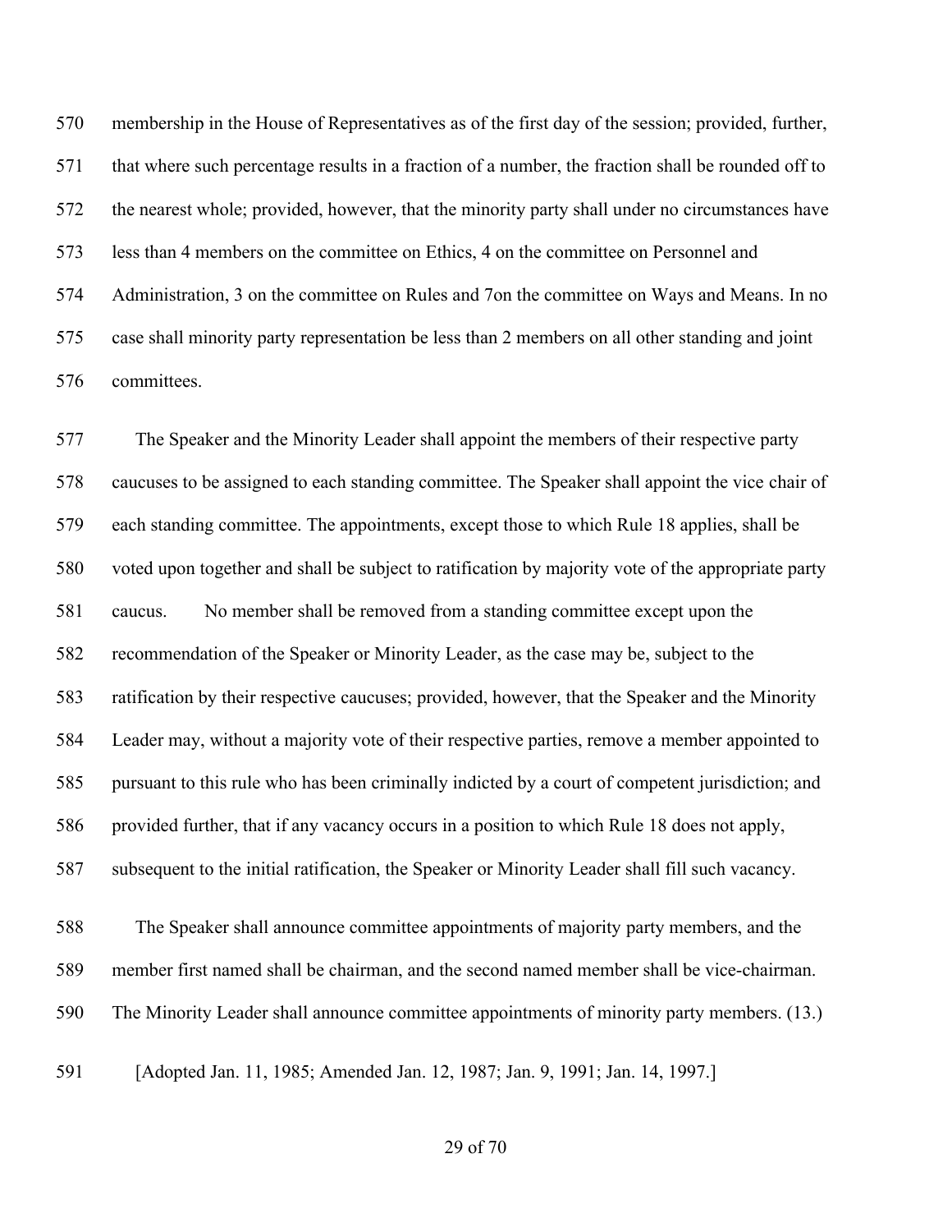membership in the House of Representatives as of the first day of the session; provided, further, that where such percentage results in a fraction of a number, the fraction shall be rounded off to the nearest whole; provided, however, that the minority party shall under no circumstances have less than 4 members on the committee on Ethics, 4 on the committee on Personnel and Administration, 3 on the committee on Rules and 7on the committee on Ways and Means. In no case shall minority party representation be less than 2 members on all other standing and joint committees.

The Speaker and the Minority Leader shall appoint the members of their respective party caucuses to be assigned to each standing committee. The Speaker shall appoint the vice chair of each standing committee. The appointments, except those to which Rule 18 applies, shall be voted upon together and shall be subject to ratification by majority vote of the appropriate party caucus. No member shall be removed from a standing committee except upon the recommendation of the Speaker or Minority Leader, as the case may be, subject to the ratification by their respective caucuses; provided, however, that the Speaker and the Minority Leader may, without a majority vote of their respective parties, remove a member appointed to pursuant to this rule who has been criminally indicted by a court of competent jurisdiction; and provided further, that if any vacancy occurs in a position to which Rule 18 does not apply, subsequent to the initial ratification, the Speaker or Minority Leader shall fill such vacancy.

The Speaker shall announce committee appointments of majority party members, and the member first named shall be chairman, and the second named member shall be vice-chairman. The Minority Leader shall announce committee appointments of minority party members. (13.)

[Adopted Jan. 11, 1985; Amended Jan. 12, 1987; Jan. 9, 1991; Jan. 14, 1997.]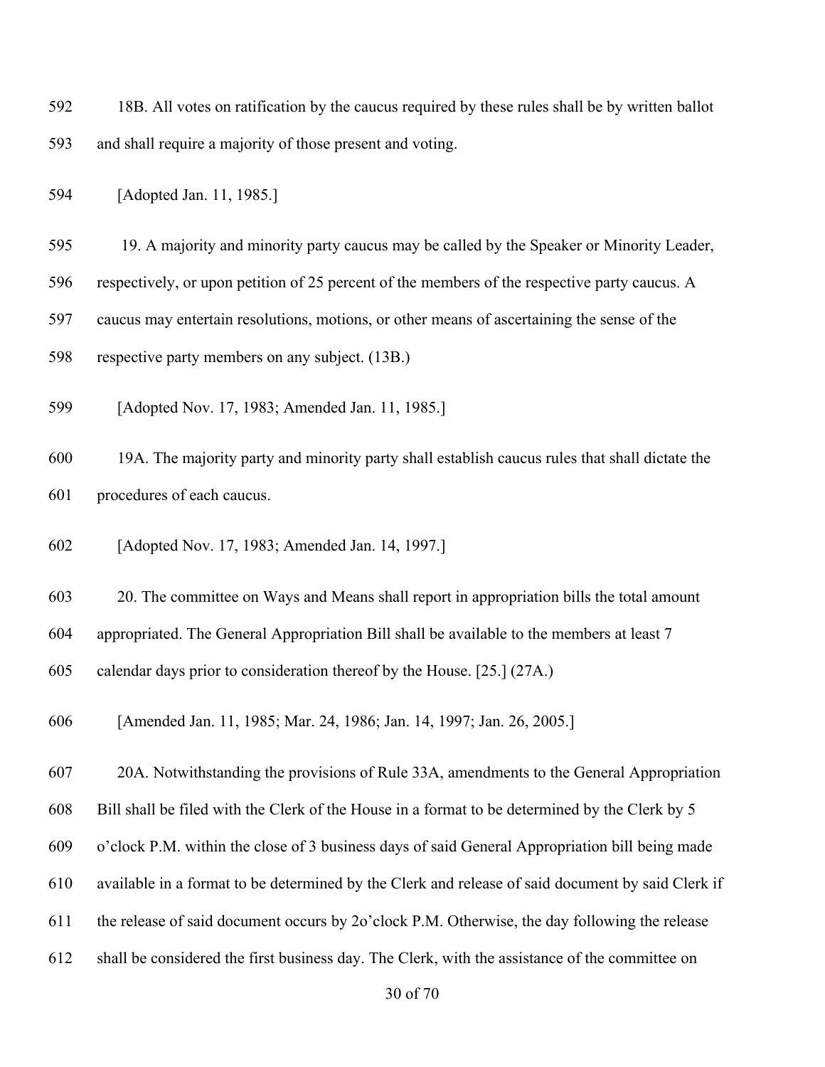18B. All votes on ratification by the caucus required by these rules shall be by written ballot and shall require a majority of those present and voting.

[Adopted Jan. 11, 1985.]

19. A majority and minority party caucus may be called by the Speaker or Minority Leader, respectively, or upon petition of 25 percent of the members of the respective party caucus. A caucus may entertain resolutions, motions, or other means of ascertaining the sense of the respective party members on any subject. (13B.)

[Adopted Nov. 17, 1983; Amended Jan. 11, 1985.]

19A. The majority party and minority party shall establish caucus rules that shall dictate the procedures of each caucus.

[Adopted Nov. 17, 1983; Amended Jan. 14, 1997.]

20. The committee on Ways and Means shall report in appropriation bills the total amount appropriated. The General Appropriation Bill shall be available to the members at least 7 calendar days prior to consideration thereof by the House. [25.] (27A.)

[Amended Jan. 11, 1985; Mar. 24, 1986; Jan. 14, 1997; Jan. 26, 2005.]

20A. Notwithstanding the provisions of Rule 33A, amendments to the General Appropriation Bill shall be filed with the Clerk of the House in a format to be determined by the Clerk by 5 o'clock P.M. within the close of 3 business days of said General Appropriation bill being made available in a format to be determined by the Clerk and release of said document by said Clerk if the release of said document occurs by 2o'clock P.M. Otherwise, the day following the release shall be considered the first business day. The Clerk, with the assistance of the committee on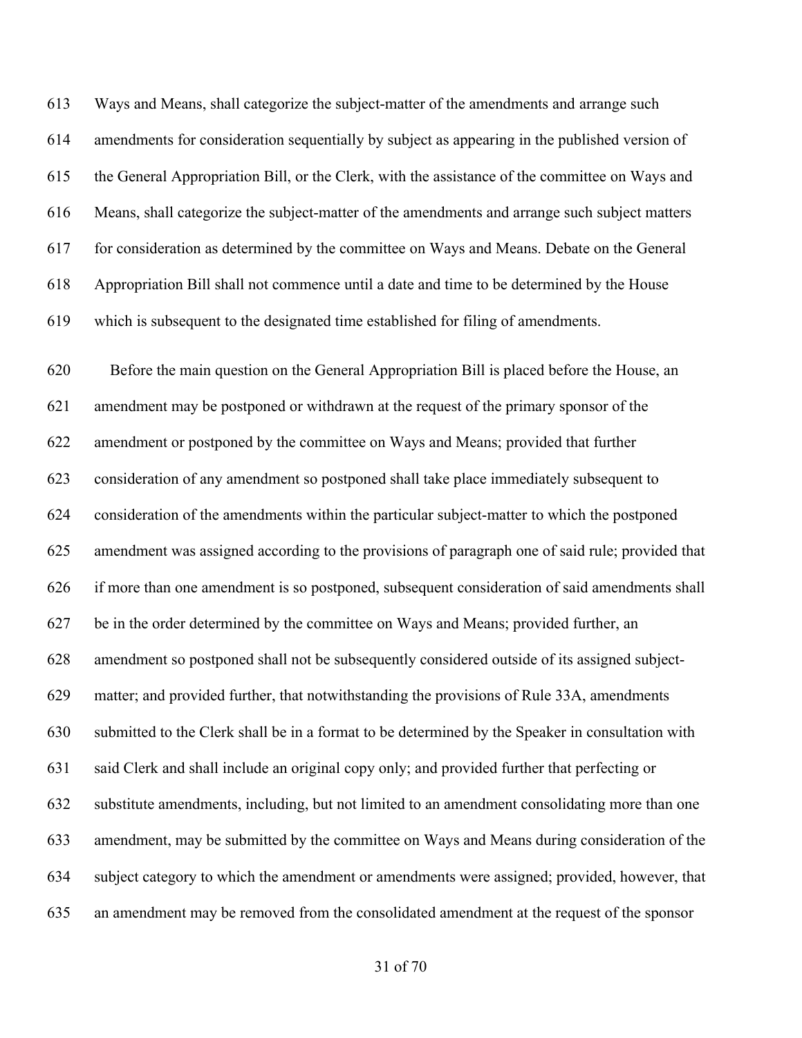Ways and Means, shall categorize the subject-matter of the amendments and arrange such amendments for consideration sequentially by subject as appearing in the published version of the General Appropriation Bill, or the Clerk, with the assistance of the committee on Ways and Means, shall categorize the subject-matter of the amendments and arrange such subject matters for consideration as determined by the committee on Ways and Means. Debate on the General Appropriation Bill shall not commence until a date and time to be determined by the House which is subsequent to the designated time established for filing of amendments.

Before the main question on the General Appropriation Bill is placed before the House, an amendment may be postponed or withdrawn at the request of the primary sponsor of the amendment or postponed by the committee on Ways and Means; provided that further consideration of any amendment so postponed shall take place immediately subsequent to consideration of the amendments within the particular subject-matter to which the postponed amendment was assigned according to the provisions of paragraph one of said rule; provided that if more than one amendment is so postponed, subsequent consideration of said amendments shall be in the order determined by the committee on Ways and Means; provided further, an amendment so postponed shall not be subsequently considered outside of its assigned subject-matter; and provided further, that notwithstanding the provisions of Rule 33A, amendments submitted to the Clerk shall be in a format to be determined by the Speaker in consultation with said Clerk and shall include an original copy only; and provided further that perfecting or substitute amendments, including, but not limited to an amendment consolidating more than one amendment, may be submitted by the committee on Ways and Means during consideration of the subject category to which the amendment or amendments were assigned; provided, however, that an amendment may be removed from the consolidated amendment at the request of the sponsor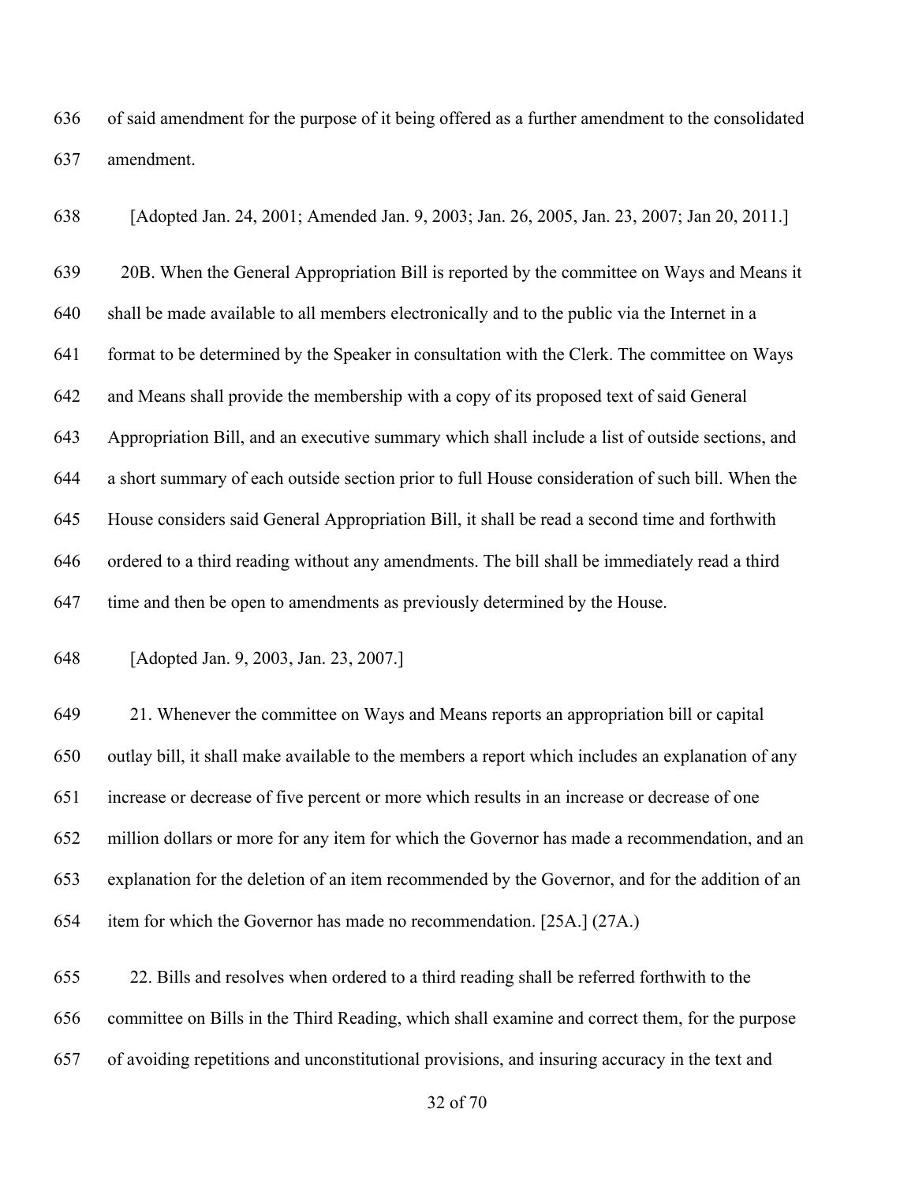of said amendment for the purpose of it being offered as a further amendment to the consolidated amendment.

[Adopted Jan. 24, 2001; Amended Jan. 9, 2003; Jan. 26, 2005, Jan. 23, 2007; Jan 20, 2011.]

20B. When the General Appropriation Bill is reported by the committee on Ways and Means it shall be made available to all members electronically and to the public via the Internet in a format to be determined by the Speaker in consultation with the Clerk. The committee on Ways and Means shall provide the membership with a copy of its proposed text of said General Appropriation Bill, and an executive summary which shall include a list of outside sections, and a short summary of each outside section prior to full House consideration of such bill. When the House considers said General Appropriation Bill, it shall be read a second time and forthwith ordered to a third reading without any amendments. The bill shall be immediately read a third time and then be open to amendments as previously determined by the House.

[Adopted Jan. 9, 2003, Jan. 23, 2007.]

21. Whenever the committee on Ways and Means reports an appropriation bill or capital outlay bill, it shall make available to the members a report which includes an explanation of any increase or decrease of five percent or more which results in an increase or decrease of one million dollars or more for any item for which the Governor has made a recommendation, and an explanation for the deletion of an item recommended by the Governor, and for the addition of an item for which the Governor has made no recommendation. [25A.] (27A.)

22. Bills and resolves when ordered to a third reading shall be referred forthwith to the committee on Bills in the Third Reading, which shall examine and correct them, for the purpose of avoiding repetitions and unconstitutional provisions, and insuring accuracy in the text and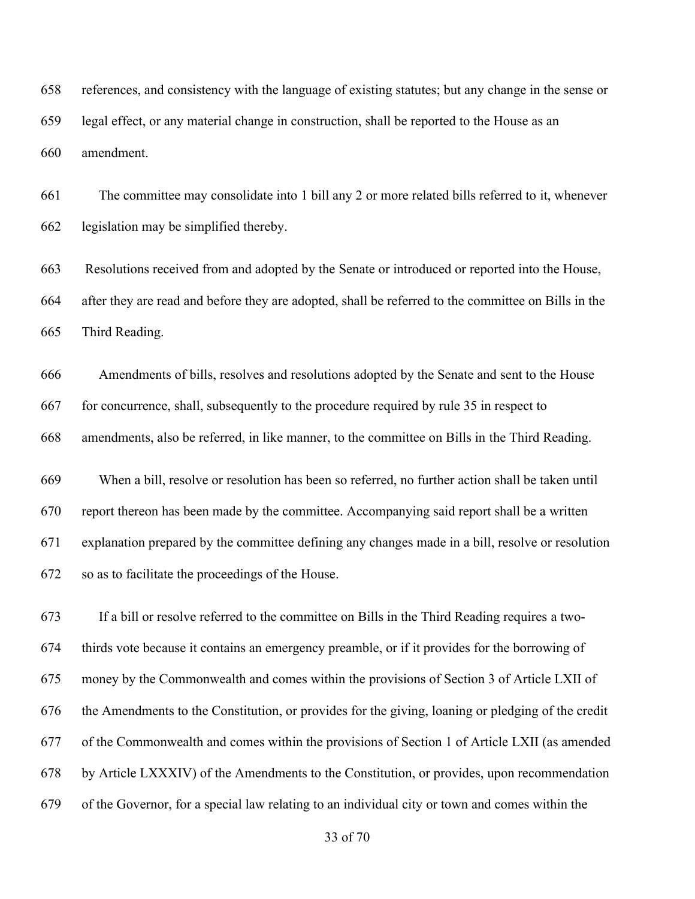references, and consistency with the language of existing statutes; but any change in the sense or legal effect, or any material change in construction, shall be reported to the House as an amendment.

The committee may consolidate into 1 bill any 2 or more related bills referred to it, whenever legislation may be simplified thereby.

Resolutions received from and adopted by the Senate or introduced or reported into the House, after they are read and before they are adopted, shall be referred to the committee on Bills in the Third Reading.

Amendments of bills, resolves and resolutions adopted by the Senate and sent to the House for concurrence, shall, subsequently to the procedure required by rule 35 in respect to amendments, also be referred, in like manner, to the committee on Bills in the Third Reading.

When a bill, resolve or resolution has been so referred, no further action shall be taken until report thereon has been made by the committee. Accompanying said report shall be a written explanation prepared by the committee defining any changes made in a bill, resolve or resolution so as to facilitate the proceedings of the House.

If a bill or resolve referred to the committee on Bills in the Third Reading requires a two-thirds vote because it contains an emergency preamble, or if it provides for the borrowing of money by the Commonwealth and comes within the provisions of Section 3 of Article LXII of the Amendments to the Constitution, or provides for the giving, loaning or pledging of the credit of the Commonwealth and comes within the provisions of Section 1 of Article LXII (as amended by Article LXXXIV) of the Amendments to the Constitution, or provides, upon recommendation of the Governor, for a special law relating to an individual city or town and comes within the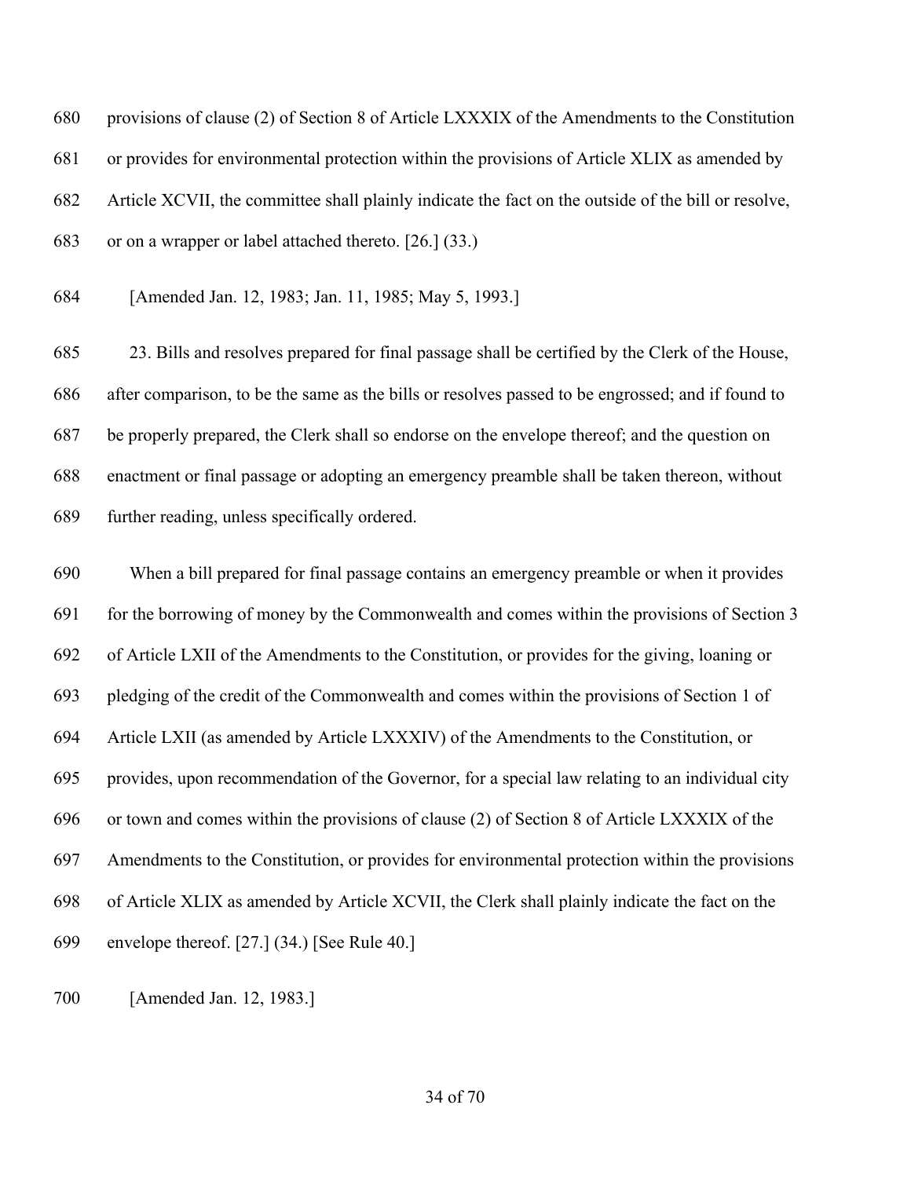provisions of clause (2) of Section 8 of Article LXXXIX of the Amendments to the Constitution or provides for environmental protection within the provisions of Article XLIX as amended by Article XCVII, the committee shall plainly indicate the fact on the outside of the bill or resolve, or on a wrapper or label attached thereto. [26.] (33.)

[Amended Jan. 12, 1983; Jan. 11, 1985; May 5, 1993.]

23. Bills and resolves prepared for final passage shall be certified by the Clerk of the House, after comparison, to be the same as the bills or resolves passed to be engrossed; and if found to be properly prepared, the Clerk shall so endorse on the envelope thereof; and the question on enactment or final passage or adopting an emergency preamble shall be taken thereon, without further reading, unless specifically ordered.

When a bill prepared for final passage contains an emergency preamble or when it provides for the borrowing of money by the Commonwealth and comes within the provisions of Section 3 of Article LXII of the Amendments to the Constitution, or provides for the giving, loaning or pledging of the credit of the Commonwealth and comes within the provisions of Section 1 of Article LXII (as amended by Article LXXXIV) of the Amendments to the Constitution, or provides, upon recommendation of the Governor, for a special law relating to an individual city or town and comes within the provisions of clause (2) of Section 8 of Article LXXXIX of the Amendments to the Constitution, or provides for environmental protection within the provisions of Article XLIX as amended by Article XCVII, the Clerk shall plainly indicate the fact on the envelope thereof. [27.] (34.) [See Rule 40.]

[Amended Jan. 12, 1983.]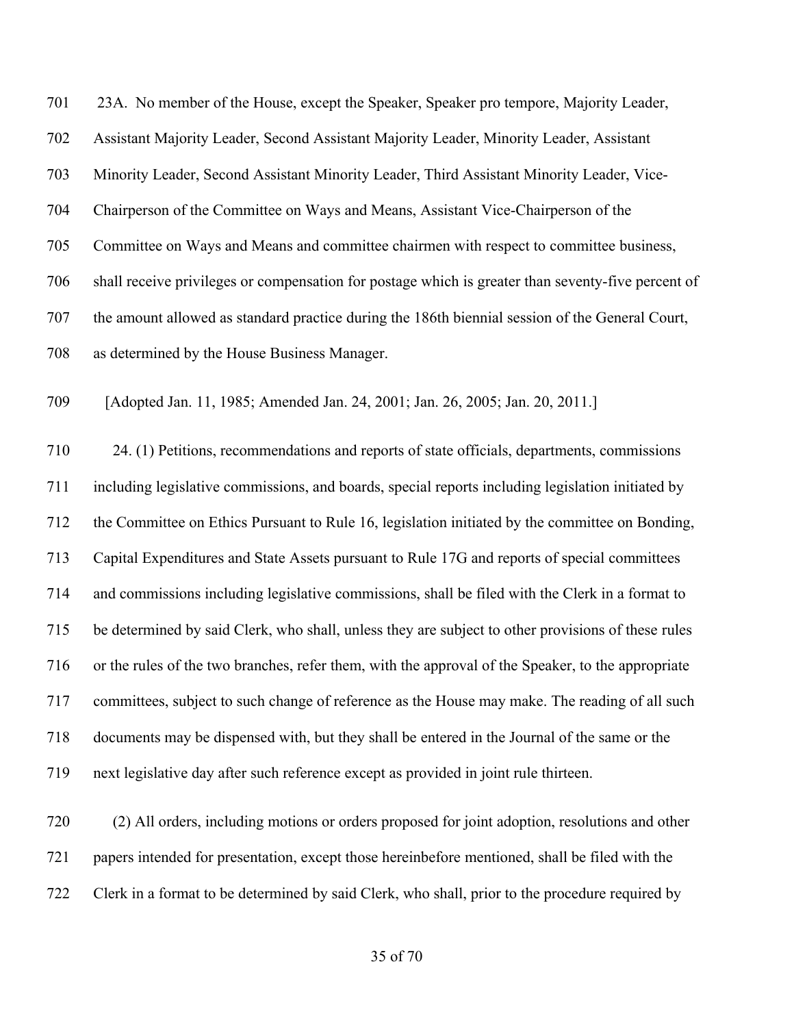23A. No member of the House, except the Speaker, Speaker pro tempore, Majority Leader, Assistant Majority Leader, Second Assistant Majority Leader, Minority Leader, Assistant Minority Leader, Second Assistant Minority Leader, Third Assistant Minority Leader, Vice-Chairperson of the Committee on Ways and Means, Assistant Vice-Chairperson of the Committee on Ways and Means and committee chairmen with respect to committee business, shall receive privileges or compensation for postage which is greater than seventy-five percent of the amount allowed as standard practice during the 186th biennial session of the General Court, as determined by the House Business Manager.

[Adopted Jan. 11, 1985; Amended Jan. 24, 2001; Jan. 26, 2005; Jan. 20, 2011.]

24. (1) Petitions, recommendations and reports of state officials, departments, commissions including legislative commissions, and boards, special reports including legislation initiated by the Committee on Ethics Pursuant to Rule 16, legislation initiated by the committee on Bonding, Capital Expenditures and State Assets pursuant to Rule 17G and reports of special committees and commissions including legislative commissions, shall be filed with the Clerk in a format to be determined by said Clerk, who shall, unless they are subject to other provisions of these rules or the rules of the two branches, refer them, with the approval of the Speaker, to the appropriate committees, subject to such change of reference as the House may make. The reading of all such documents may be dispensed with, but they shall be entered in the Journal of the same or the next legislative day after such reference except as provided in joint rule thirteen.

(2) All orders, including motions or orders proposed for joint adoption, resolutions and other papers intended for presentation, except those hereinbefore mentioned, shall be filed with the Clerk in a format to be determined by said Clerk, who shall, prior to the procedure required by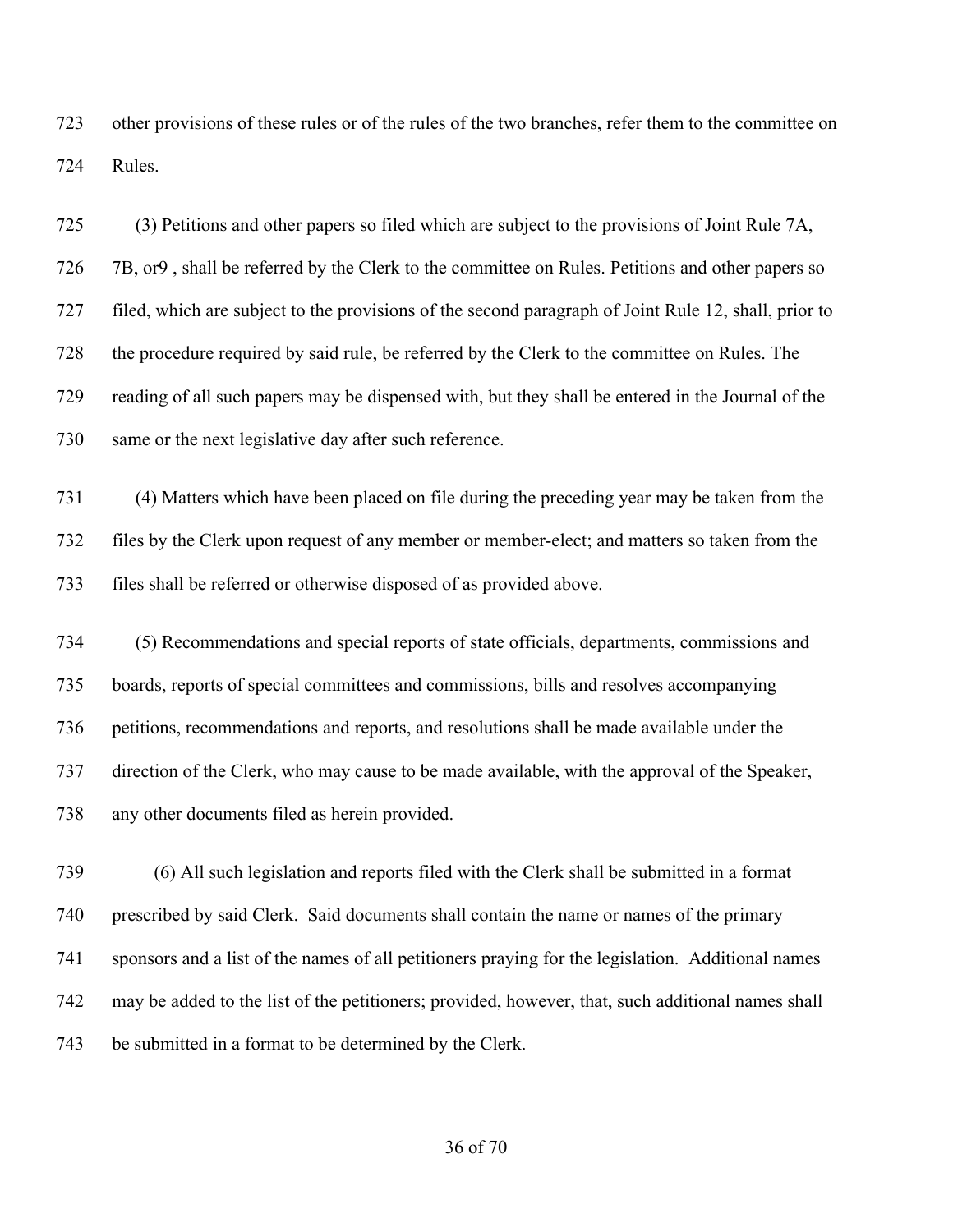other provisions of these rules or of the rules of the two branches, refer them to the committee on Rules.

(3) Petitions and other papers so filed which are subject to the provisions of Joint Rule 7A, 7B, or9 , shall be referred by the Clerk to the committee on Rules. Petitions and other papers so filed, which are subject to the provisions of the second paragraph of Joint Rule 12, shall, prior to the procedure required by said rule, be referred by the Clerk to the committee on Rules. The reading of all such papers may be dispensed with, but they shall be entered in the Journal of the same or the next legislative day after such reference.

(4) Matters which have been placed on file during the preceding year may be taken from the files by the Clerk upon request of any member or member-elect; and matters so taken from the files shall be referred or otherwise disposed of as provided above.

(5) Recommendations and special reports of state officials, departments, commissions and boards, reports of special committees and commissions, bills and resolves accompanying petitions, recommendations and reports, and resolutions shall be made available under the direction of the Clerk, who may cause to be made available, with the approval of the Speaker, any other documents filed as herein provided.

(6) All such legislation and reports filed with the Clerk shall be submitted in a format prescribed by said Clerk. Said documents shall contain the name or names of the primary sponsors and a list of the names of all petitioners praying for the legislation. Additional names may be added to the list of the petitioners; provided, however, that, such additional names shall be submitted in a format to be determined by the Clerk.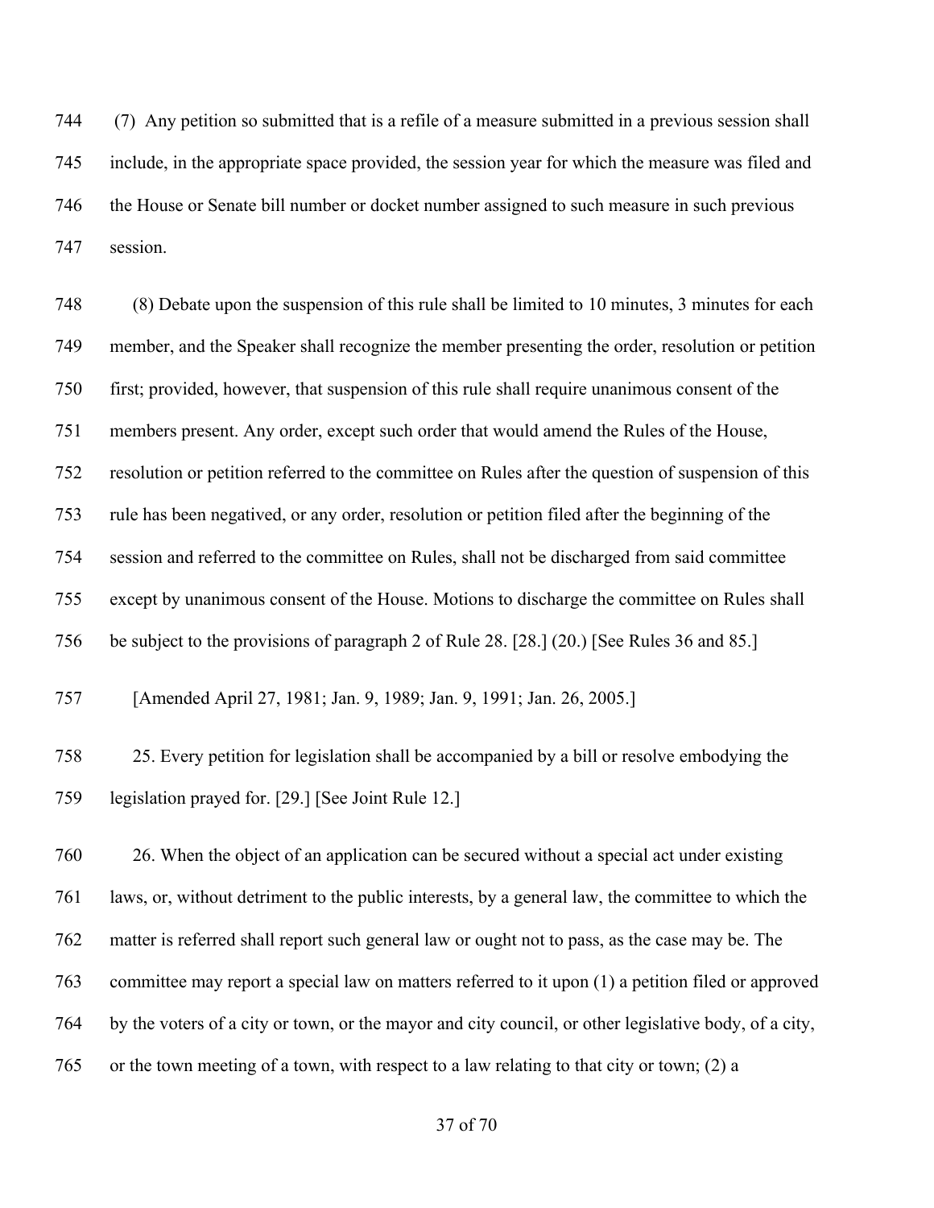(7) Any petition so submitted that is a refile of a measure submitted in a previous session shall include, in the appropriate space provided, the session year for which the measure was filed and the House or Senate bill number or docket number assigned to such measure in such previous session.

(8) Debate upon the suspension of this rule shall be limited to 10 minutes, 3 minutes for each member, and the Speaker shall recognize the member presenting the order, resolution or petition first; provided, however, that suspension of this rule shall require unanimous consent of the members present. Any order, except such order that would amend the Rules of the House, resolution or petition referred to the committee on Rules after the question of suspension of this rule has been negatived, or any order, resolution or petition filed after the beginning of the session and referred to the committee on Rules, shall not be discharged from said committee except by unanimous consent of the House. Motions to discharge the committee on Rules shall be subject to the provisions of paragraph 2 of Rule 28. [28.] (20.) [See Rules 36 and 85.]

[Amended April 27, 1981; Jan. 9, 1989; Jan. 9, 1991; Jan. 26, 2005.]

25. Every petition for legislation shall be accompanied by a bill or resolve embodying the legislation prayed for. [29.] [See Joint Rule 12.]

26. When the object of an application can be secured without a special act under existing laws, or, without detriment to the public interests, by a general law, the committee to which the matter is referred shall report such general law or ought not to pass, as the case may be. The committee may report a special law on matters referred to it upon (1) a petition filed or approved by the voters of a city or town, or the mayor and city council, or other legislative body, of a city, or the town meeting of a town, with respect to a law relating to that city or town; (2) a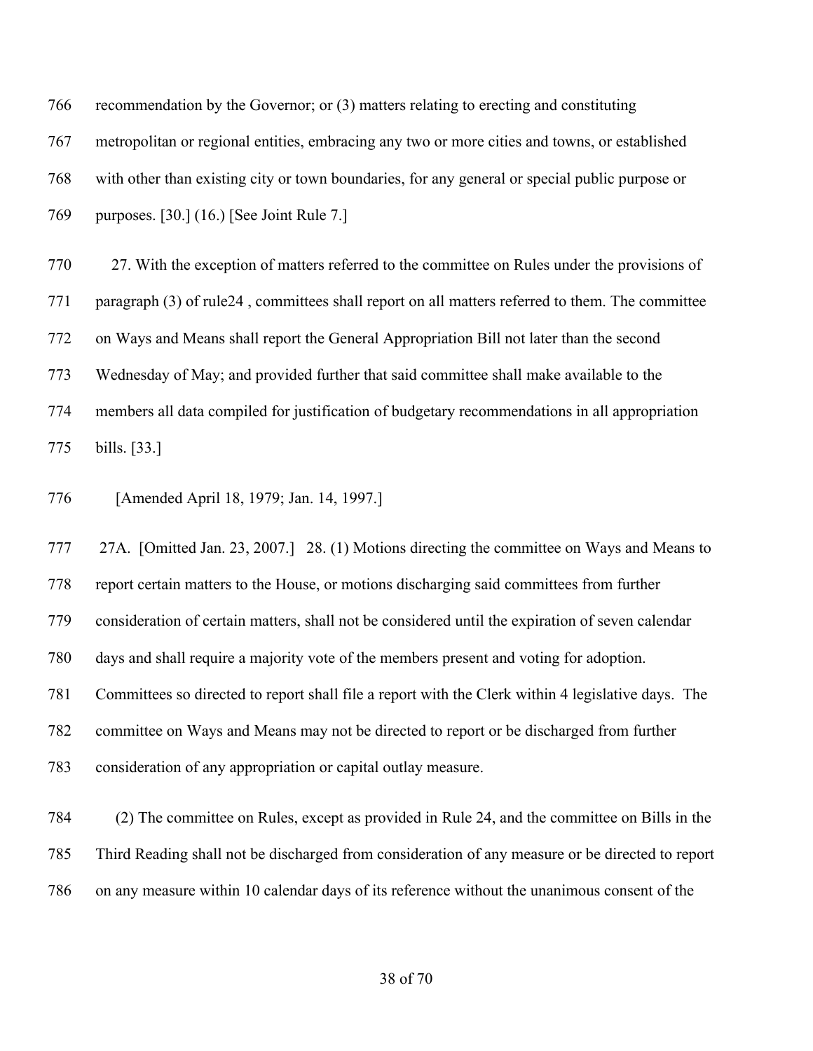recommendation by the Governor; or (3) matters relating to erecting and constituting metropolitan or regional entities, embracing any two or more cities and towns, or established with other than existing city or town boundaries, for any general or special public purpose or purposes. [30.] (16.) [See Joint Rule 7.]

27. With the exception of matters referred to the committee on Rules under the provisions of paragraph (3) of rule24 , committees shall report on all matters referred to them. The committee on Ways and Means shall report the General Appropriation Bill not later than the second Wednesday of May; and provided further that said committee shall make available to the members all data compiled for justification of budgetary recommendations in all appropriation bills. [33.]

[Amended April 18, 1979; Jan. 14, 1997.]

27A. [Omitted Jan. 23, 2007.] 28. (1) Motions directing the committee on Ways and Means to report certain matters to the House, or motions discharging said committees from further consideration of certain matters, shall not be considered until the expiration of seven calendar days and shall require a majority vote of the members present and voting for adoption. Committees so directed to report shall file a report with the Clerk within 4 legislative days. The committee on Ways and Means may not be directed to report or be discharged from further consideration of any appropriation or capital outlay measure.

(2) The committee on Rules, except as provided in Rule 24, and the committee on Bills in the Third Reading shall not be discharged from consideration of any measure or be directed to report on any measure within 10 calendar days of its reference without the unanimous consent of the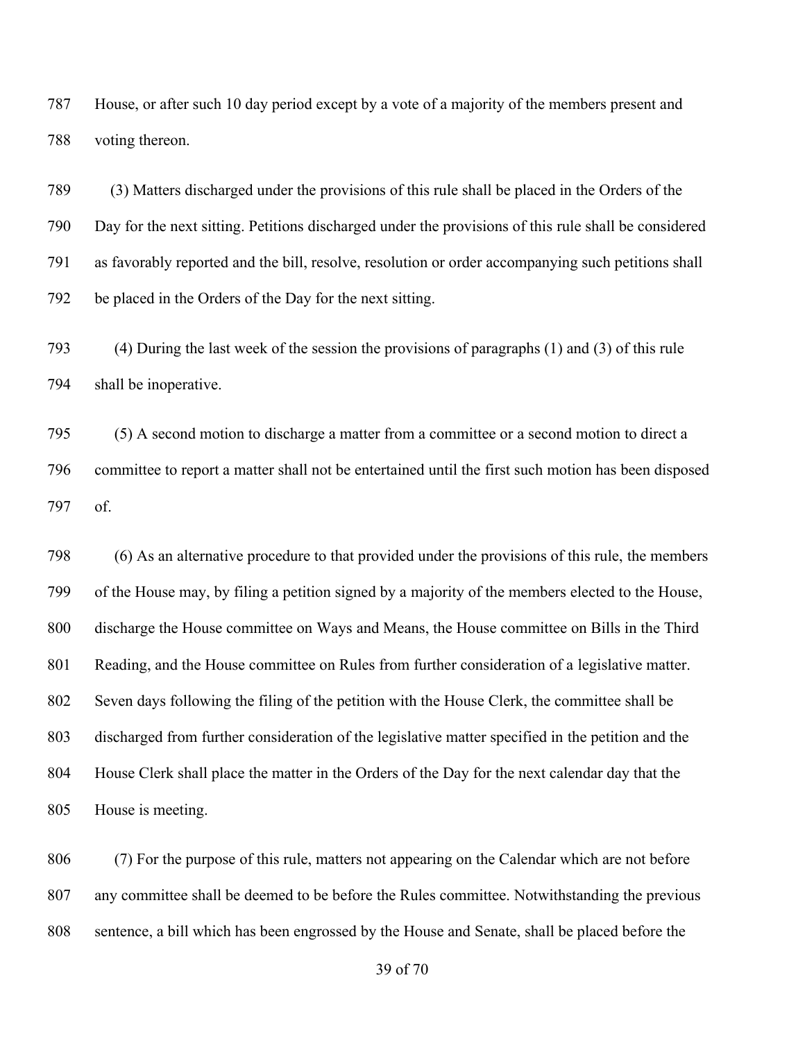House, or after such 10 day period except by a vote of a majority of the members present and voting thereon.

(3) Matters discharged under the provisions of this rule shall be placed in the Orders of the Day for the next sitting. Petitions discharged under the provisions of this rule shall be considered as favorably reported and the bill, resolve, resolution or order accompanying such petitions shall be placed in the Orders of the Day for the next sitting.

(4) During the last week of the session the provisions of paragraphs (1) and (3) of this rule shall be inoperative.

(5) A second motion to discharge a matter from a committee or a second motion to direct a committee to report a matter shall not be entertained until the first such motion has been disposed of.

(6) As an alternative procedure to that provided under the provisions of this rule, the members of the House may, by filing a petition signed by a majority of the members elected to the House, discharge the House committee on Ways and Means, the House committee on Bills in the Third Reading, and the House committee on Rules from further consideration of a legislative matter. Seven days following the filing of the petition with the House Clerk, the committee shall be discharged from further consideration of the legislative matter specified in the petition and the House Clerk shall place the matter in the Orders of the Day for the next calendar day that the House is meeting.

(7) For the purpose of this rule, matters not appearing on the Calendar which are not before any committee shall be deemed to be before the Rules committee. Notwithstanding the previous sentence, a bill which has been engrossed by the House and Senate, shall be placed before the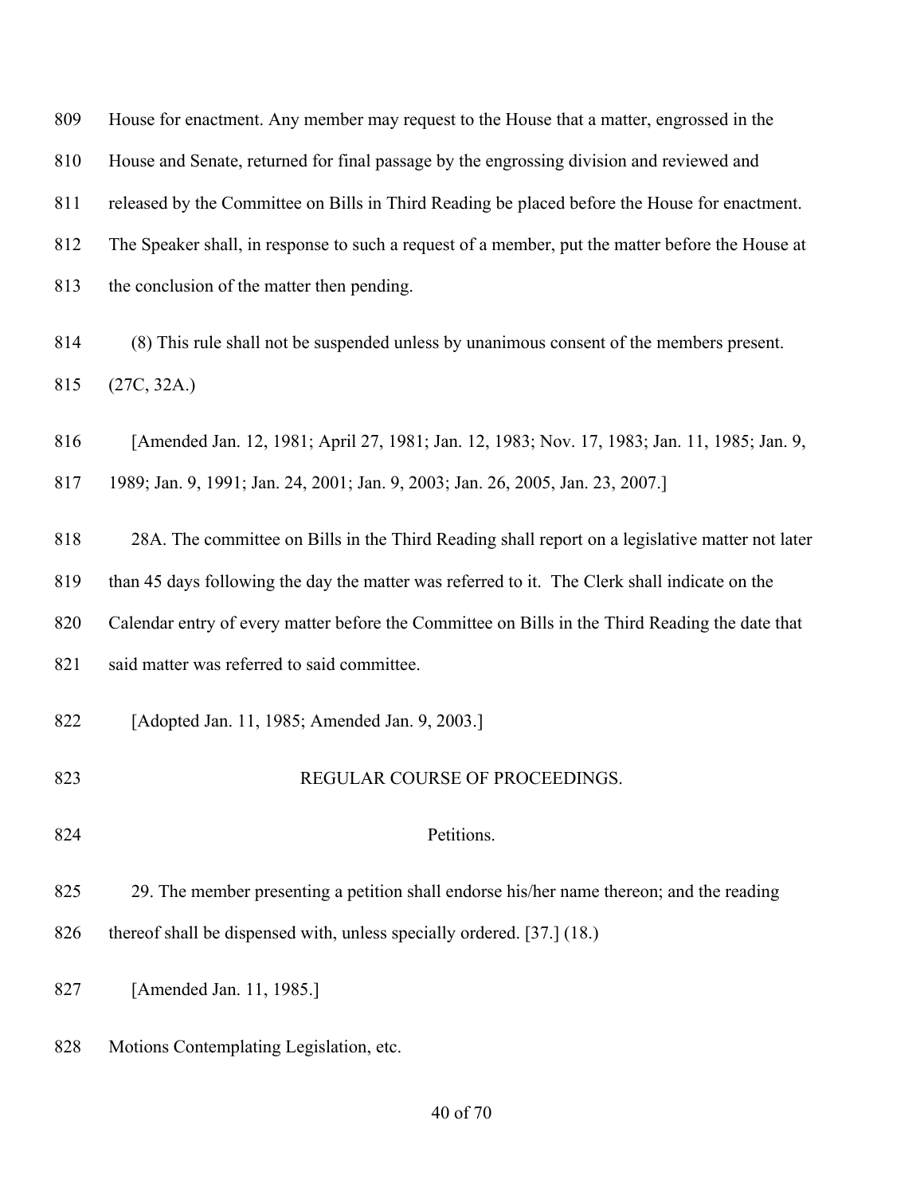House for enactment. Any member may request to the House that a matter, engrossed in the House and Senate, returned for final passage by the engrossing division and reviewed and released by the Committee on Bills in Third Reading be placed before the House for enactment. The Speaker shall, in response to such a request of a member, put the matter before the House at the conclusion of the matter then pending.

(8) This rule shall not be suspended unless by unanimous consent of the members present. (27C, 32A.)

[Amended Jan. 12, 1981; April 27, 1981; Jan. 12, 1983; Nov. 17, 1983; Jan. 11, 1985; Jan. 9, 1989; Jan. 9, 1991; Jan. 24, 2001; Jan. 9, 2003; Jan. 26, 2005, Jan. 23, 2007.]

28A. The committee on Bills in the Third Reading shall report on a legislative matter not later than 45 days following the day the matter was referred to it.  The Clerk shall indicate on the Calendar entry of every matter before the Committee on Bills in the Third Reading the date that said matter was referred to said committee.

[Adopted Jan. 11, 1985; Amended Jan. 9, 2003.]

## REGULAR COURSE OF PROCEEDINGS.

### Petitions.

29. The member presenting a petition shall endorse his/her name thereon; and the reading thereof shall be dispensed with, unless specially ordered. [37.] (18.)

[Amended Jan. 11, 1985.]

Motions Contemplating Legislation, etc.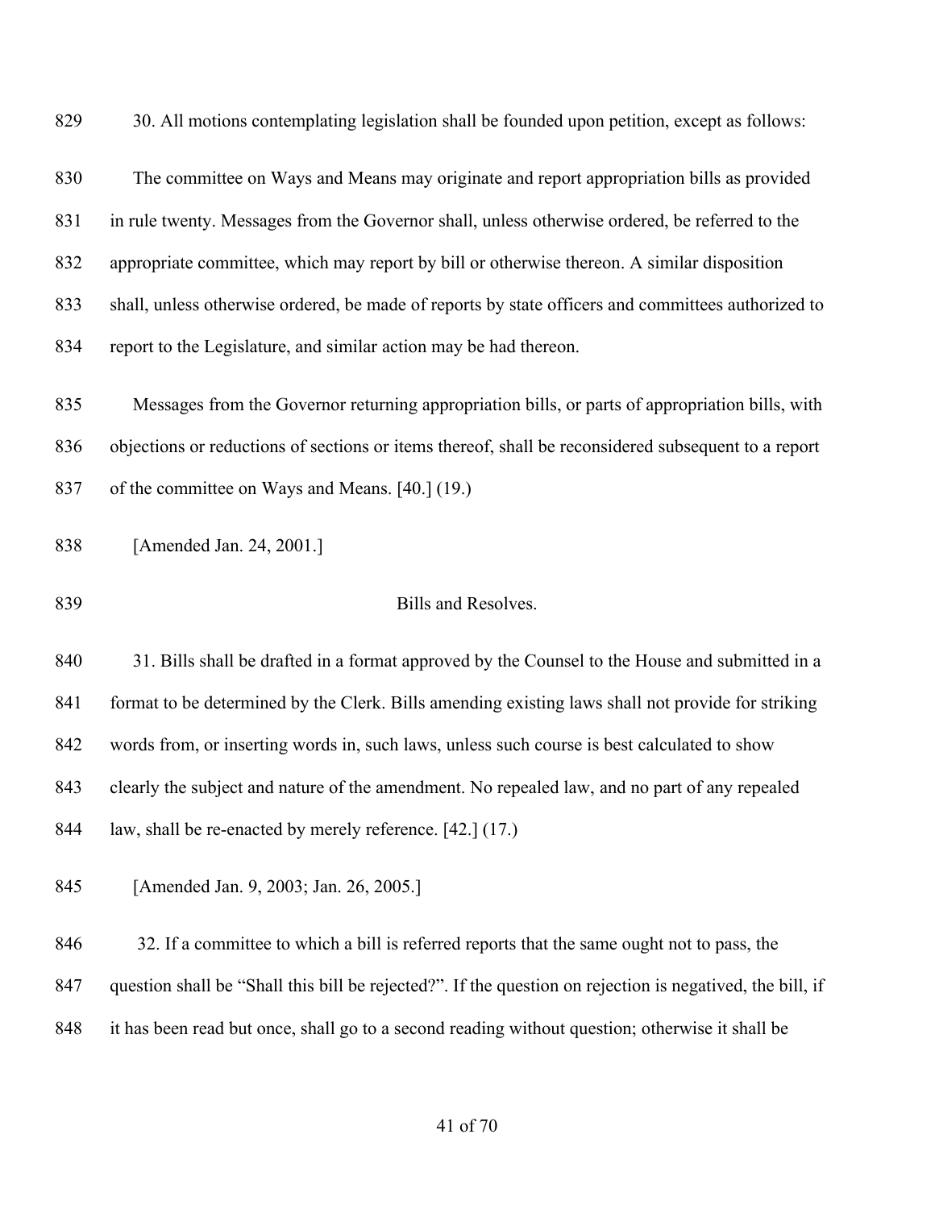30. All motions contemplating legislation shall be founded upon petition, except as follows:

The committee on Ways and Means may originate and report appropriation bills as provided in rule twenty. Messages from the Governor shall, unless otherwise ordered, be referred to the appropriate committee, which may report by bill or otherwise thereon. A similar disposition shall, unless otherwise ordered, be made of reports by state officers and committees authorized to report to the Legislature, and similar action may be had thereon.

Messages from the Governor returning appropriation bills, or parts of appropriation bills, with objections or reductions of sections or items thereof, shall be reconsidered subsequent to a report of the committee on Ways and Means. [40.] (19.)

[Amended Jan. 24, 2001.]

## Bills and Resolves.

31. Bills shall be drafted in a format approved by the Counsel to the House and submitted in a format to be determined by the Clerk. Bills amending existing laws shall not provide for striking words from, or inserting words in, such laws, unless such course is best calculated to show clearly the subject and nature of the amendment. No repealed law, and no part of any repealed law, shall be re-enacted by merely reference. [42.] (17.)

[Amended Jan. 9, 2003; Jan. 26, 2005.]

32. If a committee to which a bill is referred reports that the same ought not to pass, the question shall be “Shall this bill be rejected?”. If the question on rejection is negatived, the bill, if it has been read but once, shall go to a second reading without question; otherwise it shall be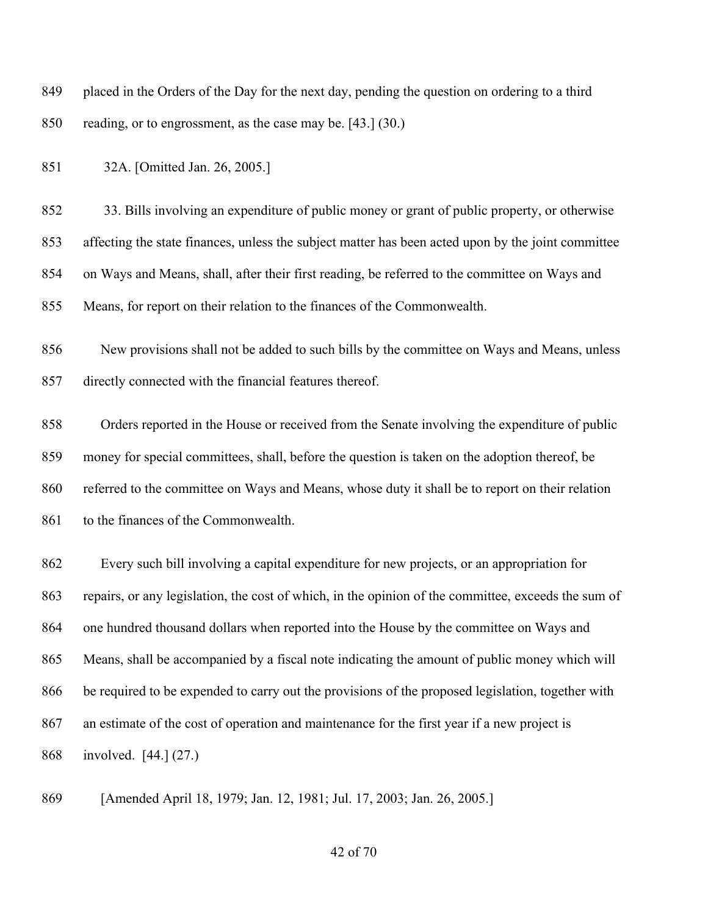placed in the Orders of the Day for the next day, pending the question on ordering to a third reading, or to engrossment, as the case may be. [43.] (30.)

32A. [Omitted Jan. 26, 2005.]

33. Bills involving an expenditure of public money or grant of public property, or otherwise affecting the state finances, unless the subject matter has been acted upon by the joint committee on Ways and Means, shall, after their first reading, be referred to the committee on Ways and Means, for report on their relation to the finances of the Commonwealth.

New provisions shall not be added to such bills by the committee on Ways and Means, unless directly connected with the financial features thereof.

Orders reported in the House or received from the Senate involving the expenditure of public money for special committees, shall, before the question is taken on the adoption thereof, be referred to the committee on Ways and Means, whose duty it shall be to report on their relation to the finances of the Commonwealth.

Every such bill involving a capital expenditure for new projects, or an appropriation for repairs, or any legislation, the cost of which, in the opinion of the committee, exceeds the sum of one hundred thousand dollars when reported into the House by the committee on Ways and Means, shall be accompanied by a fiscal note indicating the amount of public money which will be required to be expended to carry out the provisions of the proposed legislation, together with an estimate of the cost of operation and maintenance for the first year if a new project is involved. [44.] (27.)

[Amended April 18, 1979; Jan. 12, 1981; Jul. 17, 2003; Jan. 26, 2005.]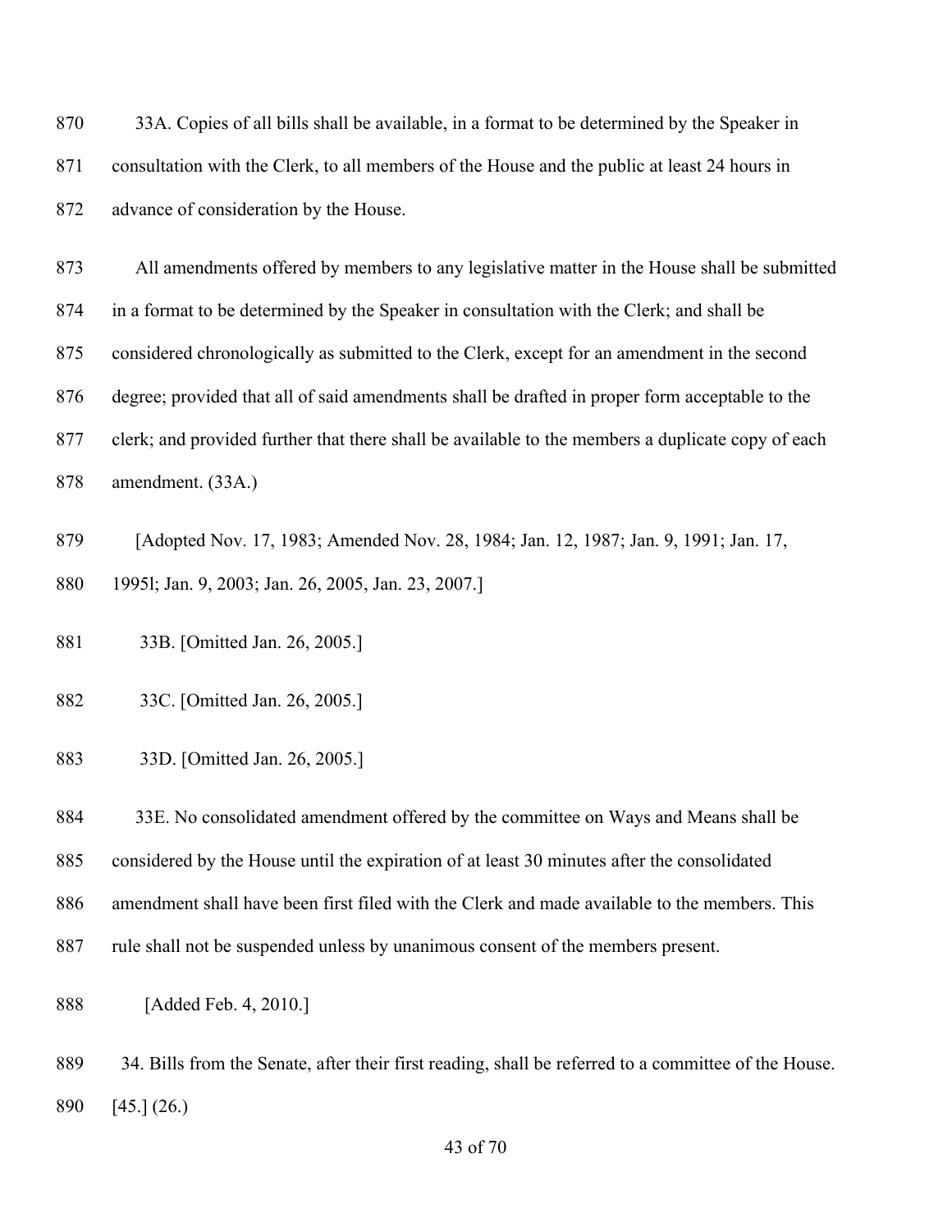33A. Copies of all bills shall be available, in a format to be determined by the Speaker in consultation with the Clerk, to all members of the House and the public at least 24 hours in advance of consideration by the House.

All amendments offered by members to any legislative matter in the House shall be submitted in a format to be determined by the Speaker in consultation with the Clerk; and shall be considered chronologically as submitted to the Clerk, except for an amendment in the second degree; provided that all of said amendments shall be drafted in proper form acceptable to the clerk; and provided further that there shall be available to the members a duplicate copy of each amendment. (33A.)

[Adopted Nov. 17, 1983; Amended Nov. 28, 1984; Jan. 12, 1987; Jan. 9, 1991; Jan. 17, 1995l; Jan. 9, 2003; Jan. 26, 2005, Jan. 23, 2007.]

33B. [Omitted Jan. 26, 2005.]

33C. [Omitted Jan. 26, 2005.]

33D. [Omitted Jan. 26, 2005.]

33E. No consolidated amendment offered by the committee on Ways and Means shall be considered by the House until the expiration of at least 30 minutes after the consolidated amendment shall have been first filed with the Clerk and made available to the members. This rule shall not be suspended unless by unanimous consent of the members present.

[Added Feb. 4, 2010.]

34. Bills from the Senate, after their first reading, shall be referred to a committee of the House. [45.] (26.)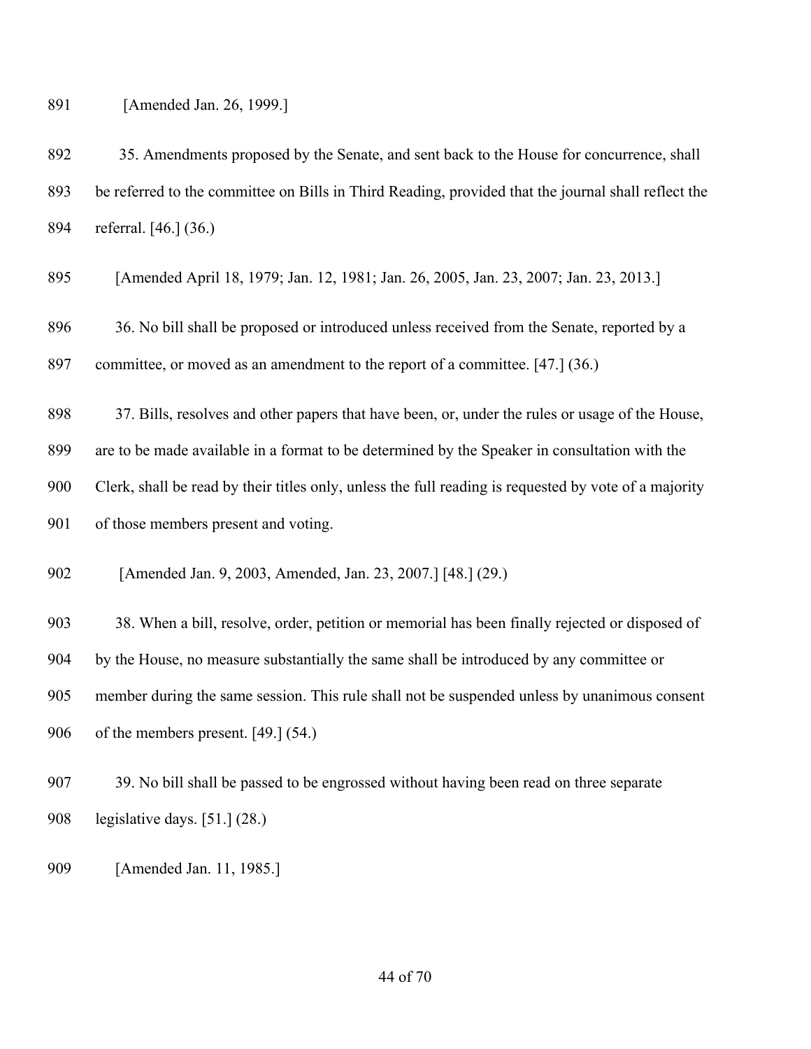[Amended Jan. 26, 1999.]

35. Amendments proposed by the Senate, and sent back to the House for concurrence, shall be referred to the committee on Bills in Third Reading, provided that the journal shall reflect the referral. [46.] (36.)

[Amended April 18, 1979; Jan. 12, 1981; Jan. 26, 2005, Jan. 23, 2007; Jan. 23, 2013.]

36. No bill shall be proposed or introduced unless received from the Senate, reported by a committee, or moved as an amendment to the report of a committee. [47.] (36.)

37. Bills, resolves and other papers that have been, or, under the rules or usage of the House, are to be made available in a format to be determined by the Speaker in consultation with the Clerk, shall be read by their titles only, unless the full reading is requested by vote of a majority of those members present and voting.

[Amended Jan. 9, 2003, Amended, Jan. 23, 2007.] [48.] (29.)

38. When a bill, resolve, order, petition or memorial has been finally rejected or disposed of by the House, no measure substantially the same shall be introduced by any committee or member during the same session. This rule shall not be suspended unless by unanimous consent of the members present. [49.] (54.)

39. No bill shall be passed to be engrossed without having been read on three separate legislative days. [51.] (28.)

[Amended Jan. 11, 1985.]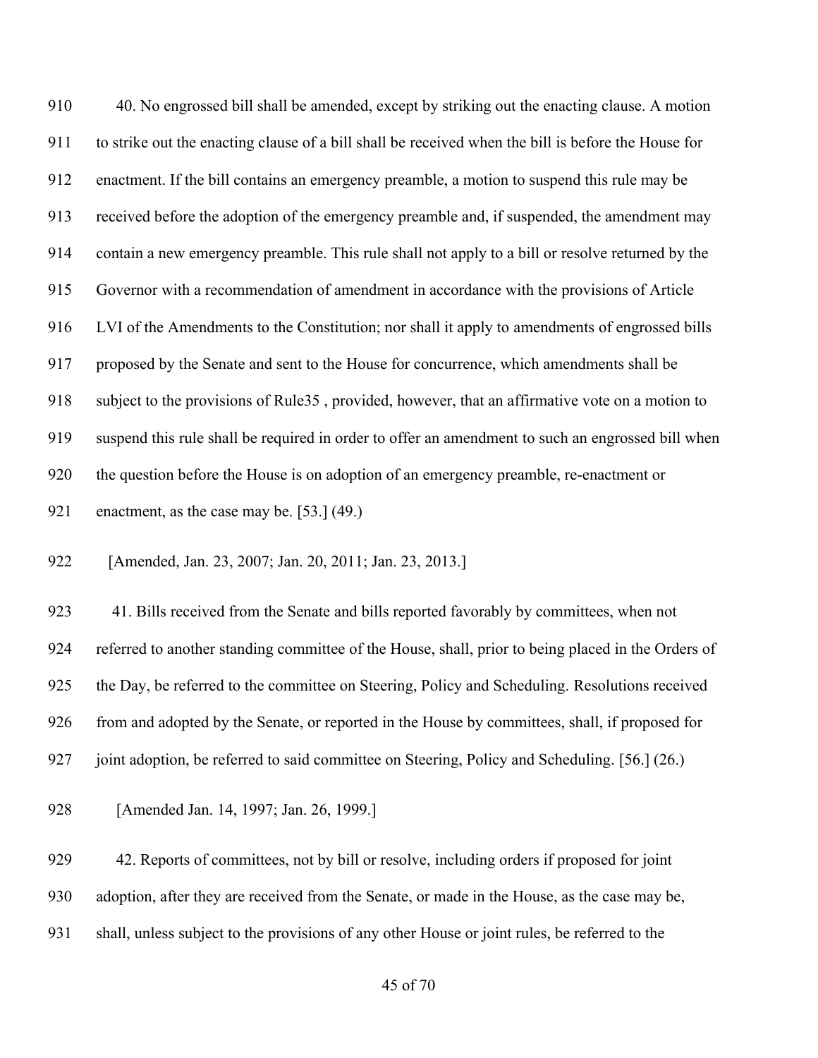40. No engrossed bill shall be amended, except by striking out the enacting clause. A motion to strike out the enacting clause of a bill shall be received when the bill is before the House for enactment. If the bill contains an emergency preamble, a motion to suspend this rule may be received before the adoption of the emergency preamble and, if suspended, the amendment may contain a new emergency preamble. This rule shall not apply to a bill or resolve returned by the Governor with a recommendation of amendment in accordance with the provisions of Article LVI of the Amendments to the Constitution; nor shall it apply to amendments of engrossed bills proposed by the Senate and sent to the House for concurrence, which amendments shall be subject to the provisions of Rule35 , provided, however, that an affirmative vote on a motion to suspend this rule shall be required in order to offer an amendment to such an engrossed bill when the question before the House is on adoption of an emergency preamble, re-enactment or enactment, as the case may be. [53.] (49.)

[Amended, Jan. 23, 2007; Jan. 20, 2011; Jan. 23, 2013.]

41. Bills received from the Senate and bills reported favorably by committees, when not referred to another standing committee of the House, shall, prior to being placed in the Orders of the Day, be referred to the committee on Steering, Policy and Scheduling. Resolutions received from and adopted by the Senate, or reported in the House by committees, shall, if proposed for joint adoption, be referred to said committee on Steering, Policy and Scheduling. [56.] (26.)

[Amended Jan. 14, 1997; Jan. 26, 1999.]

42. Reports of committees, not by bill or resolve, including orders if proposed for joint adoption, after they are received from the Senate, or made in the House, as the case may be, shall, unless subject to the provisions of any other House or joint rules, be referred to the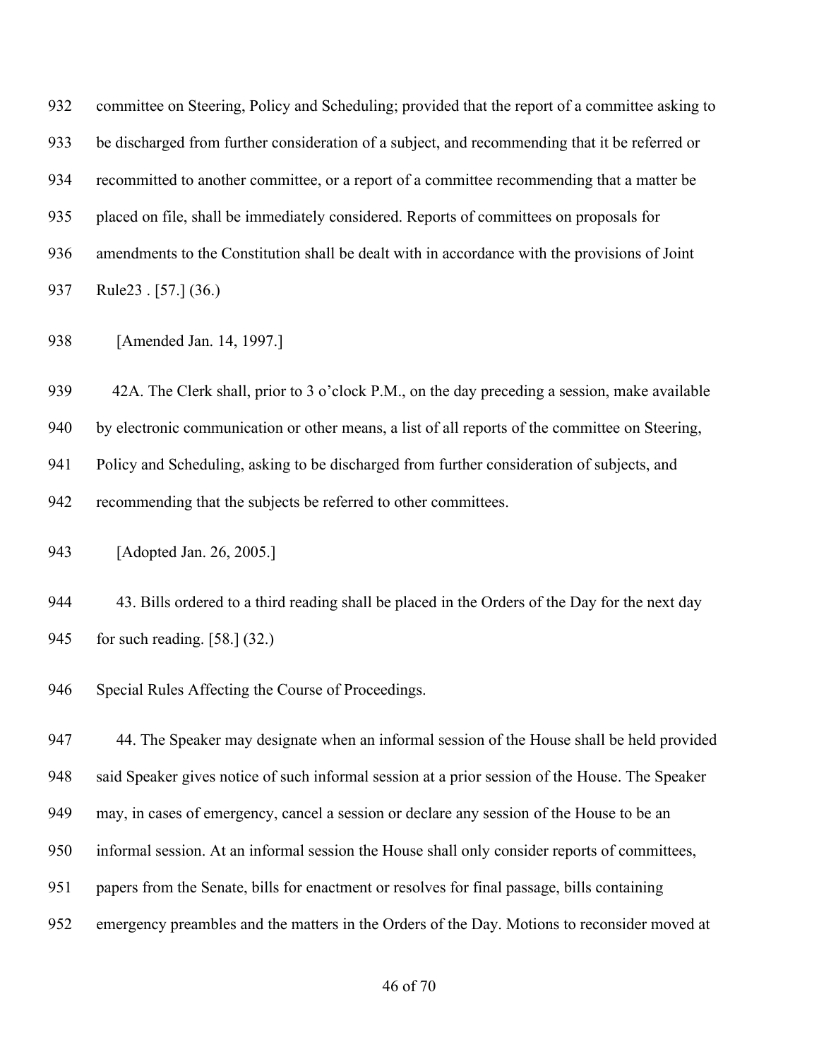committee on Steering, Policy and Scheduling; provided that the report of a committee asking to be discharged from further consideration of a subject, and recommending that it be referred or recommitted to another committee, or a report of a committee recommending that a matter be placed on file, shall be immediately considered. Reports of committees on proposals for amendments to the Constitution shall be dealt with in accordance with the provisions of Joint Rule23 . [57.] (36.)

[Amended Jan. 14, 1997.]

42A. The Clerk shall, prior to 3 o'clock P.M., on the day preceding a session, make available by electronic communication or other means, a list of all reports of the committee on Steering, Policy and Scheduling, asking to be discharged from further consideration of subjects, and recommending that the subjects be referred to other committees.

[Adopted Jan. 26, 2005.]

43. Bills ordered to a third reading shall be placed in the Orders of the Day for the next day for such reading. [58.] (32.)

Special Rules Affecting the Course of Proceedings.

44. The Speaker may designate when an informal session of the House shall be held provided said Speaker gives notice of such informal session at a prior session of the House. The Speaker may, in cases of emergency, cancel a session or declare any session of the House to be an informal session. At an informal session the House shall only consider reports of committees, papers from the Senate, bills for enactment or resolves for final passage, bills containing emergency preambles and the matters in the Orders of the Day. Motions to reconsider moved at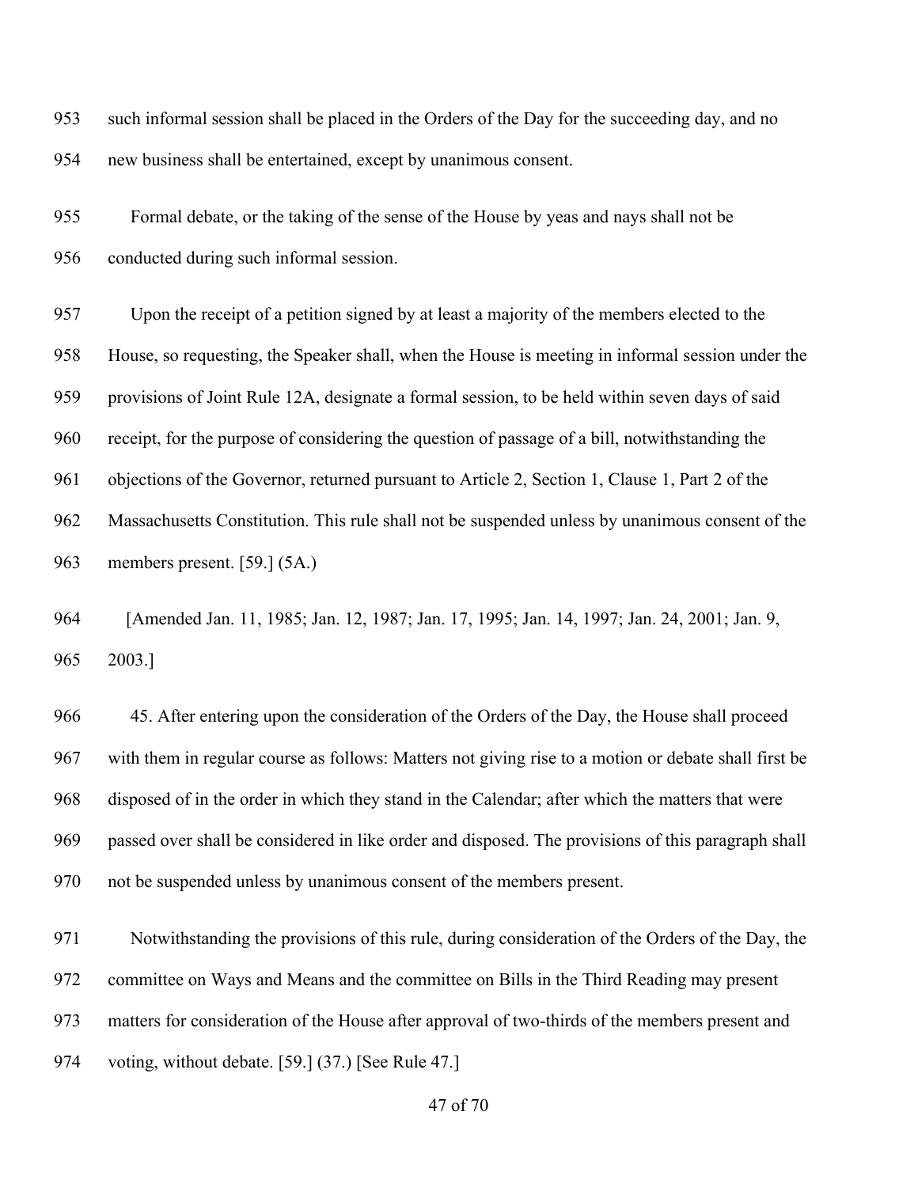such informal session shall be placed in the Orders of the Day for the succeeding day, and no new business shall be entertained, except by unanimous consent.

Formal debate, or the taking of the sense of the House by yeas and nays shall not be conducted during such informal session.

Upon the receipt of a petition signed by at least a majority of the members elected to the House, so requesting, the Speaker shall, when the House is meeting in informal session under the provisions of Joint Rule 12A, designate a formal session, to be held within seven days of said receipt, for the purpose of considering the question of passage of a bill, notwithstanding the objections of the Governor, returned pursuant to Article 2, Section 1, Clause 1, Part 2 of the Massachusetts Constitution. This rule shall not be suspended unless by unanimous consent of the members present. [59.] (5A.)

[Amended Jan. 11, 1985; Jan. 12, 1987; Jan. 17, 1995; Jan. 14, 1997; Jan. 24, 2001; Jan. 9, 2003.]

45. After entering upon the consideration of the Orders of the Day, the House shall proceed with them in regular course as follows: Matters not giving rise to a motion or debate shall first be disposed of in the order in which they stand in the Calendar; after which the matters that were passed over shall be considered in like order and disposed. The provisions of this paragraph shall not be suspended unless by unanimous consent of the members present.

Notwithstanding the provisions of this rule, during consideration of the Orders of the Day, the committee on Ways and Means and the committee on Bills in the Third Reading may present matters for consideration of the House after approval of two-thirds of the members present and voting, without debate. [59.] (37.) [See Rule 47.]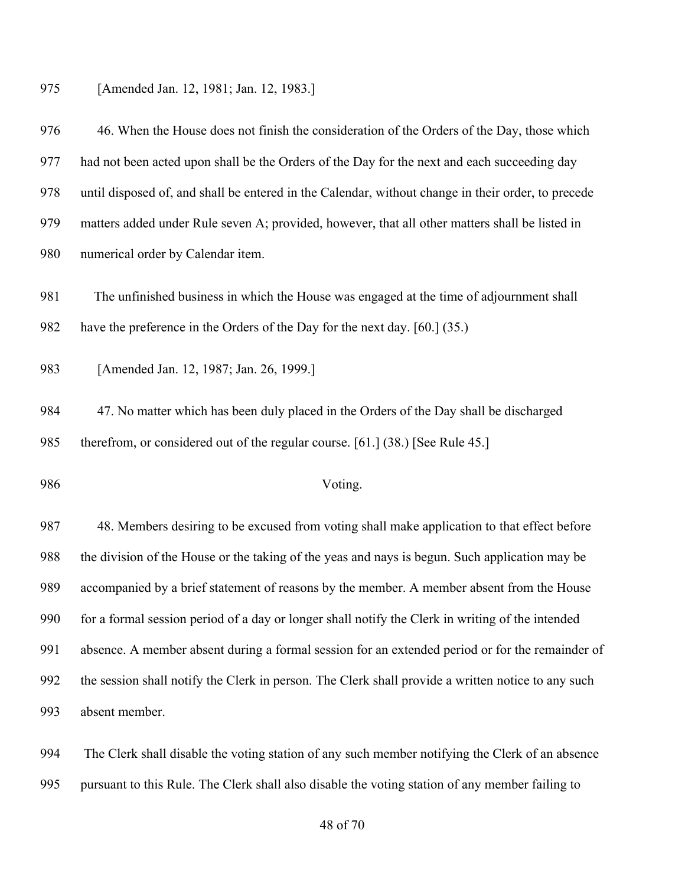[Amended Jan. 12, 1981; Jan. 12, 1983.]

46. When the House does not finish the consideration of the Orders of the Day, those which had not been acted upon shall be the Orders of the Day for the next and each succeeding day until disposed of, and shall be entered in the Calendar, without change in their order, to precede matters added under Rule seven A; provided, however, that all other matters shall be listed in numerical order by Calendar item.

The unfinished business in which the House was engaged at the time of adjournment shall have the preference in the Orders of the Day for the next day. [60.] (35.)

[Amended Jan. 12, 1987; Jan. 26, 1999.]

47. No matter which has been duly placed in the Orders of the Day shall be discharged therefrom, or considered out of the regular course. [61.] (38.) [See Rule 45.]

## Voting.

48. Members desiring to be excused from voting shall make application to that effect before the division of the House or the taking of the yeas and nays is begun. Such application may be accompanied by a brief statement of reasons by the member. A member absent from the House for a formal session period of a day or longer shall notify the Clerk in writing of the intended absence. A member absent during a formal session for an extended period or for the remainder of the session shall notify the Clerk in person. The Clerk shall provide a written notice to any such absent member.

The Clerk shall disable the voting station of any such member notifying the Clerk of an absence pursuant to this Rule. The Clerk shall also disable the voting station of any member failing to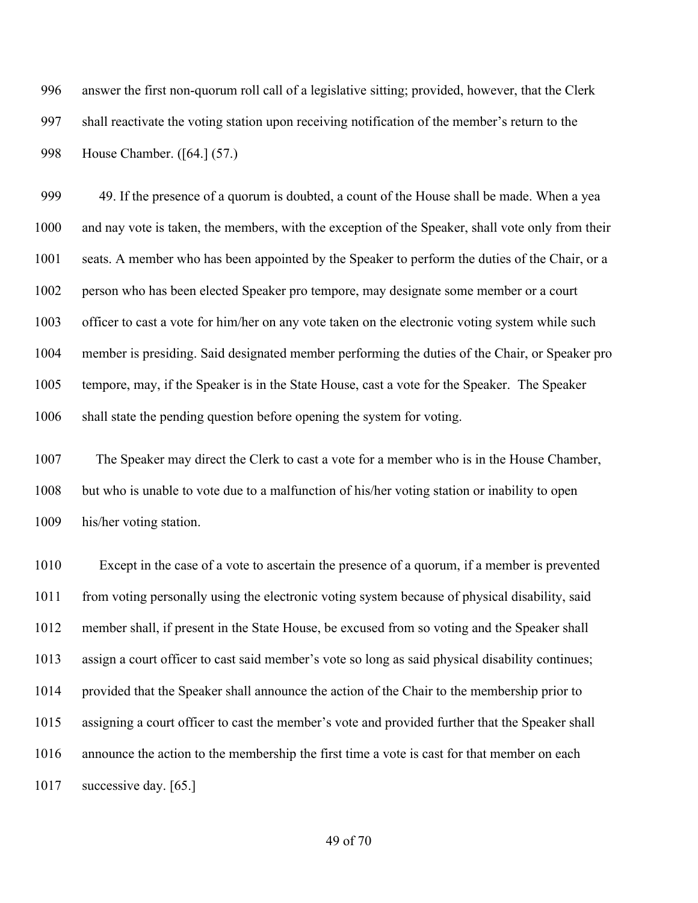answer the first non-quorum roll call of a legislative sitting; provided, however, that the Clerk shall reactivate the voting station upon receiving notification of the member's return to the House Chamber. ([64.] (57.)

49. If the presence of a quorum is doubted, a count of the House shall be made. When a yea and nay vote is taken, the members, with the exception of the Speaker, shall vote only from their seats. A member who has been appointed by the Speaker to perform the duties of the Chair, or a person who has been elected Speaker pro tempore, may designate some member or a court officer to cast a vote for him/her on any vote taken on the electronic voting system while such member is presiding. Said designated member performing the duties of the Chair, or Speaker pro tempore, may, if the Speaker is in the State House, cast a vote for the Speaker. The Speaker shall state the pending question before opening the system for voting.

The Speaker may direct the Clerk to cast a vote for a member who is in the House Chamber, but who is unable to vote due to a malfunction of his/her voting station or inability to open his/her voting station.

Except in the case of a vote to ascertain the presence of a quorum, if a member is prevented from voting personally using the electronic voting system because of physical disability, said member shall, if present in the State House, be excused from so voting and the Speaker shall assign a court officer to cast said member's vote so long as said physical disability continues; provided that the Speaker shall announce the action of the Chair to the membership prior to assigning a court officer to cast the member's vote and provided further that the Speaker shall announce the action to the membership the first time a vote is cast for that member on each successive day. [65.]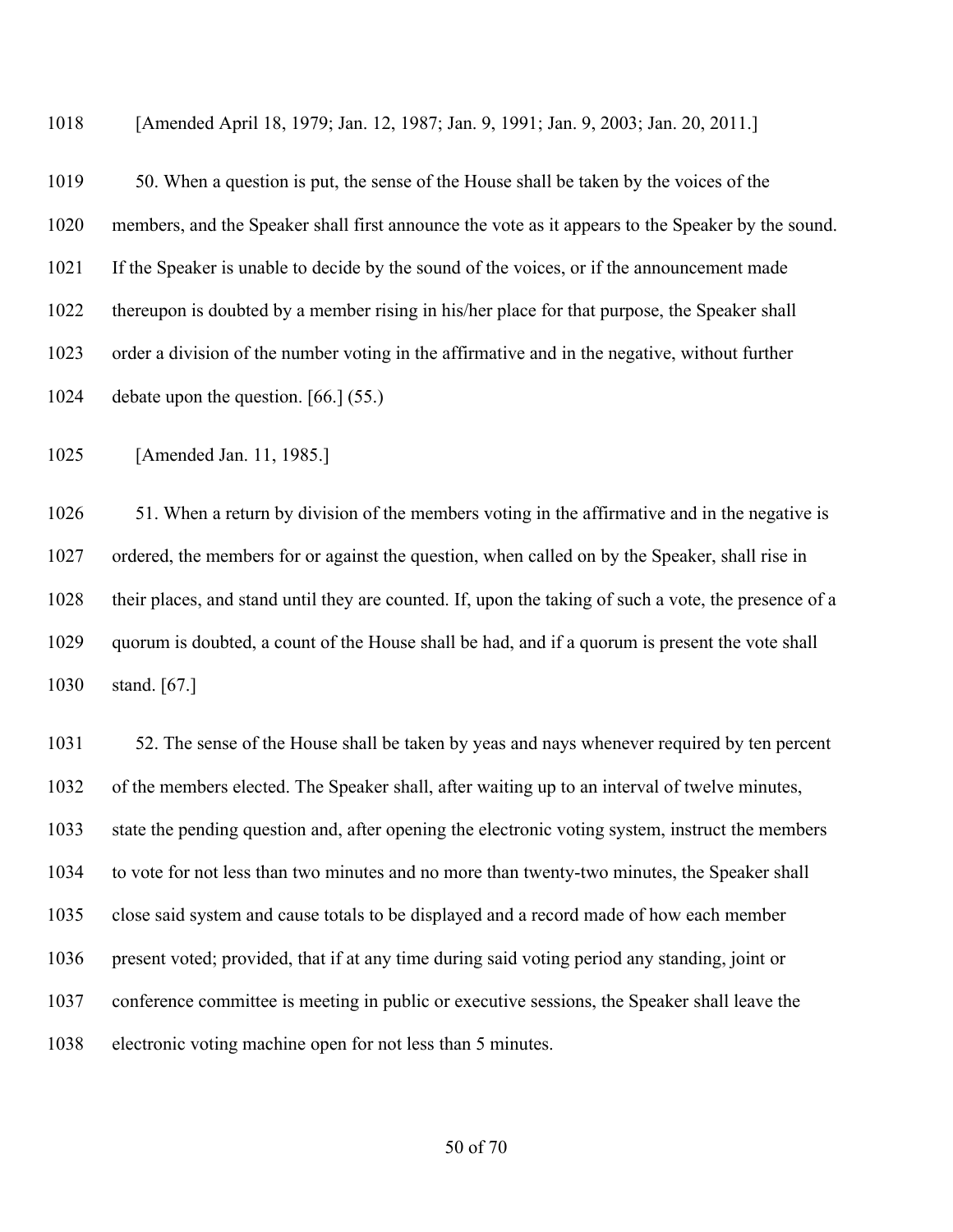[Amended April 18, 1979; Jan. 12, 1987; Jan. 9, 1991; Jan. 9, 2003; Jan. 20, 2011.]

50. When a question is put, the sense of the House shall be taken by the voices of the members, and the Speaker shall first announce the vote as it appears to the Speaker by the sound. If the Speaker is unable to decide by the sound of the voices, or if the announcement made thereupon is doubted by a member rising in his/her place for that purpose, the Speaker shall order a division of the number voting in the affirmative and in the negative, without further debate upon the question. [66.] (55.)

[Amended Jan. 11, 1985.]

51. When a return by division of the members voting in the affirmative and in the negative is ordered, the members for or against the question, when called on by the Speaker, shall rise in their places, and stand until they are counted. If, upon the taking of such a vote, the presence of a quorum is doubted, a count of the House shall be had, and if a quorum is present the vote shall stand. [67.]

52. The sense of the House shall be taken by yeas and nays whenever required by ten percent of the members elected. The Speaker shall, after waiting up to an interval of twelve minutes, state the pending question and, after opening the electronic voting system, instruct the members to vote for not less than two minutes and no more than twenty-two minutes, the Speaker shall close said system and cause totals to be displayed and a record made of how each member present voted; provided, that if at any time during said voting period any standing, joint or conference committee is meeting in public or executive sessions, the Speaker shall leave the electronic voting machine open for not less than 5 minutes.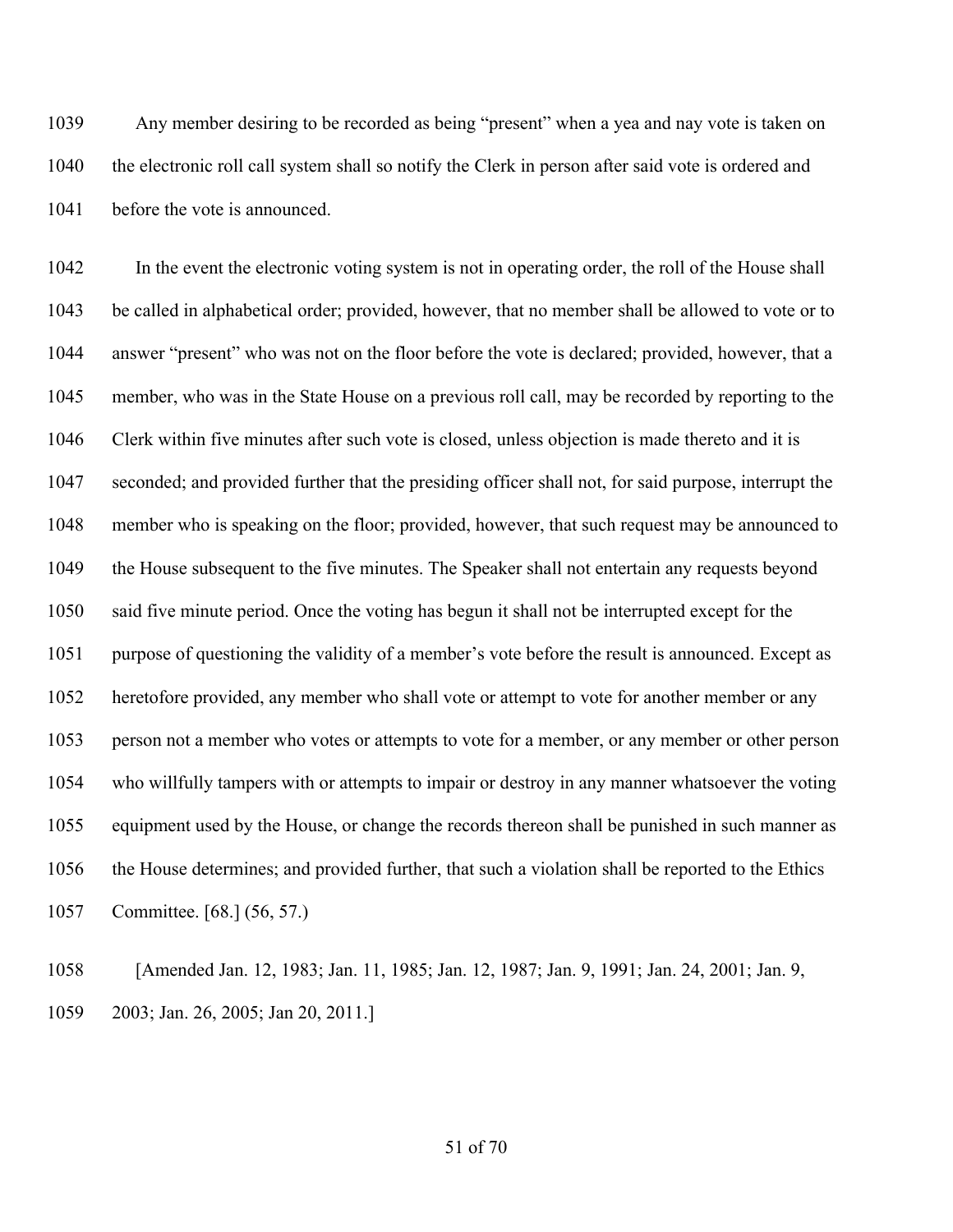Any member desiring to be recorded as being "present" when a yea and nay vote is taken on the electronic roll call system shall so notify the Clerk in person after said vote is ordered and before the vote is announced.

In the event the electronic voting system is not in operating order, the roll of the House shall be called in alphabetical order; provided, however, that no member shall be allowed to vote or to answer "present" who was not on the floor before the vote is declared; provided, however, that a member, who was in the State House on a previous roll call, may be recorded by reporting to the Clerk within five minutes after such vote is closed, unless objection is made thereto and it is seconded; and provided further that the presiding officer shall not, for said purpose, interrupt the member who is speaking on the floor; provided, however, that such request may be announced to the House subsequent to the five minutes. The Speaker shall not entertain any requests beyond said five minute period. Once the voting has begun it shall not be interrupted except for the purpose of questioning the validity of a member's vote before the result is announced. Except as heretofore provided, any member who shall vote or attempt to vote for another member or any person not a member who votes or attempts to vote for a member, or any member or other person who willfully tampers with or attempts to impair or destroy in any manner whatsoever the voting equipment used by the House, or change the records thereon shall be punished in such manner as the House determines; and provided further, that such a violation shall be reported to the Ethics Committee. [68.] (56, 57.)

[Amended Jan. 12, 1983; Jan. 11, 1985; Jan. 12, 1987; Jan. 9, 1991; Jan. 24, 2001; Jan. 9, 2003; Jan. 26, 2005; Jan 20, 2011.]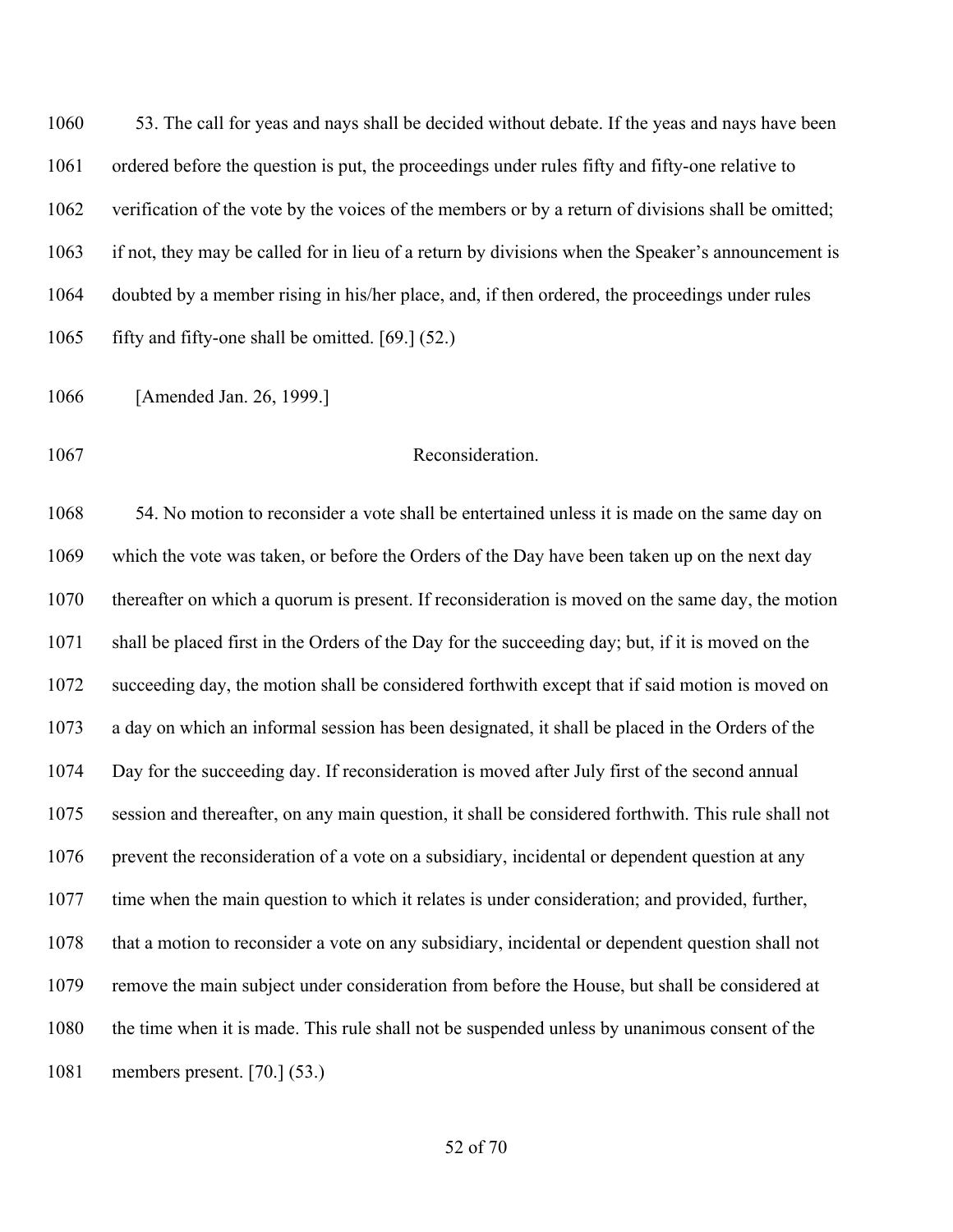53. The call for yeas and nays shall be decided without debate. If the yeas and nays have been ordered before the question is put, the proceedings under rules fifty and fifty-one relative to verification of the vote by the voices of the members or by a return of divisions shall be omitted; if not, they may be called for in lieu of a return by divisions when the Speaker's announcement is doubted by a member rising in his/her place, and, if then ordered, the proceedings under rules fifty and fifty-one shall be omitted. [69.] (52.)

[Amended Jan. 26, 1999.]

### Reconsideration.

54. No motion to reconsider a vote shall be entertained unless it is made on the same day on which the vote was taken, or before the Orders of the Day have been taken up on the next day thereafter on which a quorum is present. If reconsideration is moved on the same day, the motion shall be placed first in the Orders of the Day for the succeeding day; but, if it is moved on the succeeding day, the motion shall be considered forthwith except that if said motion is moved on a day on which an informal session has been designated, it shall be placed in the Orders of the Day for the succeeding day. If reconsideration is moved after July first of the second annual session and thereafter, on any main question, it shall be considered forthwith. This rule shall not prevent the reconsideration of a vote on a subsidiary, incidental or dependent question at any time when the main question to which it relates is under consideration; and provided, further, that a motion to reconsider a vote on any subsidiary, incidental or dependent question shall not remove the main subject under consideration from before the House, but shall be considered at the time when it is made. This rule shall not be suspended unless by unanimous consent of the members present. [70.] (53.)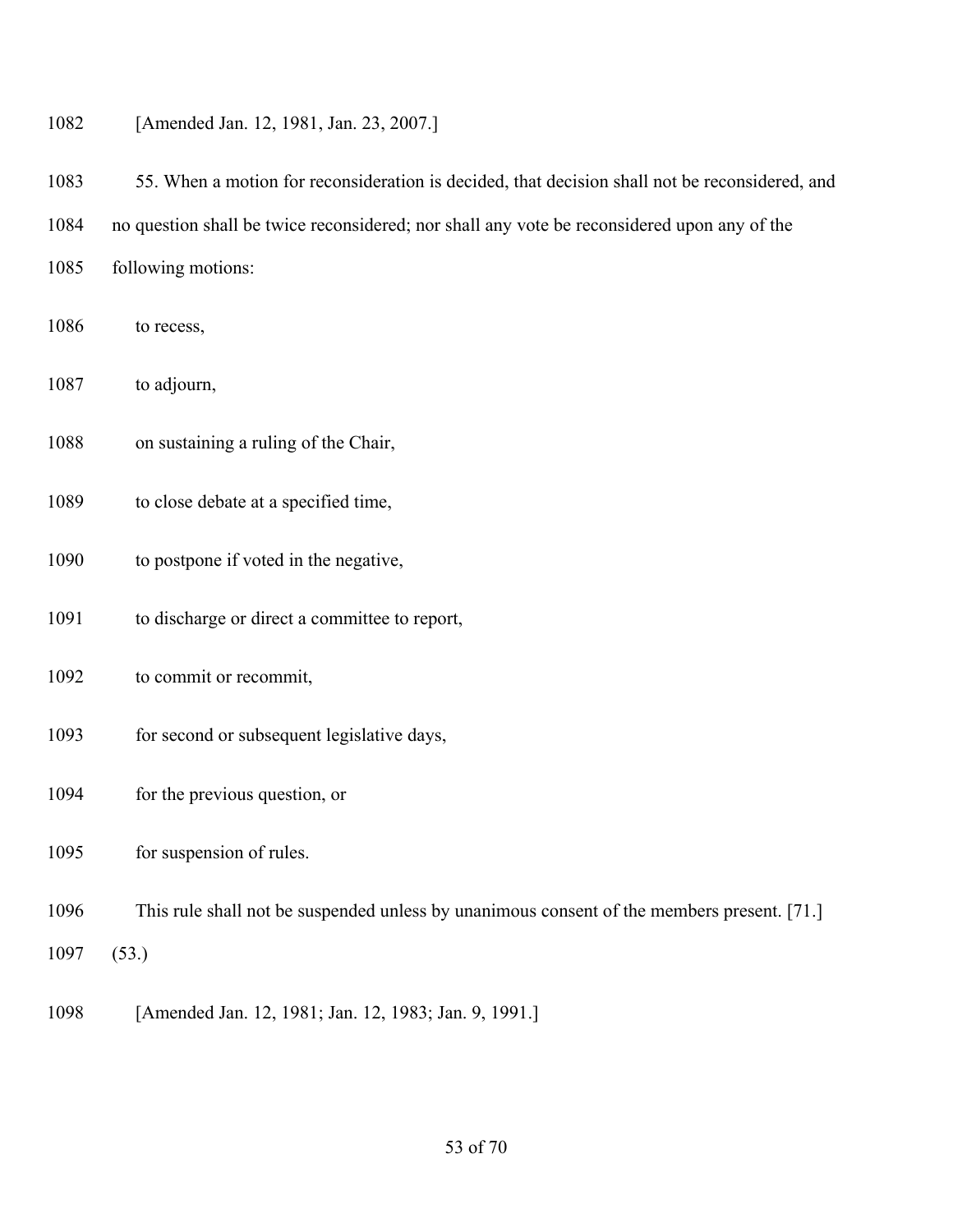[Amended Jan. 12, 1981, Jan. 23, 2007.]

55. When a motion for reconsideration is decided, that decision shall not be reconsidered, and no question shall be twice reconsidered; nor shall any vote be reconsidered upon any of the following motions:

to recess,

to adjourn,

on sustaining a ruling of the Chair,

to close debate at a specified time,

to postpone if voted in the negative,

to discharge or direct a committee to report,

to commit or recommit,

for second or subsequent legislative days,

for the previous question, or

for suspension of rules.

This rule shall not be suspended unless by unanimous consent of the members present. [71.] (53.)

[Amended Jan. 12, 1981; Jan. 12, 1983; Jan. 9, 1991.]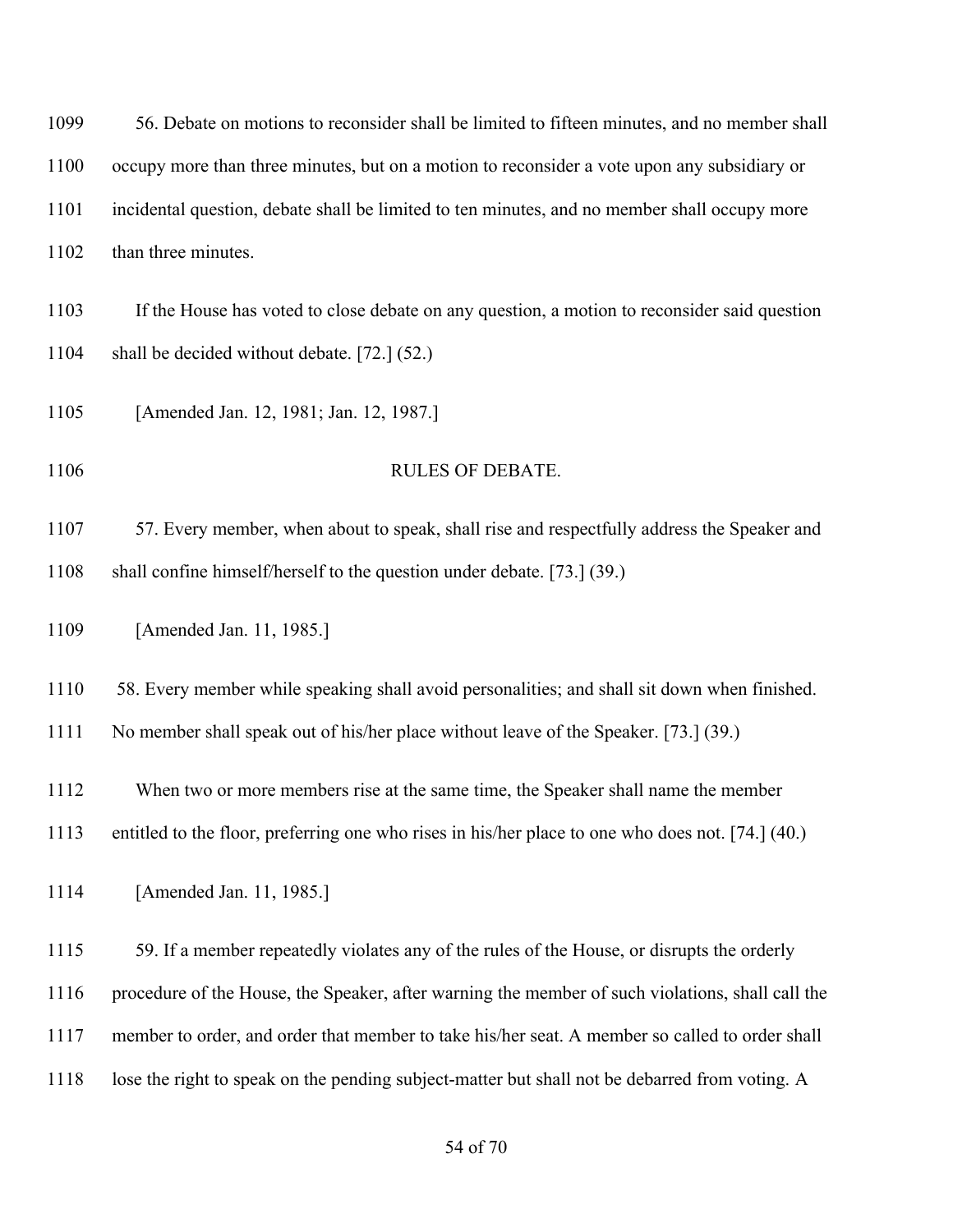56. Debate on motions to reconsider shall be limited to fifteen minutes, and no member shall occupy more than three minutes, but on a motion to reconsider a vote upon any subsidiary or incidental question, debate shall be limited to ten minutes, and no member shall occupy more than three minutes.

If the House has voted to close debate on any question, a motion to reconsider said question shall be decided without debate. [72.] (52.)

[Amended Jan. 12, 1981; Jan. 12, 1987.]

## RULES OF DEBATE.

57. Every member, when about to speak, shall rise and respectfully address the Speaker and shall confine himself/herself to the question under debate. [73.] (39.)

[Amended Jan. 11, 1985.]

58. Every member while speaking shall avoid personalities; and shall sit down when finished. No member shall speak out of his/her place without leave of the Speaker. [73.] (39.)

When two or more members rise at the same time, the Speaker shall name the member entitled to the floor, preferring one who rises in his/her place to one who does not. [74.] (40.)

[Amended Jan. 11, 1985.]

59. If a member repeatedly violates any of the rules of the House, or disrupts the orderly procedure of the House, the Speaker, after warning the member of such violations, shall call the member to order, and order that member to take his/her seat. A member so called to order shall lose the right to speak on the pending subject-matter but shall not be debarred from voting. A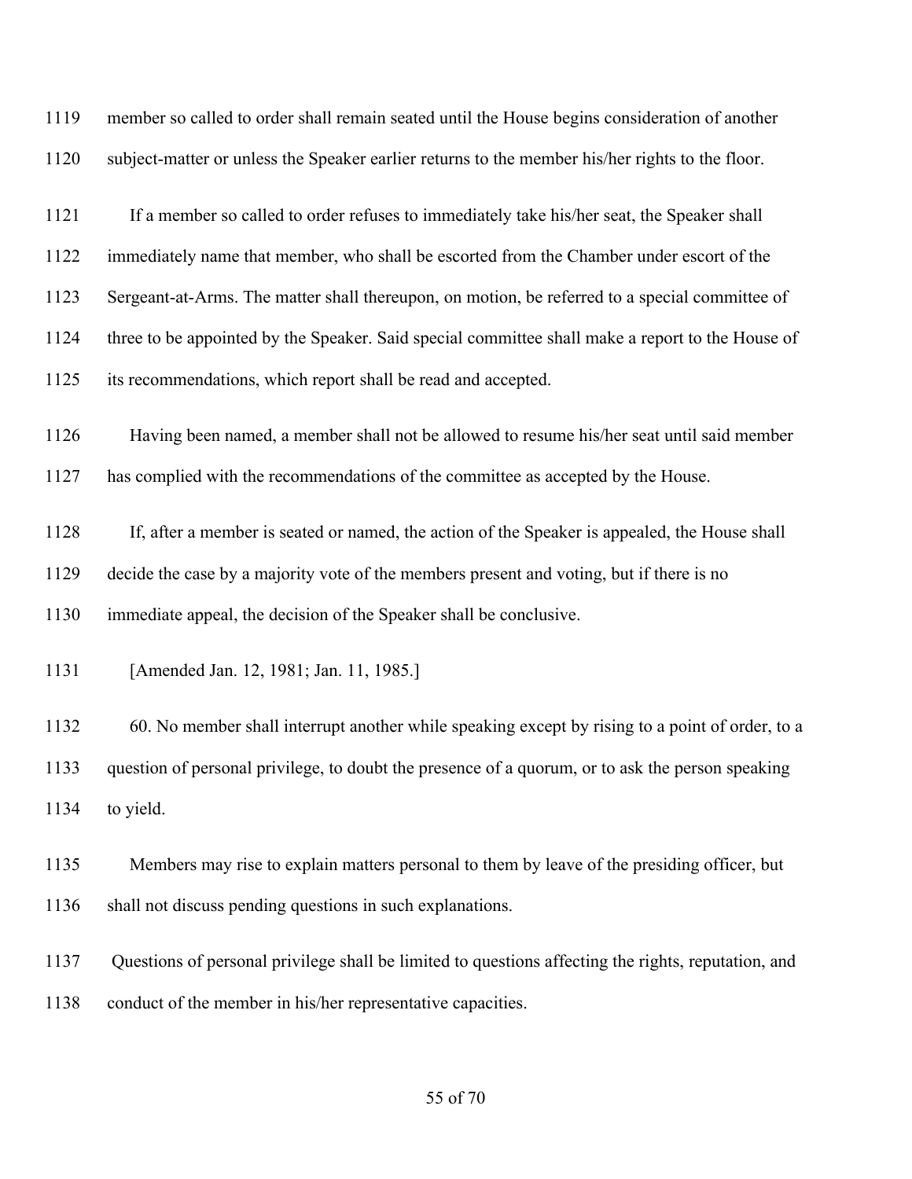member so called to order shall remain seated until the House begins consideration of another subject-matter or unless the Speaker earlier returns to the member his/her rights to the floor.

If a member so called to order refuses to immediately take his/her seat, the Speaker shall immediately name that member, who shall be escorted from the Chamber under escort of the Sergeant-at-Arms. The matter shall thereupon, on motion, be referred to a special committee of three to be appointed by the Speaker. Said special committee shall make a report to the House of its recommendations, which report shall be read and accepted.

Having been named, a member shall not be allowed to resume his/her seat until said member has complied with the recommendations of the committee as accepted by the House.

If, after a member is seated or named, the action of the Speaker is appealed, the House shall decide the case by a majority vote of the members present and voting, but if there is no immediate appeal, the decision of the Speaker shall be conclusive.

[Amended Jan. 12, 1981; Jan. 11, 1985.]

60. No member shall interrupt another while speaking except by rising to a point of order, to a question of personal privilege, to doubt the presence of a quorum, or to ask the person speaking to yield.

Members may rise to explain matters personal to them by leave of the presiding officer, but shall not discuss pending questions in such explanations.

Questions of personal privilege shall be limited to questions affecting the rights, reputation, and conduct of the member in his/her representative capacities.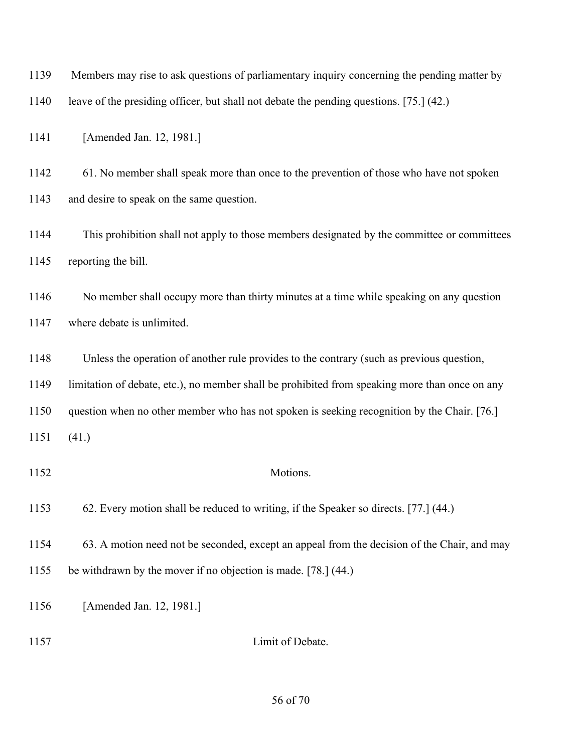Members may rise to ask questions of parliamentary inquiry concerning the pending matter by leave of the presiding officer, but shall not debate the pending questions. [75.] (42.)

[Amended Jan. 12, 1981.]

61. No member shall speak more than once to the prevention of those who have not spoken and desire to speak on the same question.

This prohibition shall not apply to those members designated by the committee or committees reporting the bill.

No member shall occupy more than thirty minutes at a time while speaking on any question where debate is unlimited.

Unless the operation of another rule provides to the contrary (such as previous question, limitation of debate, etc.), no member shall be prohibited from speaking more than once on any question when no other member who has not spoken is seeking recognition by the Chair. [76.] (41.)

## Motions.

62. Every motion shall be reduced to writing, if the Speaker so directs. [77.] (44.)

63. A motion need not be seconded, except an appeal from the decision of the Chair, and may be withdrawn by the mover if no objection is made. [78.] (44.)

[Amended Jan. 12, 1981.]

## Limit of Debate.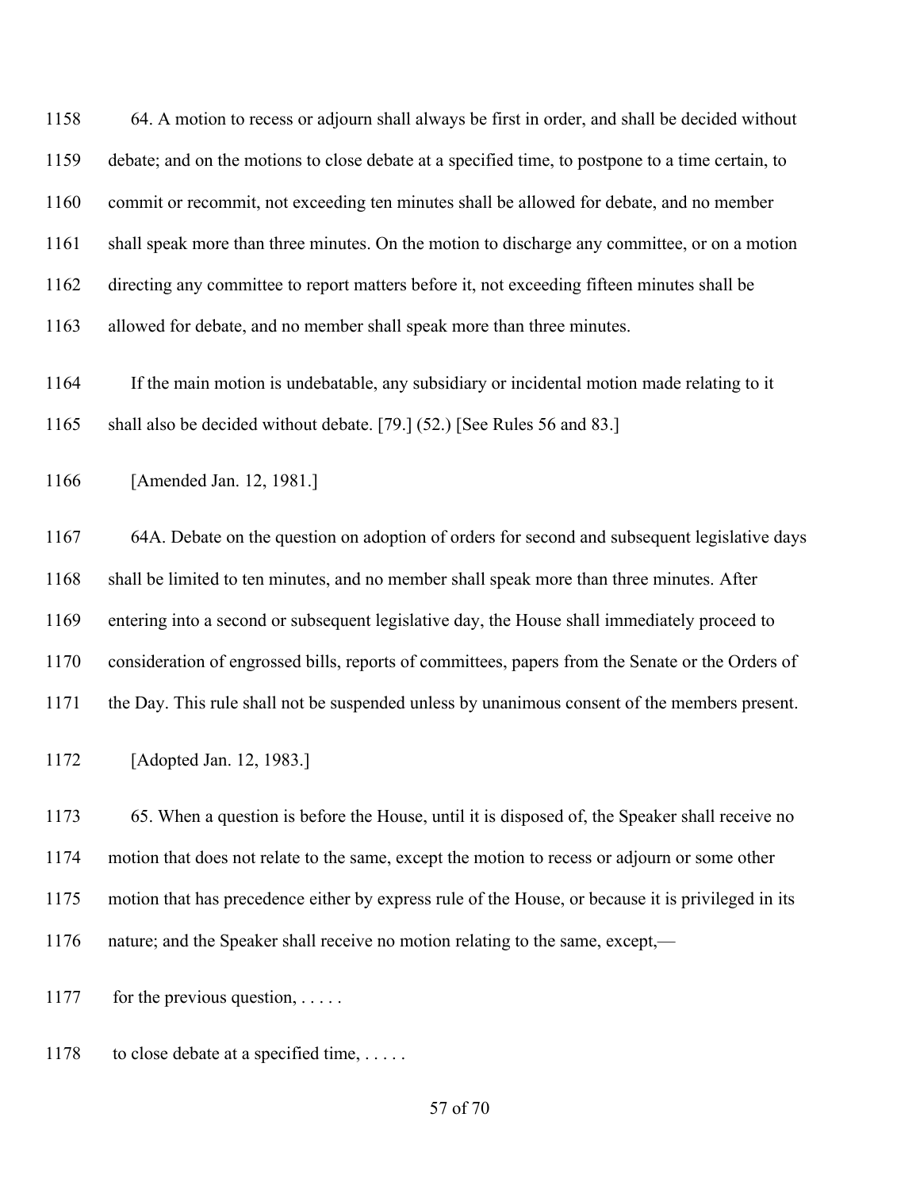64. A motion to recess or adjourn shall always be first in order, and shall be decided without debate; and on the motions to close debate at a specified time, to postpone to a time certain, to commit or recommit, not exceeding ten minutes shall be allowed for debate, and no member shall speak more than three minutes. On the motion to discharge any committee, or on a motion directing any committee to report matters before it, not exceeding fifteen minutes shall be allowed for debate, and no member shall speak more than three minutes.

If the main motion is undebatable, any subsidiary or incidental motion made relating to it shall also be decided without debate. [79.] (52.) [See Rules 56 and 83.]

[Amended Jan. 12, 1981.]

64A. Debate on the question on adoption of orders for second and subsequent legislative days shall be limited to ten minutes, and no member shall speak more than three minutes. After entering into a second or subsequent legislative day, the House shall immediately proceed to consideration of engrossed bills, reports of committees, papers from the Senate or the Orders of the Day. This rule shall not be suspended unless by unanimous consent of the members present.

[Adopted Jan. 12, 1983.]

65. When a question is before the House, until it is disposed of, the Speaker shall receive no motion that does not relate to the same, except the motion to recess or adjourn or some other motion that has precedence either by express rule of the House, or because it is privileged in its nature; and the Speaker shall receive no motion relating to the same, except,—

for the previous question, . . . . .

to close debate at a specified time, . . . . .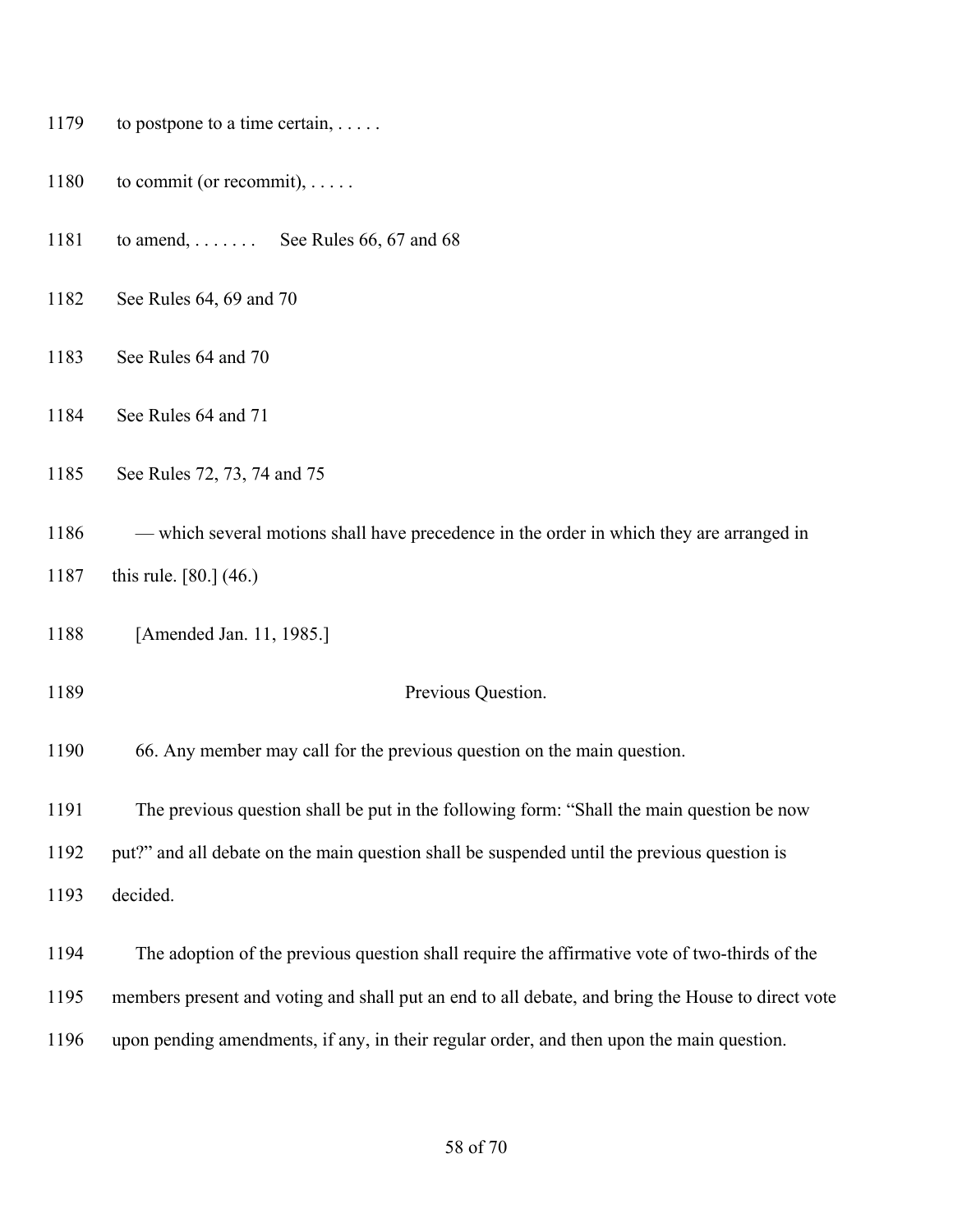to postpone to a time certain, . . . . .

to commit (or recommit), . . . . .

to amend, . . . . . . .     See Rules 66, 67 and 68

See Rules 64, 69 and 70

See Rules 64 and 70

See Rules 64 and 71

See Rules 72, 73, 74 and 75

— which several motions shall have precedence in the order in which they are arranged in this rule. [80.] (46.)

[Amended Jan. 11, 1985.]

### Previous Question.

66. Any member may call for the previous question on the main question.

The previous question shall be put in the following form: "Shall the main question be now put?" and all debate on the main question shall be suspended until the previous question is decided.

The adoption of the previous question shall require the affirmative vote of two-thirds of the members present and voting and shall put an end to all debate, and bring the House to direct vote upon pending amendments, if any, in their regular order, and then upon the main question.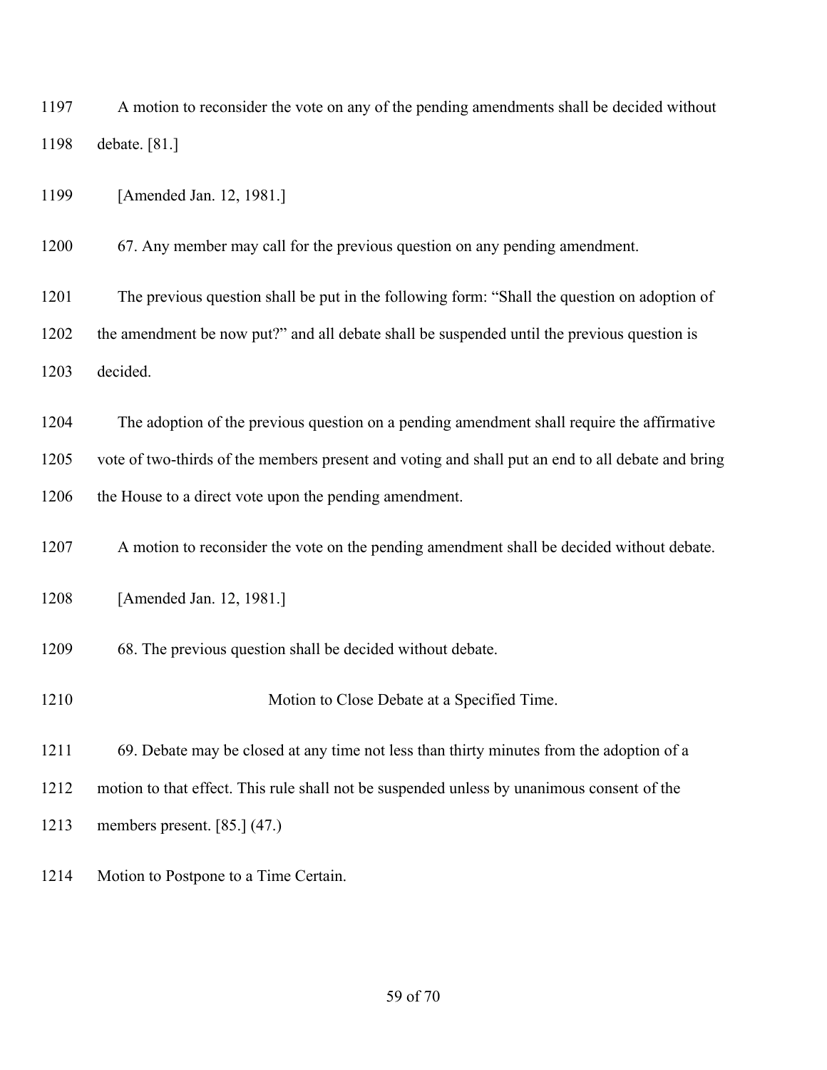A motion to reconsider the vote on any of the pending amendments shall be decided without debate. [81.]

[Amended Jan. 12, 1981.]

67. Any member may call for the previous question on any pending amendment.

The previous question shall be put in the following form: "Shall the question on adoption of the amendment be now put?" and all debate shall be suspended until the previous question is decided.

The adoption of the previous question on a pending amendment shall require the affirmative vote of two-thirds of the members present and voting and shall put an end to all debate and bring the House to a direct vote upon the pending amendment.

A motion to reconsider the vote on the pending amendment shall be decided without debate.

[Amended Jan. 12, 1981.]

68. The previous question shall be decided without debate.

### Motion to Close Debate at a Specified Time.

69. Debate may be closed at any time not less than thirty minutes from the adoption of a motion to that effect. This rule shall not be suspended unless by unanimous consent of the members present. [85.] (47.)

Motion to Postpone to a Time Certain.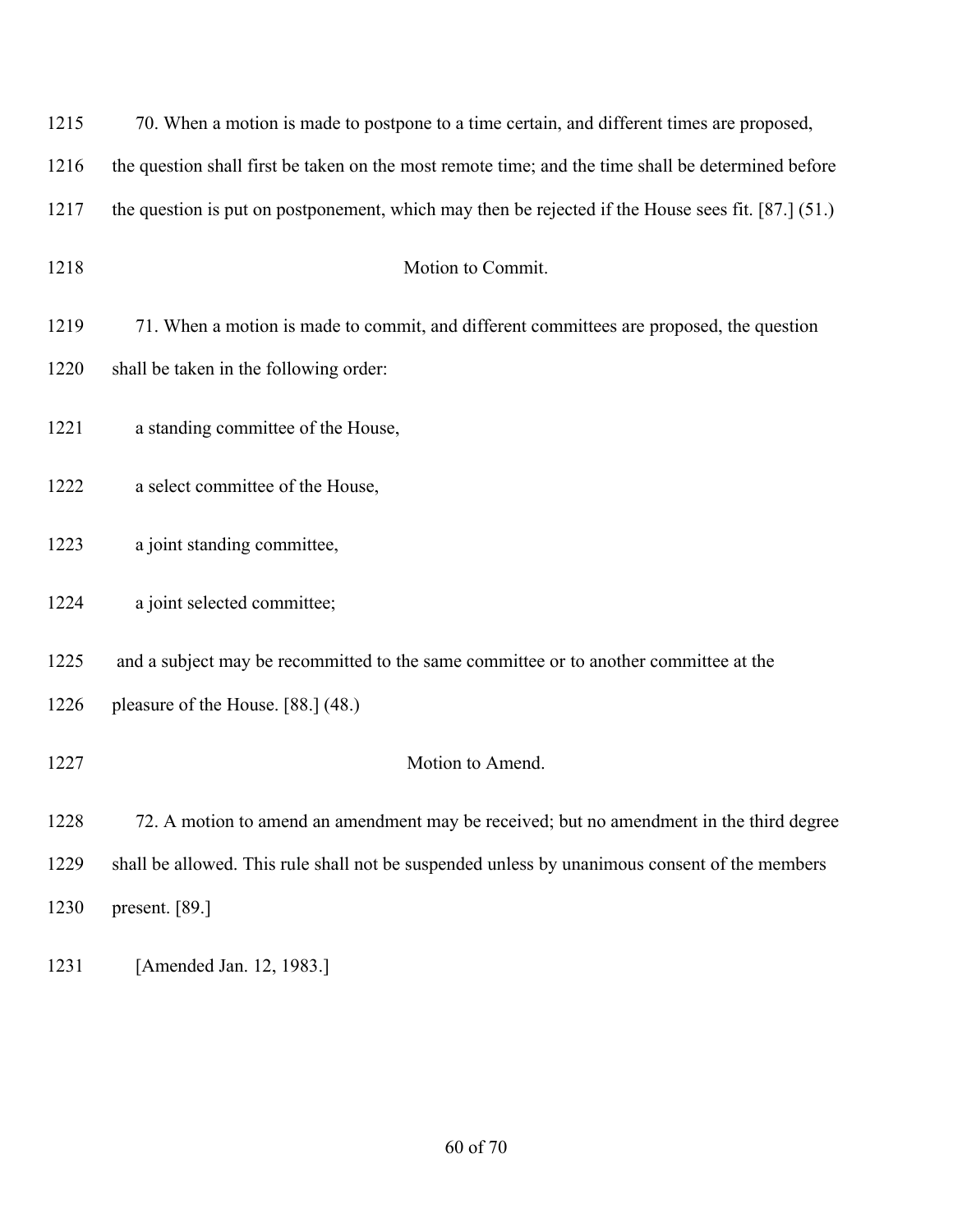1215 70. When a motion is made to postpone to a time certain, and different times are proposed,
1216 the question shall first be taken on the most remote time; and the time shall be determined before
1217 the question is put on postponement, which may then be rejected if the House sees fit. [87.] (51.)

1218 Motion to Commit.

1219 71. When a motion is made to commit, and different committees are proposed, the question
1220 shall be taken in the following order:

1221 a standing committee of the House,

1222 a select committee of the House,

1223 a joint standing committee,

1224 a joint selected committee;

1225 and a subject may be recommitted to the same committee or to another committee at the
1226 pleasure of the House. [88.] (48.)

1227 Motion to Amend.

1228 72. A motion to amend an amendment may be received; but no amendment in the third degree
1229 shall be allowed. This rule shall not be suspended unless by unanimous consent of the members
1230 present. [89.]

1231 [Amended Jan. 12, 1983.]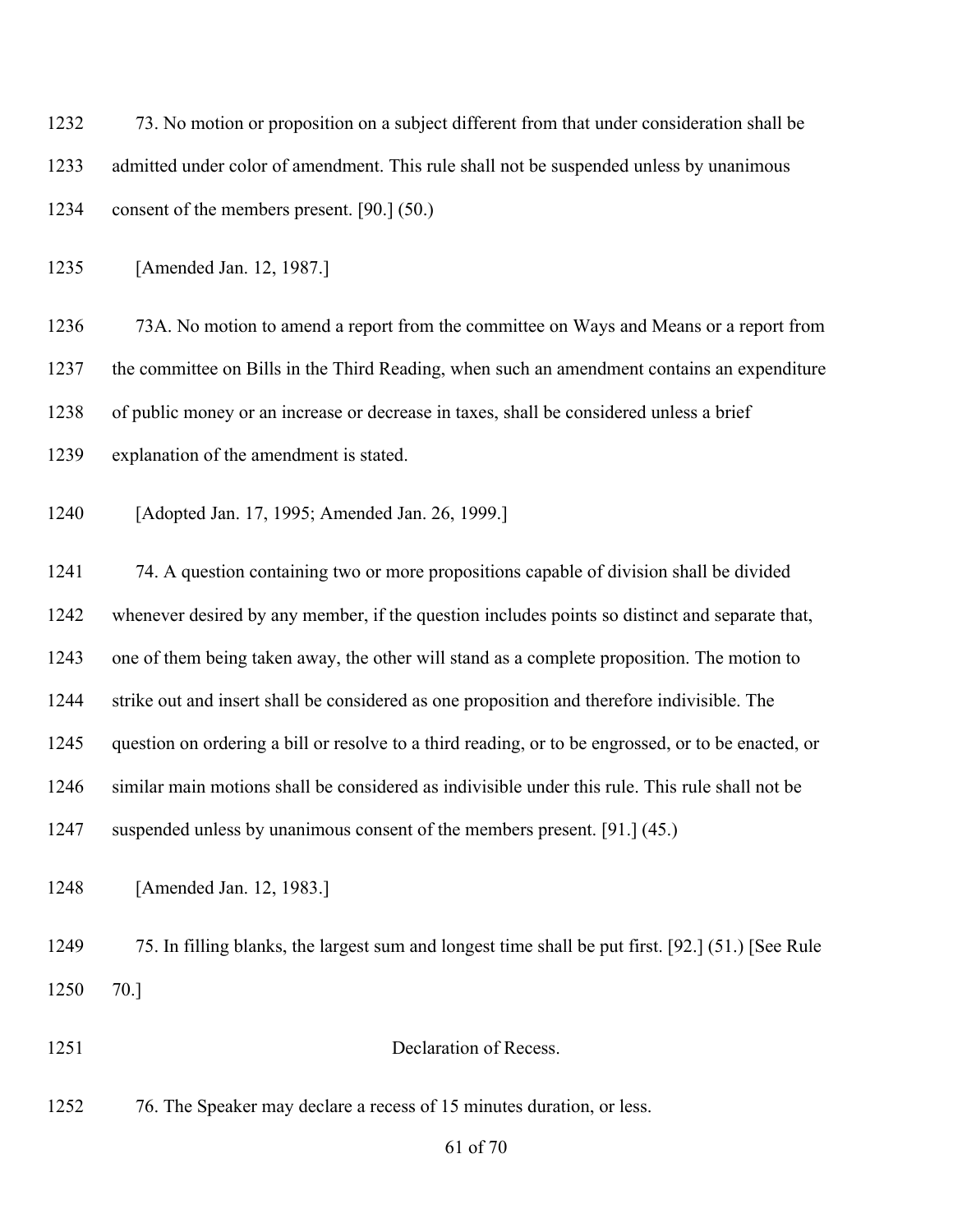73. No motion or proposition on a subject different from that under consideration shall be admitted under color of amendment. This rule shall not be suspended unless by unanimous consent of the members present. [90.] (50.)

[Amended Jan. 12, 1987.]

73A. No motion to amend a report from the committee on Ways and Means or a report from the committee on Bills in the Third Reading, when such an amendment contains an expenditure of public money or an increase or decrease in taxes, shall be considered unless a brief explanation of the amendment is stated.

[Adopted Jan. 17, 1995; Amended Jan. 26, 1999.]

74. A question containing two or more propositions capable of division shall be divided whenever desired by any member, if the question includes points so distinct and separate that, one of them being taken away, the other will stand as a complete proposition. The motion to strike out and insert shall be considered as one proposition and therefore indivisible. The question on ordering a bill or resolve to a third reading, or to be engrossed, or to be enacted, or similar main motions shall be considered as indivisible under this rule. This rule shall not be suspended unless by unanimous consent of the members present. [91.] (45.)

[Amended Jan. 12, 1983.]

75. In filling blanks, the largest sum and longest time shall be put first. [92.] (51.) [See Rule 70.]

## Declaration of Recess.

76. The Speaker may declare a recess of 15 minutes duration, or less.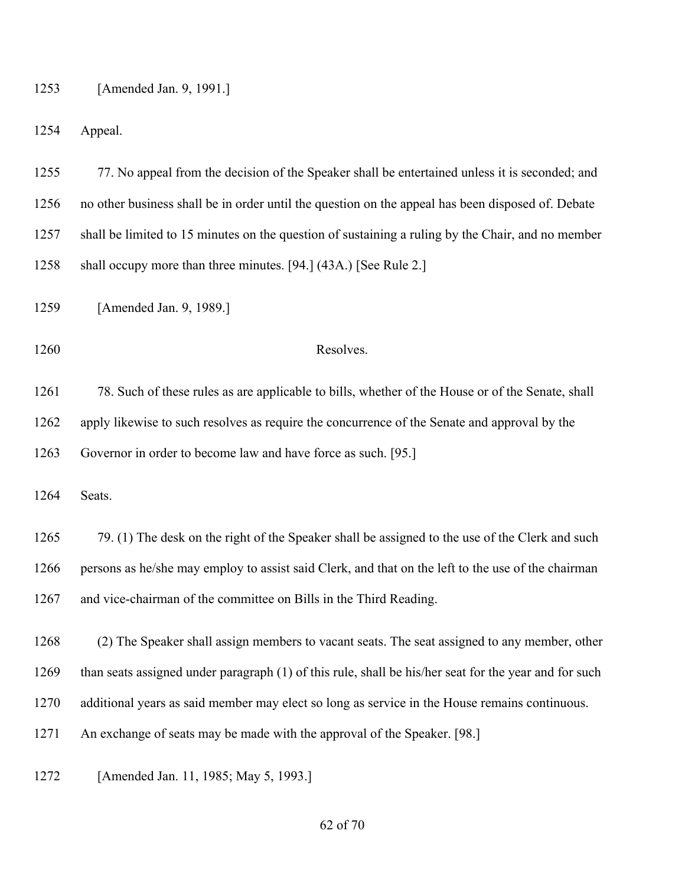[Amended Jan. 9, 1991.]

Appeal.

77. No appeal from the decision of the Speaker shall be entertained unless it is seconded; and no other business shall be in order until the question on the appeal has been disposed of. Debate shall be limited to 15 minutes on the question of sustaining a ruling by the Chair, and no member shall occupy more than three minutes. [94.] (43A.) [See Rule 2.]

[Amended Jan. 9, 1989.]

## Resolves.

78. Such of these rules as are applicable to bills, whether of the House or of the Senate, shall apply likewise to such resolves as require the concurrence of the Senate and approval by the Governor in order to become law and have force as such. [95.]

Seats.

79. (1) The desk on the right of the Speaker shall be assigned to the use of the Clerk and such persons as he/she may employ to assist said Clerk, and that on the left to the use of the chairman and vice-chairman of the committee on Bills in the Third Reading.

(2) The Speaker shall assign members to vacant seats. The seat assigned to any member, other than seats assigned under paragraph (1) of this rule, shall be his/her seat for the year and for such additional years as said member may elect so long as service in the House remains continuous. An exchange of seats may be made with the approval of the Speaker. [98.]

[Amended Jan. 11, 1985; May 5, 1993.]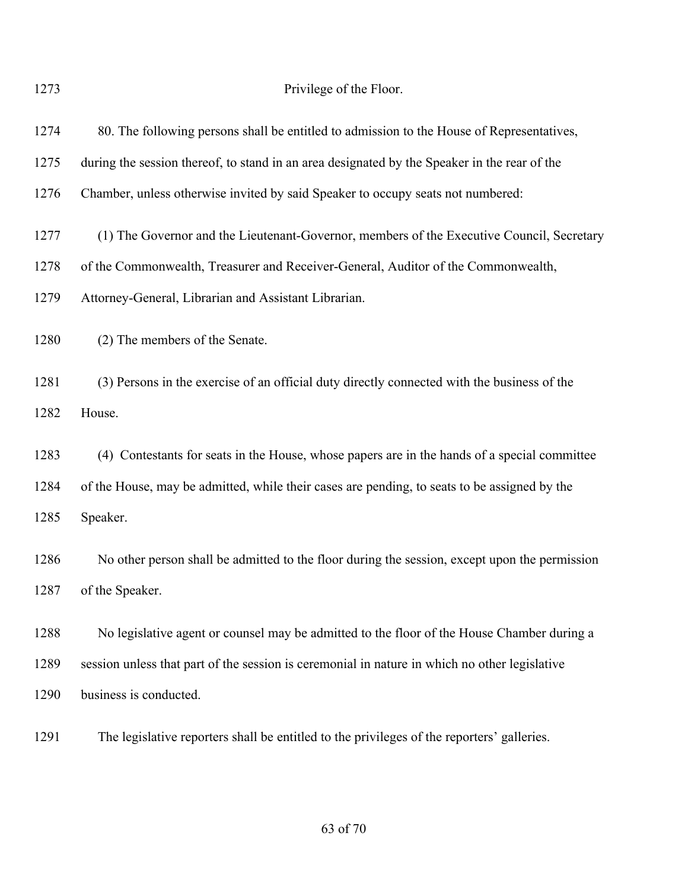## Privilege of the Floor.

80. The following persons shall be entitled to admission to the House of Representatives, during the session thereof, to stand in an area designated by the Speaker in the rear of the Chamber, unless otherwise invited by said Speaker to occupy seats not numbered:

(1) The Governor and the Lieutenant-Governor, members of the Executive Council, Secretary of the Commonwealth, Treasurer and Receiver-General, Auditor of the Commonwealth, Attorney-General, Librarian and Assistant Librarian.

(2) The members of the Senate.

(3) Persons in the exercise of an official duty directly connected with the business of the House.

(4) Contestants for seats in the House, whose papers are in the hands of a special committee of the House, may be admitted, while their cases are pending, to seats to be assigned by the Speaker.

No other person shall be admitted to the floor during the session, except upon the permission of the Speaker.

No legislative agent or counsel may be admitted to the floor of the House Chamber during a session unless that part of the session is ceremonial in nature in which no other legislative business is conducted.

The legislative reporters shall be entitled to the privileges of the reporters' galleries.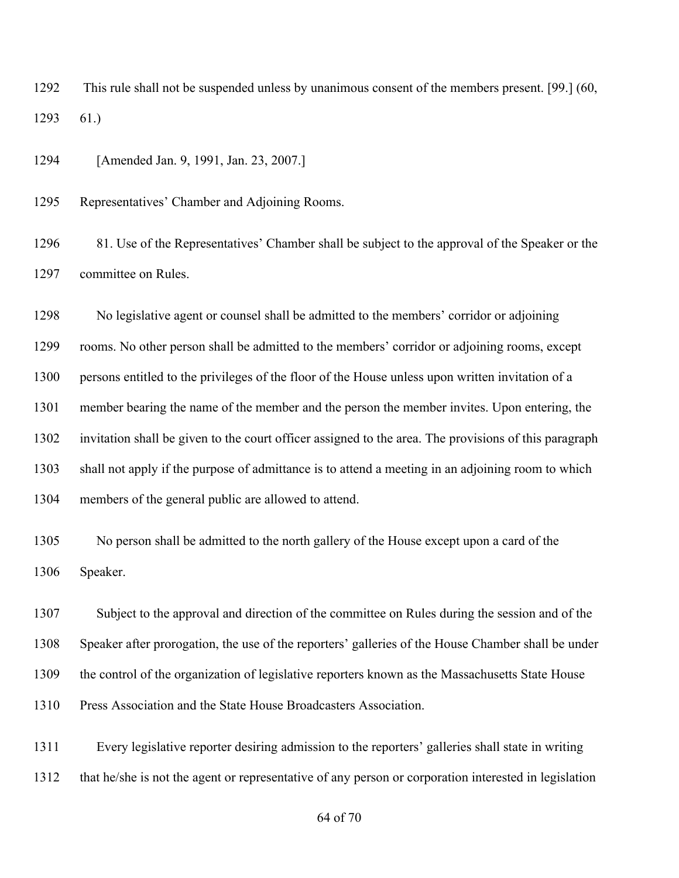This rule shall not be suspended unless by unanimous consent of the members present. [99.] (60, 61.)

[Amended Jan. 9, 1991, Jan. 23, 2007.]

Representatives' Chamber and Adjoining Rooms.

81. Use of the Representatives' Chamber shall be subject to the approval of the Speaker or the committee on Rules.

No legislative agent or counsel shall be admitted to the members' corridor or adjoining rooms. No other person shall be admitted to the members' corridor or adjoining rooms, except persons entitled to the privileges of the floor of the House unless upon written invitation of a member bearing the name of the member and the person the member invites. Upon entering, the invitation shall be given to the court officer assigned to the area. The provisions of this paragraph shall not apply if the purpose of admittance is to attend a meeting in an adjoining room to which members of the general public are allowed to attend.

No person shall be admitted to the north gallery of the House except upon a card of the Speaker.

Subject to the approval and direction of the committee on Rules during the session and of the Speaker after prorogation, the use of the reporters' galleries of the House Chamber shall be under the control of the organization of legislative reporters known as the Massachusetts State House Press Association and the State House Broadcasters Association.

Every legislative reporter desiring admission to the reporters' galleries shall state in writing that he/she is not the agent or representative of any person or corporation interested in legislation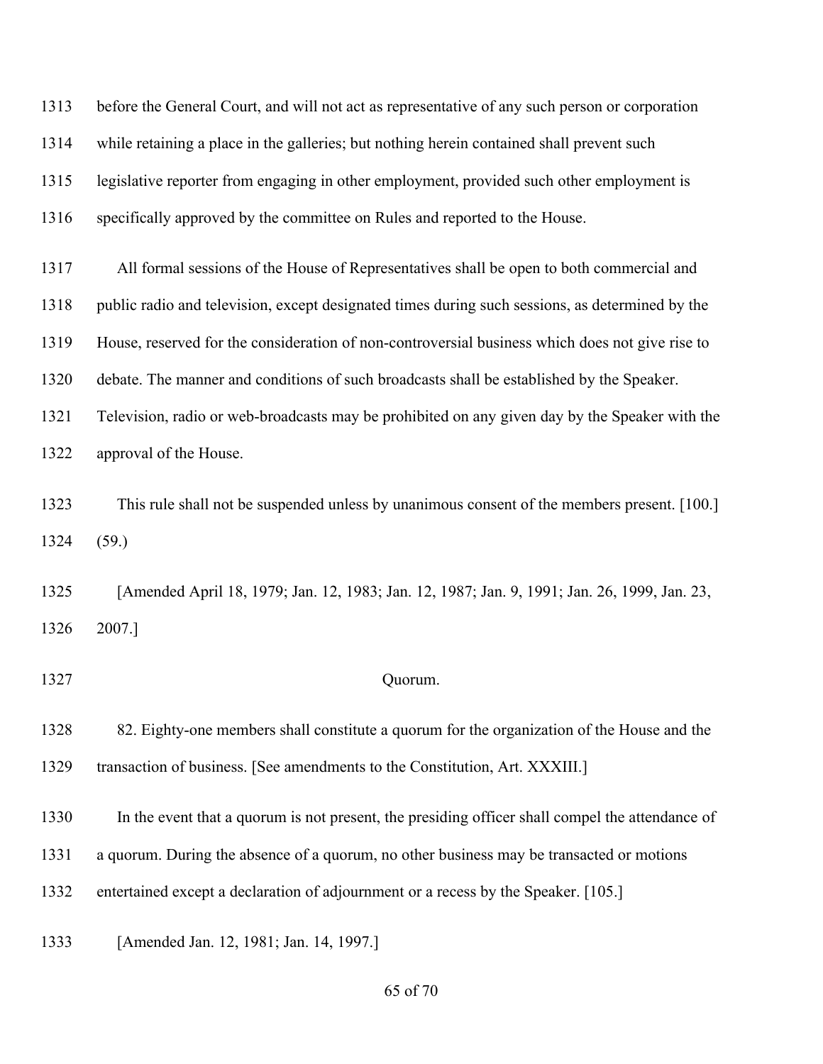before the General Court, and will not act as representative of any such person or corporation while retaining a place in the galleries; but nothing herein contained shall prevent such legislative reporter from engaging in other employment, provided such other employment is specifically approved by the committee on Rules and reported to the House.

All formal sessions of the House of Representatives shall be open to both commercial and public radio and television, except designated times during such sessions, as determined by the House, reserved for the consideration of non-controversial business which does not give rise to debate. The manner and conditions of such broadcasts shall be established by the Speaker. Television, radio or web-broadcasts may be prohibited on any given day by the Speaker with the approval of the House.

This rule shall not be suspended unless by unanimous consent of the members present. [100.] (59.)

[Amended April 18, 1979; Jan. 12, 1983; Jan. 12, 1987; Jan. 9, 1991; Jan. 26, 1999, Jan. 23, 2007.]

### Quorum.

82. Eighty-one members shall constitute a quorum for the organization of the House and the transaction of business. [See amendments to the Constitution, Art. XXXIII.]

In the event that a quorum is not present, the presiding officer shall compel the attendance of a quorum. During the absence of a quorum, no other business may be transacted or motions entertained except a declaration of adjournment or a recess by the Speaker. [105.]

[Amended Jan. 12, 1981; Jan. 14, 1997.]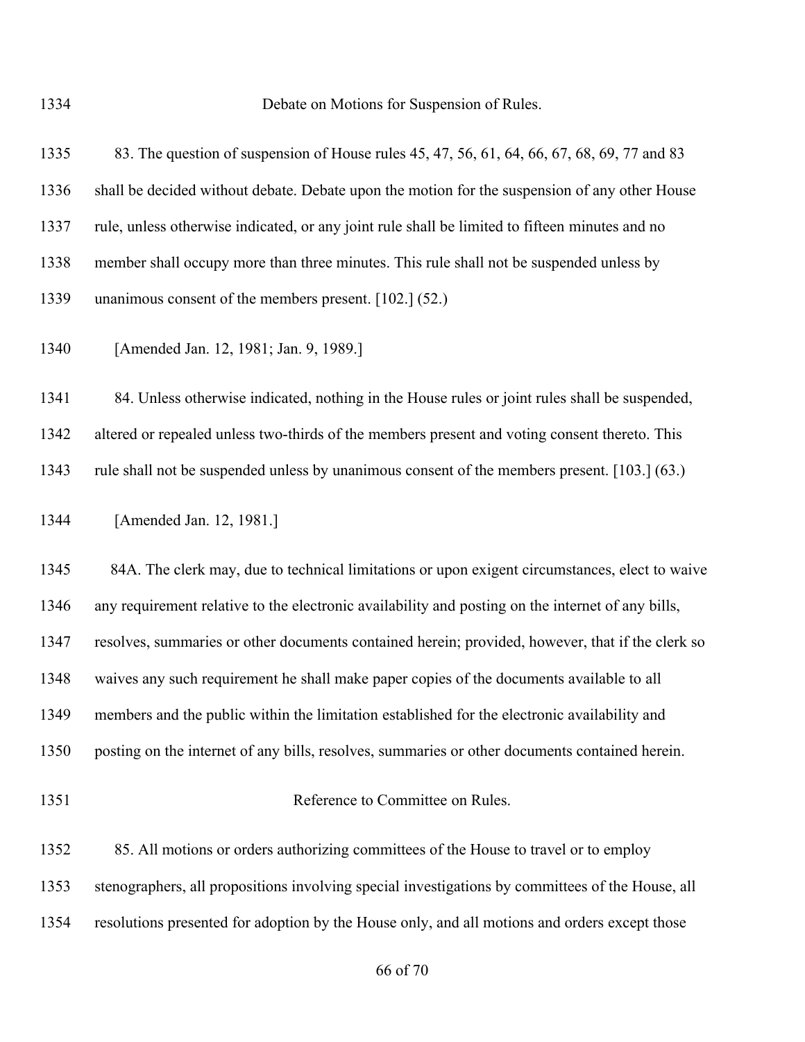### Debate on Motions for Suspension of Rules.

83. The question of suspension of House rules 45, 47, 56, 61, 64, 66, 67, 68, 69, 77 and 83 shall be decided without debate. Debate upon the motion for the suspension of any other House rule, unless otherwise indicated, or any joint rule shall be limited to fifteen minutes and no member shall occupy more than three minutes. This rule shall not be suspended unless by unanimous consent of the members present. [102.] (52.)

[Amended Jan. 12, 1981; Jan. 9, 1989.]

84. Unless otherwise indicated, nothing in the House rules or joint rules shall be suspended, altered or repealed unless two-thirds of the members present and voting consent thereto. This rule shall not be suspended unless by unanimous consent of the members present. [103.] (63.)

[Amended Jan. 12, 1981.]

84A. The clerk may, due to technical limitations or upon exigent circumstances, elect to waive any requirement relative to the electronic availability and posting on the internet of any bills, resolves, summaries or other documents contained herein; provided, however, that if the clerk so waives any such requirement he shall make paper copies of the documents available to all members and the public within the limitation established for the electronic availability and posting on the internet of any bills, resolves, summaries or other documents contained herein.

### Reference to Committee on Rules.

85. All motions or orders authorizing committees of the House to travel or to employ stenographers, all propositions involving special investigations by committees of the House, all resolutions presented for adoption by the House only, and all motions and orders except those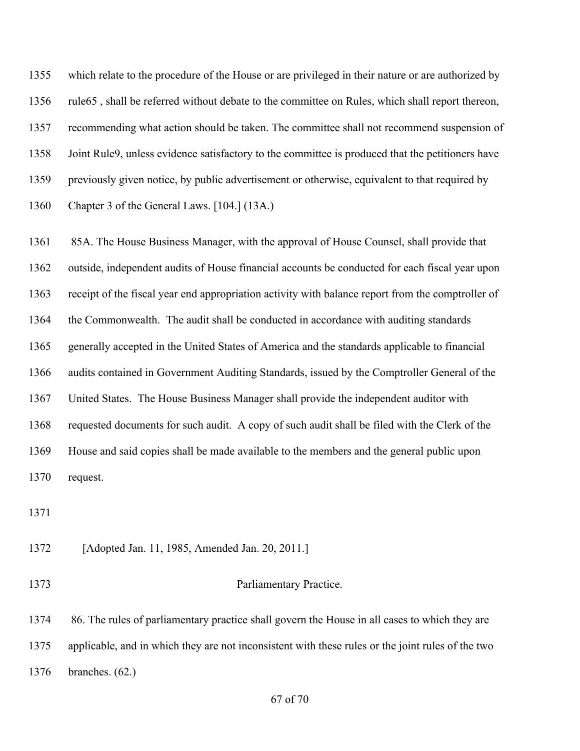which relate to the procedure of the House or are privileged in their nature or are authorized by rule65 , shall be referred without debate to the committee on Rules, which shall report thereon, recommending what action should be taken. The committee shall not recommend suspension of Joint Rule9, unless evidence satisfactory to the committee is produced that the petitioners have previously given notice, by public advertisement or otherwise, equivalent to that required by Chapter 3 of the General Laws. [104.] (13A.)

85A. The House Business Manager, with the approval of House Counsel, shall provide that outside, independent audits of House financial accounts be conducted for each fiscal year upon receipt of the fiscal year end appropriation activity with balance report from the comptroller of the Commonwealth. The audit shall be conducted in accordance with auditing standards generally accepted in the United States of America and the standards applicable to financial audits contained in Government Auditing Standards, issued by the Comptroller General of the United States. The House Business Manager shall provide the independent auditor with requested documents for such audit. A copy of such audit shall be filed with the Clerk of the House and said copies shall be made available to the members and the general public upon request.

[Adopted Jan. 11, 1985, Amended Jan. 20, 2011.]

## Parliamentary Practice.

86. The rules of parliamentary practice shall govern the House in all cases to which they are applicable, and in which they are not inconsistent with these rules or the joint rules of the two branches. (62.)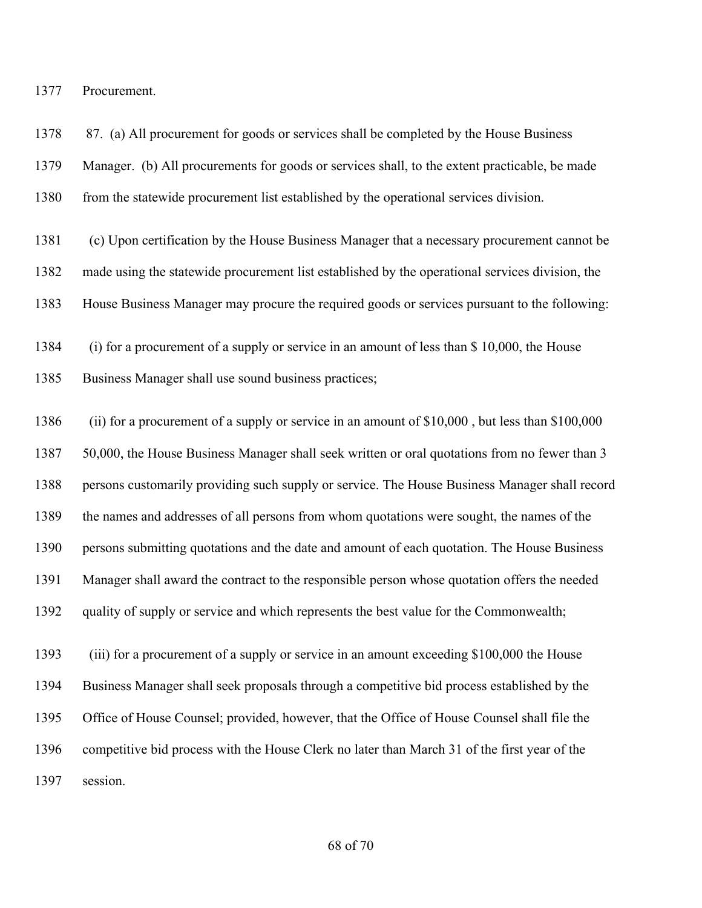Procurement.

87. (a) All procurement for goods or services shall be completed by the House Business Manager. (b) All procurements for goods or services shall, to the extent practicable, be made from the statewide procurement list established by the operational services division.

(c) Upon certification by the House Business Manager that a necessary procurement cannot be made using the statewide procurement list established by the operational services division, the House Business Manager may procure the required goods or services pursuant to the following:

(i) for a procurement of a supply or service in an amount of less than $ 10,000, the House Business Manager shall use sound business practices;

(ii) for a procurement of a supply or service in an amount of $10,000 , but less than $100,000 50,000, the House Business Manager shall seek written or oral quotations from no fewer than 3 persons customarily providing such supply or service. The House Business Manager shall record the names and addresses of all persons from whom quotations were sought, the names of the persons submitting quotations and the date and amount of each quotation. The House Business Manager shall award the contract to the responsible person whose quotation offers the needed quality of supply or service and which represents the best value for the Commonwealth;

(iii) for a procurement of a supply or service in an amount exceeding $100,000 the House Business Manager shall seek proposals through a competitive bid process established by the Office of House Counsel; provided, however, that the Office of House Counsel shall file the competitive bid process with the House Clerk no later than March 31 of the first year of the session.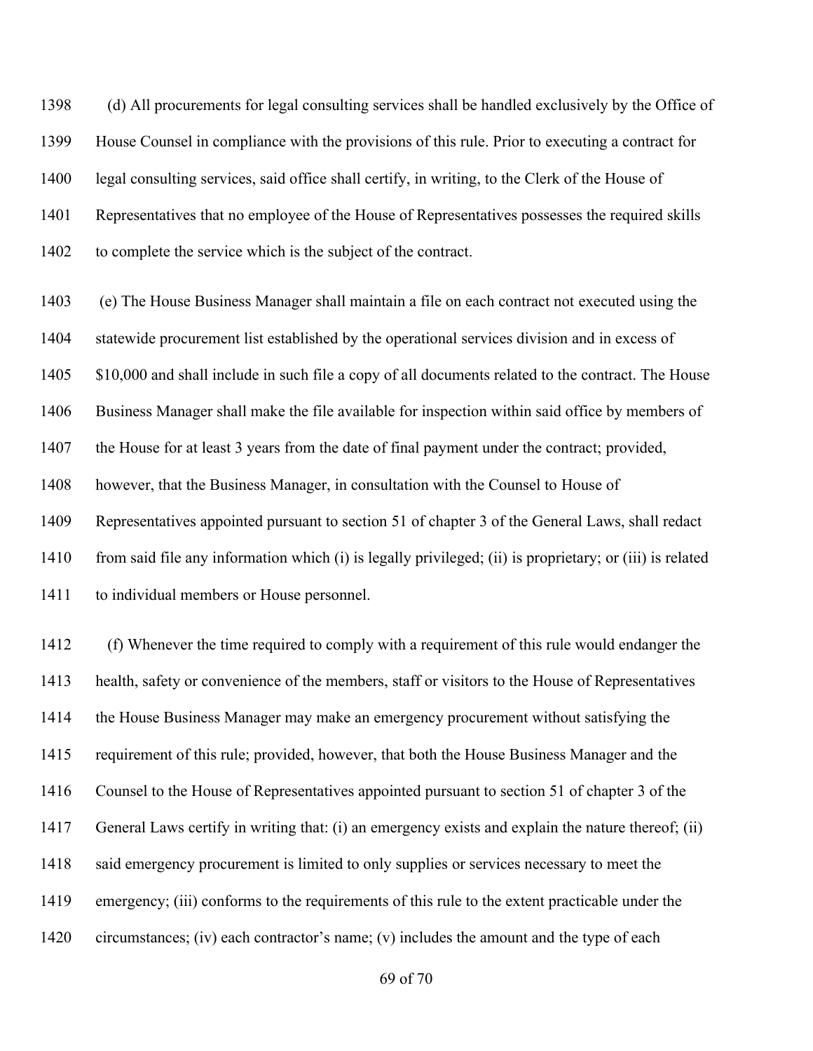(d) All procurements for legal consulting services shall be handled exclusively by the Office of House Counsel in compliance with the provisions of this rule. Prior to executing a contract for legal consulting services, said office shall certify, in writing, to the Clerk of the House of Representatives that no employee of the House of Representatives possesses the required skills to complete the service which is the subject of the contract.

(e) The House Business Manager shall maintain a file on each contract not executed using the statewide procurement list established by the operational services division and in excess of $10,000 and shall include in such file a copy of all documents related to the contract. The House Business Manager shall make the file available for inspection within said office by members of the House for at least 3 years from the date of final payment under the contract; provided, however, that the Business Manager, in consultation with the Counsel to House of Representatives appointed pursuant to section 51 of chapter 3 of the General Laws, shall redact from said file any information which (i) is legally privileged; (ii) is proprietary; or (iii) is related to individual members or House personnel.

(f) Whenever the time required to comply with a requirement of this rule would endanger the health, safety or convenience of the members, staff or visitors to the House of Representatives the House Business Manager may make an emergency procurement without satisfying the requirement of this rule; provided, however, that both the House Business Manager and the Counsel to the House of Representatives appointed pursuant to section 51 of chapter 3 of the General Laws certify in writing that: (i) an emergency exists and explain the nature thereof; (ii) said emergency procurement is limited to only supplies or services necessary to meet the emergency; (iii) conforms to the requirements of this rule to the extent practicable under the circumstances; (iv) each contractor's name; (v) includes the amount and the type of each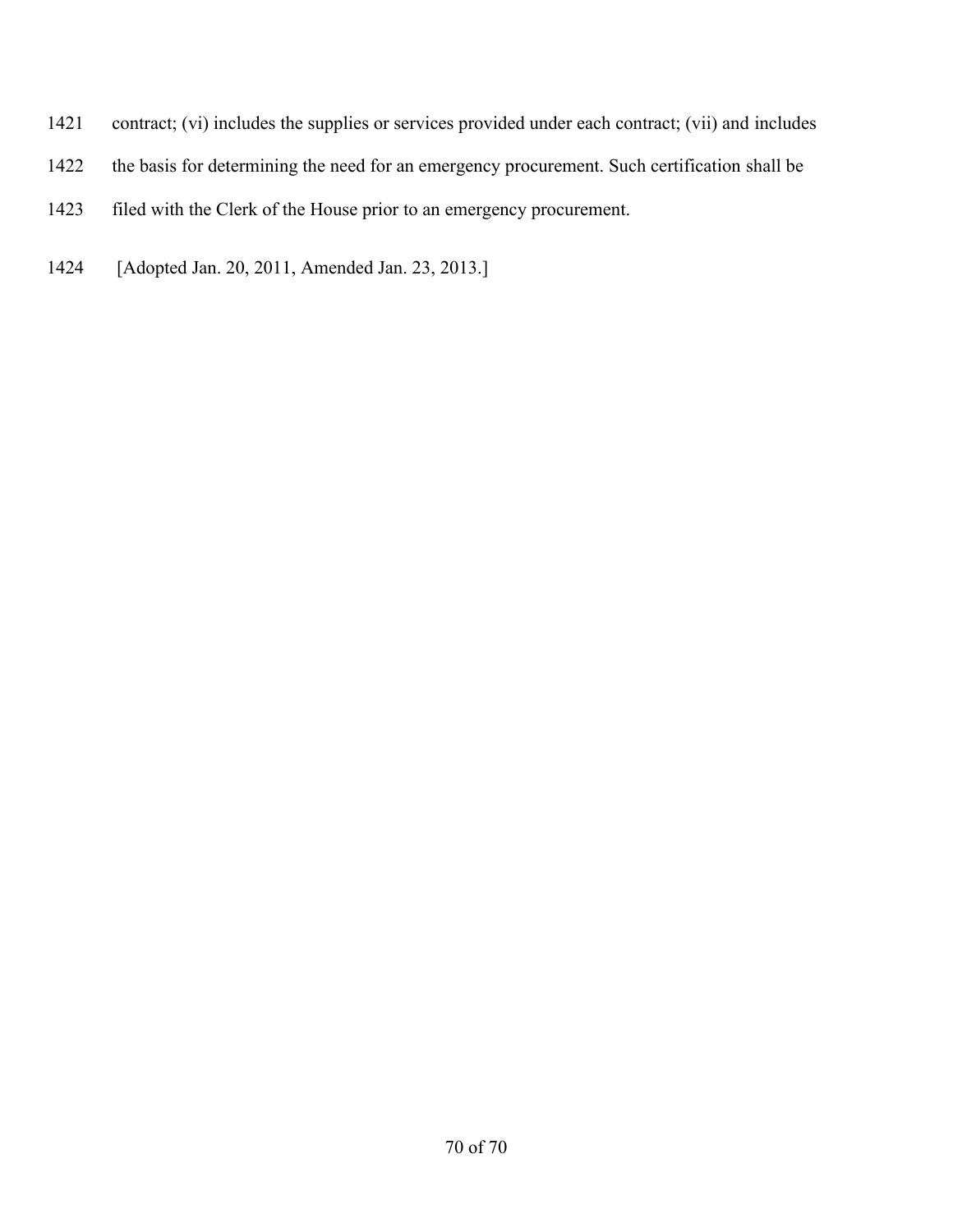contract; (vi) includes the supplies or services provided under each contract; (vii) and includes the basis for determining the need for an emergency procurement. Such certification shall be filed with the Clerk of the House prior to an emergency procurement.

[Adopted Jan. 20, 2011, Amended Jan. 23, 2013.]